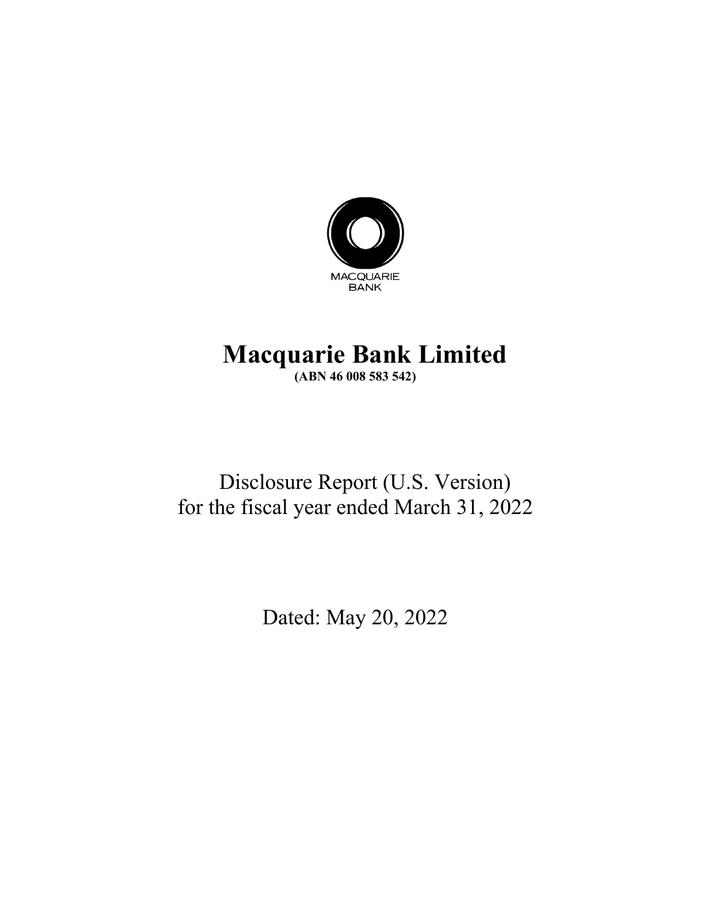MACQUARIE
BANK

# Macquarie Bank Limited

**(ABN 46 008 583 542)**

Disclosure Report (U.S. Version)
for the fiscal year ended March 31, 2022

Dated: May 20, 2022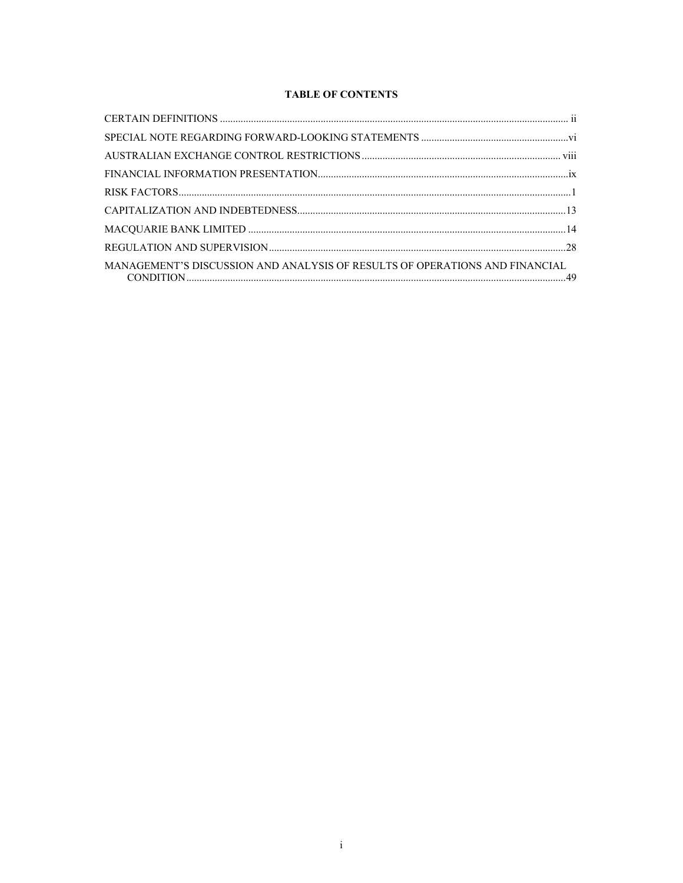**TABLE OF CONTENTS**

| | |
|---|---|
| CERTAIN DEFINITIONS | ii |
| SPECIAL NOTE REGARDING FORWARD-LOOKING STATEMENTS | vi |
| AUSTRALIAN EXCHANGE CONTROL RESTRICTIONS | viii |
| FINANCIAL INFORMATION PRESENTATION | ix |
| RISK FACTORS | 1 |
| CAPITALIZATION AND INDEBTEDNESS | 13 |
| MACQUARIE BANK LIMITED | 14 |
| REGULATION AND SUPERVISION | 28 |
| MANAGEMENT'S DISCUSSION AND ANALYSIS OF RESULTS OF OPERATIONS AND FINANCIAL CONDITION | 49 |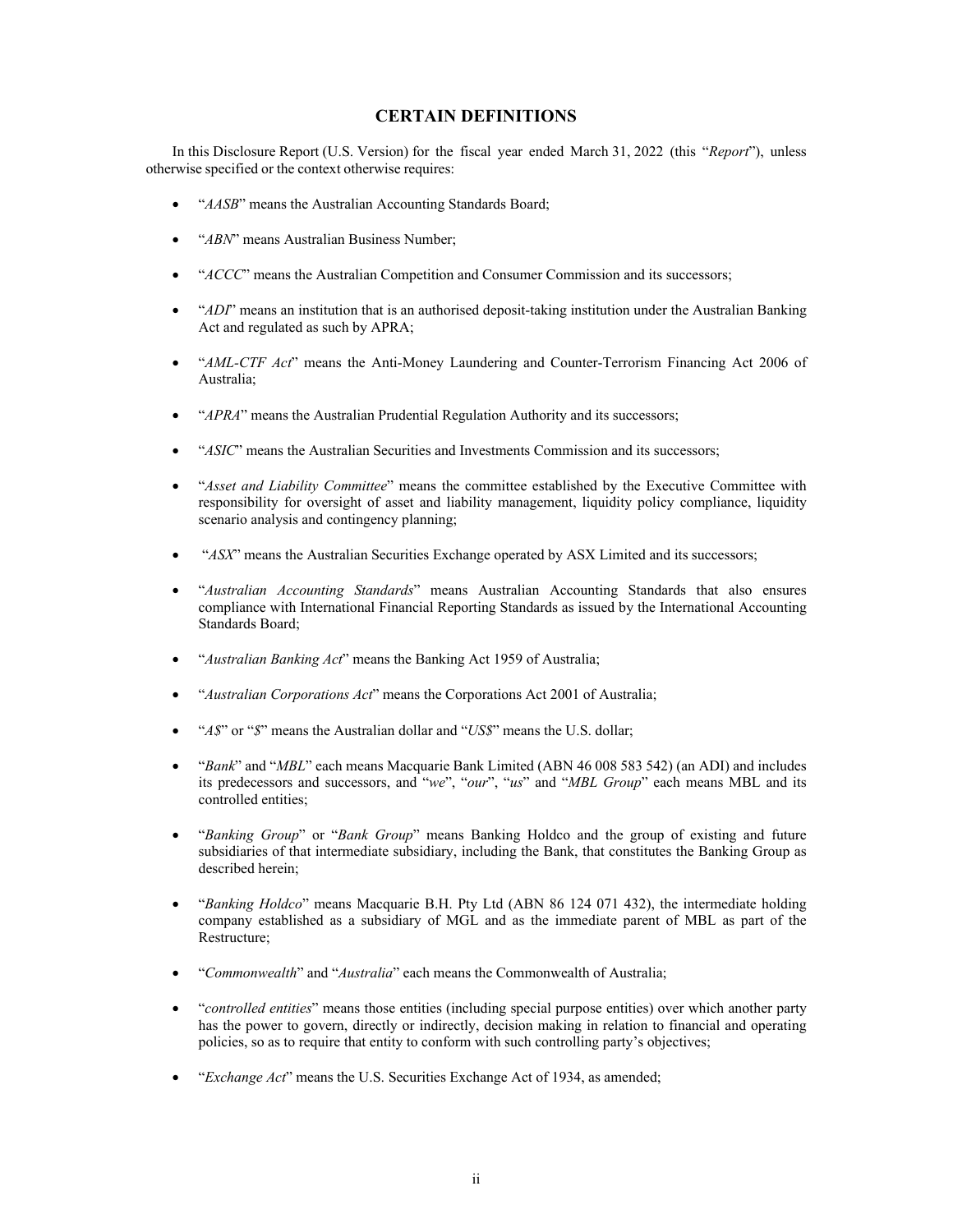## CERTAIN DEFINITIONS

In this Disclosure Report (U.S. Version) for the fiscal year ended March 31, 2022 (this "*Report*"), unless otherwise specified or the context otherwise requires:

- "*AASB*" means the Australian Accounting Standards Board;
- "*ABN*" means Australian Business Number;
- "*ACCC*" means the Australian Competition and Consumer Commission and its successors;
- "*ADI*" means an institution that is an authorised deposit-taking institution under the Australian Banking Act and regulated as such by APRA;
- "*AML-CTF Act*" means the Anti-Money Laundering and Counter-Terrorism Financing Act 2006 of Australia;
- "*APRA*" means the Australian Prudential Regulation Authority and its successors;
- "*ASIC*" means the Australian Securities and Investments Commission and its successors;
- "*Asset and Liability Committee*" means the committee established by the Executive Committee with responsibility for oversight of asset and liability management, liquidity policy compliance, liquidity scenario analysis and contingency planning;
- "*ASX*" means the Australian Securities Exchange operated by ASX Limited and its successors;
- "*Australian Accounting Standards*" means Australian Accounting Standards that also ensures compliance with International Financial Reporting Standards as issued by the International Accounting Standards Board;
- "*Australian Banking Act*" means the Banking Act 1959 of Australia;
- "*Australian Corporations Act*" means the Corporations Act 2001 of Australia;
- "*A$*" or "*$*" means the Australian dollar and "*US$*" means the U.S. dollar;
- "*Bank*" and "*MBL*" each means Macquarie Bank Limited (ABN 46 008 583 542) (an ADI) and includes its predecessors and successors, and "*we*", "*our*", "*us*" and "*MBL Group*" each means MBL and its controlled entities;
- "*Banking Group*" or "*Bank Group*" means Banking Holdco and the group of existing and future subsidiaries of that intermediate subsidiary, including the Bank, that constitutes the Banking Group as described herein;
- "*Banking Holdco*" means Macquarie B.H. Pty Ltd (ABN 86 124 071 432), the intermediate holding company established as a subsidiary of MGL and as the immediate parent of MBL as part of the Restructure;
- "*Commonwealth*" and "*Australia*" each means the Commonwealth of Australia;
- "*controlled entities*" means those entities (including special purpose entities) over which another party has the power to govern, directly or indirectly, decision making in relation to financial and operating policies, so as to require that entity to conform with such controlling party's objectives;
- "*Exchange Act*" means the U.S. Securities Exchange Act of 1934, as amended;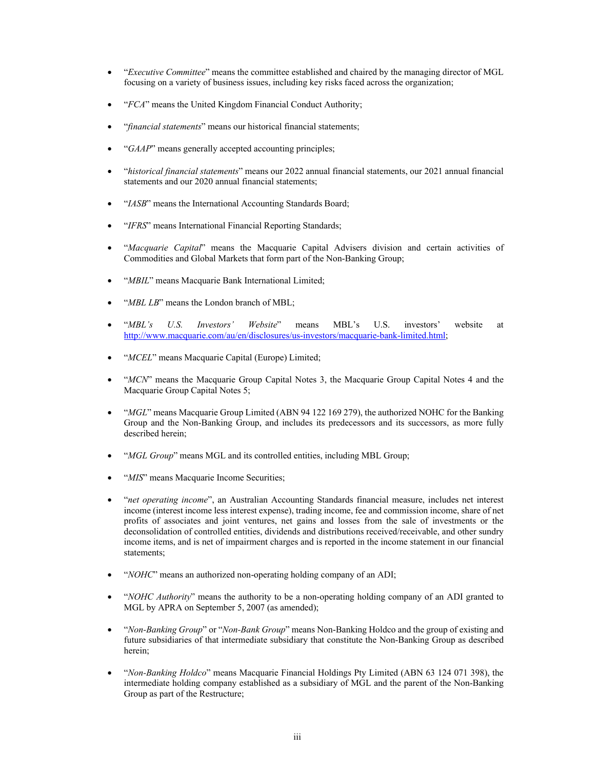- "*Executive Committee*" means the committee established and chaired by the managing director of MGL focusing on a variety of business issues, including key risks faced across the organization;

- "*FCA*" means the United Kingdom Financial Conduct Authority;

- "*financial statements*" means our historical financial statements;

- "*GAAP*" means generally accepted accounting principles;

- "*historical financial statements*" means our 2022 annual financial statements, our 2021 annual financial statements and our 2020 annual financial statements;

- "*IASB*" means the International Accounting Standards Board;

- "*IFRS*" means International Financial Reporting Standards;

- "*Macquarie Capital*" means the Macquarie Capital Advisers division and certain activities of Commodities and Global Markets that form part of the Non-Banking Group;

- "*MBIL*" means Macquarie Bank International Limited;

- "*MBL LB*" means the London branch of MBL;

- "*MBL's U.S. Investors' Website*" means MBL's U.S. investors' website at http://www.macquarie.com/au/en/disclosures/us-investors/macquarie-bank-limited.html;

- "*MCEL*" means Macquarie Capital (Europe) Limited;

- "*MCN*" means the Macquarie Group Capital Notes 3, the Macquarie Group Capital Notes 4 and the Macquarie Group Capital Notes 5;

- "*MGL*" means Macquarie Group Limited (ABN 94 122 169 279), the authorized NOHC for the Banking Group and the Non-Banking Group, and includes its predecessors and its successors, as more fully described herein;

- "*MGL Group*" means MGL and its controlled entities, including MBL Group;

- "*MIS*" means Macquarie Income Securities;

- "*net operating income*", an Australian Accounting Standards financial measure, includes net interest income (interest income less interest expense), trading income, fee and commission income, share of net profits of associates and joint ventures, net gains and losses from the sale of investments or the deconsolidation of controlled entities, dividends and distributions received/receivable, and other sundry income items, and is net of impairment charges and is reported in the income statement in our financial statements;

- "*NOHC*" means an authorized non-operating holding company of an ADI;

- "*NOHC Authority*" means the authority to be a non-operating holding company of an ADI granted to MGL by APRA on September 5, 2007 (as amended);

- "*Non-Banking Group*" or "*Non-Bank Group*" means Non-Banking Holdco and the group of existing and future subsidiaries of that intermediate subsidiary that constitute the Non-Banking Group as described herein;

- "*Non-Banking Holdco*" means Macquarie Financial Holdings Pty Limited (ABN 63 124 071 398), the intermediate holding company established as a subsidiary of MGL and the parent of the Non-Banking Group as part of the Restructure;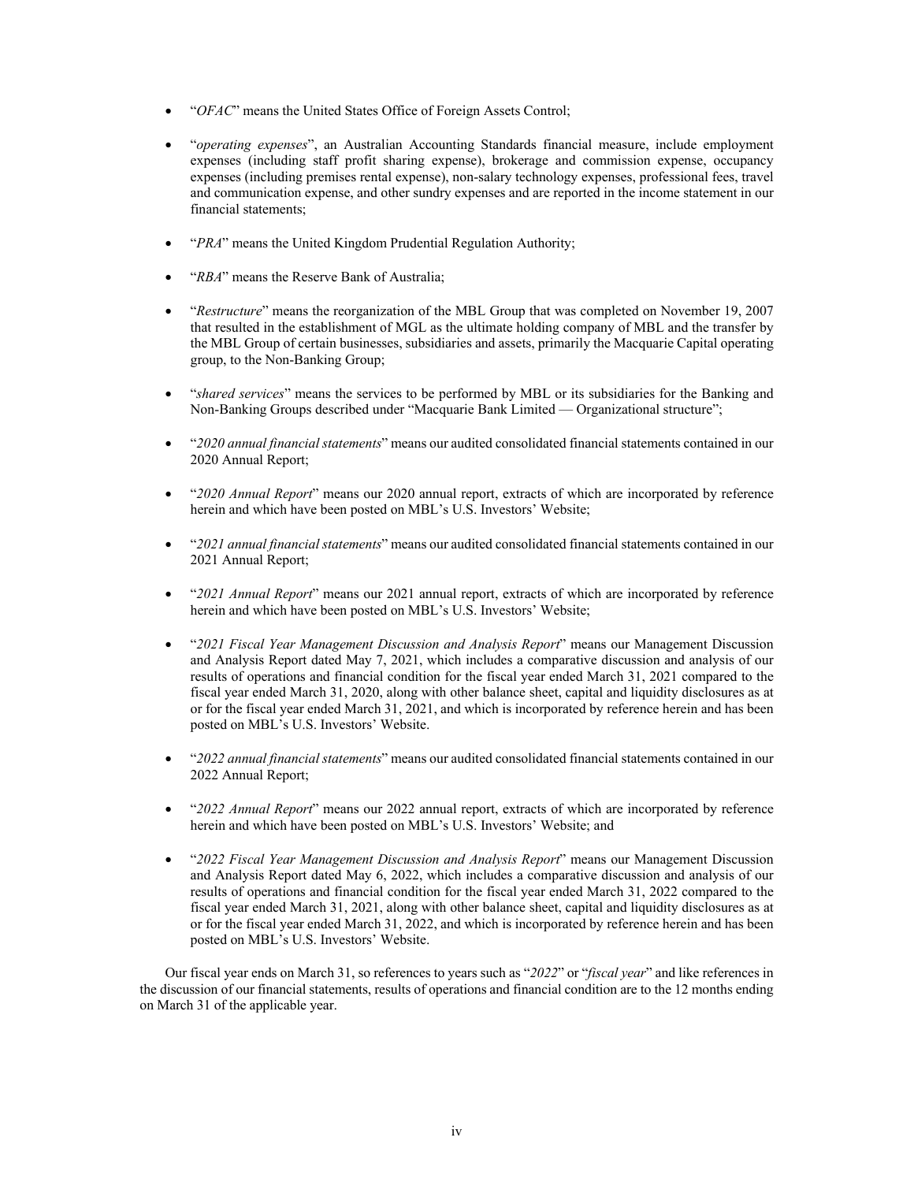- "*OFAC*" means the United States Office of Foreign Assets Control;

- "*operating expenses*", an Australian Accounting Standards financial measure, include employment expenses (including staff profit sharing expense), brokerage and commission expense, occupancy expenses (including premises rental expense), non-salary technology expenses, professional fees, travel and communication expense, and other sundry expenses and are reported in the income statement in our financial statements;

- "*PRA*" means the United Kingdom Prudential Regulation Authority;

- "*RBA*" means the Reserve Bank of Australia;

- "*Restructure*" means the reorganization of the MBL Group that was completed on November 19, 2007 that resulted in the establishment of MGL as the ultimate holding company of MBL and the transfer by the MBL Group of certain businesses, subsidiaries and assets, primarily the Macquarie Capital operating group, to the Non-Banking Group;

- "*shared services*" means the services to be performed by MBL or its subsidiaries for the Banking and Non-Banking Groups described under "Macquarie Bank Limited — Organizational structure";

- "*2020 annual financial statements*" means our audited consolidated financial statements contained in our 2020 Annual Report;

- "*2020 Annual Report*" means our 2020 annual report, extracts of which are incorporated by reference herein and which have been posted on MBL's U.S. Investors' Website;

- "*2021 annual financial statements*" means our audited consolidated financial statements contained in our 2021 Annual Report;

- "*2021 Annual Report*" means our 2021 annual report, extracts of which are incorporated by reference herein and which have been posted on MBL's U.S. Investors' Website;

- "*2021 Fiscal Year Management Discussion and Analysis Report*" means our Management Discussion and Analysis Report dated May 7, 2021, which includes a comparative discussion and analysis of our results of operations and financial condition for the fiscal year ended March 31, 2021 compared to the fiscal year ended March 31, 2020, along with other balance sheet, capital and liquidity disclosures as at or for the fiscal year ended March 31, 2021, and which is incorporated by reference herein and has been posted on MBL's U.S. Investors' Website.

- "*2022 annual financial statements*" means our audited consolidated financial statements contained in our 2022 Annual Report;

- "*2022 Annual Report*" means our 2022 annual report, extracts of which are incorporated by reference herein and which have been posted on MBL's U.S. Investors' Website; and

- "*2022 Fiscal Year Management Discussion and Analysis Report*" means our Management Discussion and Analysis Report dated May 6, 2022, which includes a comparative discussion and analysis of our results of operations and financial condition for the fiscal year ended March 31, 2022 compared to the fiscal year ended March 31, 2021, along with other balance sheet, capital and liquidity disclosures as at or for the fiscal year ended March 31, 2022, and which is incorporated by reference herein and has been posted on MBL's U.S. Investors' Website.

Our fiscal year ends on March 31, so references to years such as "*2022*" or "*fiscal year*" and like references in the discussion of our financial statements, results of operations and financial condition are to the 12 months ending on March 31 of the applicable year.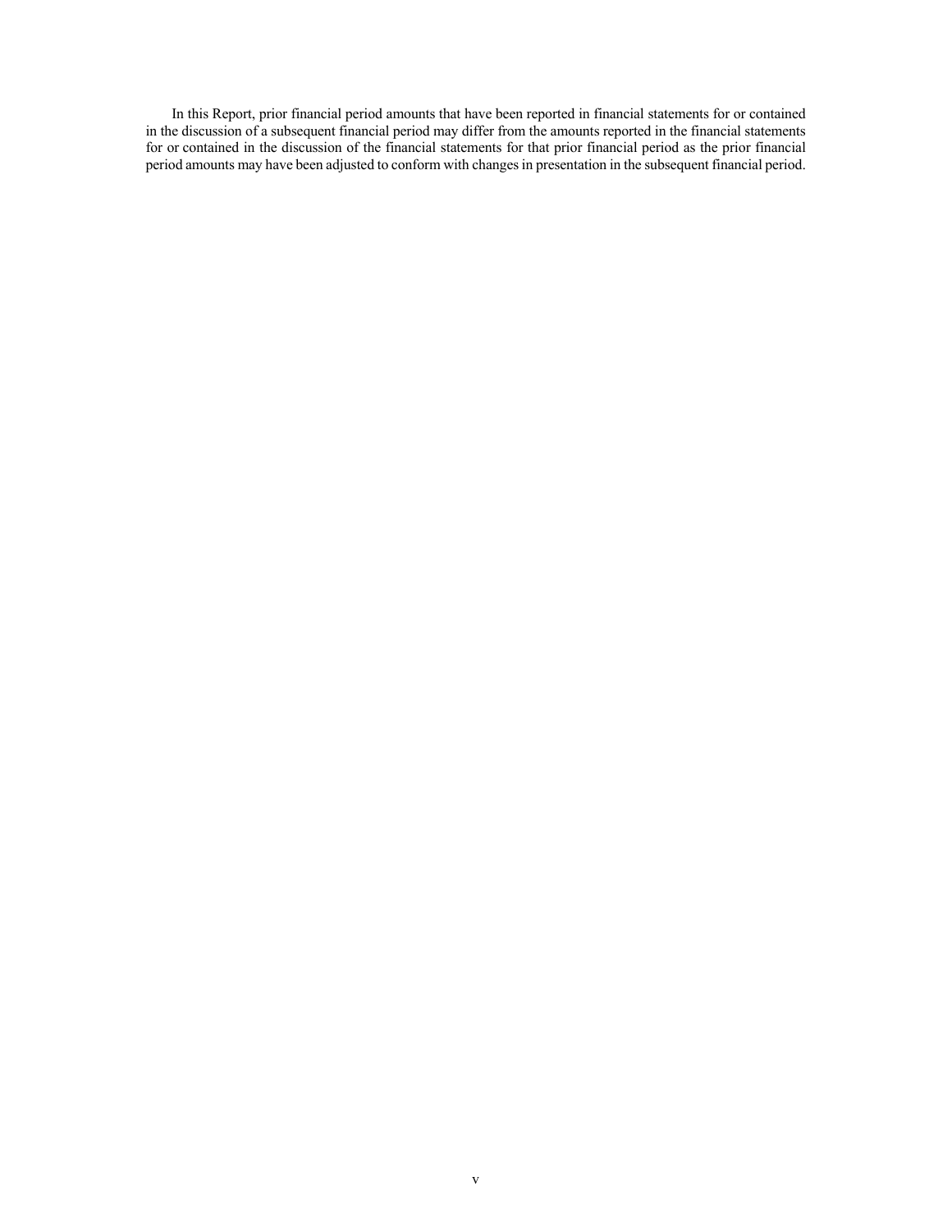In this Report, prior financial period amounts that have been reported in financial statements for or contained in the discussion of a subsequent financial period may differ from the amounts reported in the financial statements for or contained in the discussion of the financial statements for that prior financial period as the prior financial period amounts may have been adjusted to conform with changes in presentation in the subsequent financial period.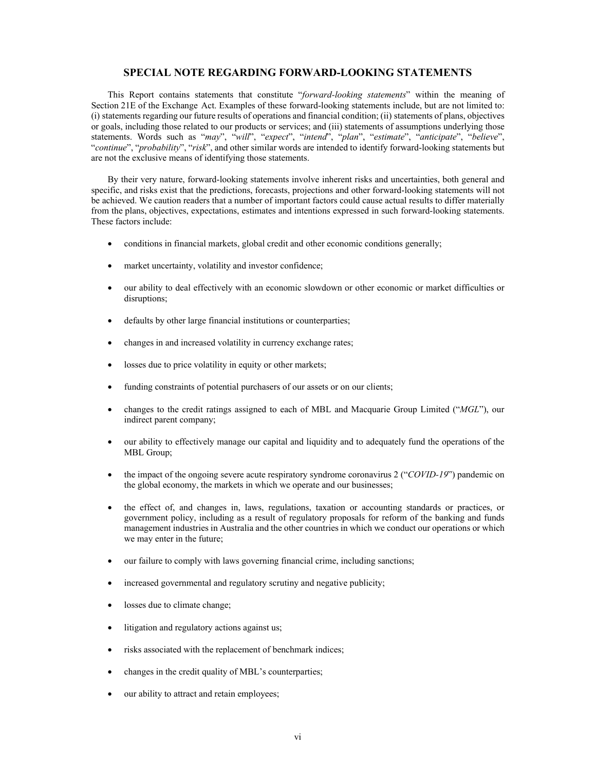## SPECIAL NOTE REGARDING FORWARD-LOOKING STATEMENTS

This Report contains statements that constitute "*forward-looking statements*" within the meaning of Section 21E of the Exchange Act. Examples of these forward-looking statements include, but are not limited to: (i) statements regarding our future results of operations and financial condition; (ii) statements of plans, objectives or goals, including those related to our products or services; and (iii) statements of assumptions underlying those statements. Words such as "*may*", "*will*", "*expect*", "*intend*", "*plan*", "*estimate*", "*anticipate*", "*believe*", "*continue*", "*probability*", "*risk*", and other similar words are intended to identify forward-looking statements but are not the exclusive means of identifying those statements.

By their very nature, forward-looking statements involve inherent risks and uncertainties, both general and specific, and risks exist that the predictions, forecasts, projections and other forward-looking statements will not be achieved. We caution readers that a number of important factors could cause actual results to differ materially from the plans, objectives, expectations, estimates and intentions expressed in such forward-looking statements. These factors include:

- conditions in financial markets, global credit and other economic conditions generally;
- market uncertainty, volatility and investor confidence;
- our ability to deal effectively with an economic slowdown or other economic or market difficulties or disruptions;
- defaults by other large financial institutions or counterparties;
- changes in and increased volatility in currency exchange rates;
- losses due to price volatility in equity or other markets;
- funding constraints of potential purchasers of our assets or on our clients;
- changes to the credit ratings assigned to each of MBL and Macquarie Group Limited ("*MGL*"), our indirect parent company;
- our ability to effectively manage our capital and liquidity and to adequately fund the operations of the MBL Group;
- the impact of the ongoing severe acute respiratory syndrome coronavirus 2 ("*COVID-19*") pandemic on the global economy, the markets in which we operate and our businesses;
- the effect of, and changes in, laws, regulations, taxation or accounting standards or practices, or government policy, including as a result of regulatory proposals for reform of the banking and funds management industries in Australia and the other countries in which we conduct our operations or which we may enter in the future;
- our failure to comply with laws governing financial crime, including sanctions;
- increased governmental and regulatory scrutiny and negative publicity;
- losses due to climate change;
- litigation and regulatory actions against us;
- risks associated with the replacement of benchmark indices;
- changes in the credit quality of MBL's counterparties;
- our ability to attract and retain employees;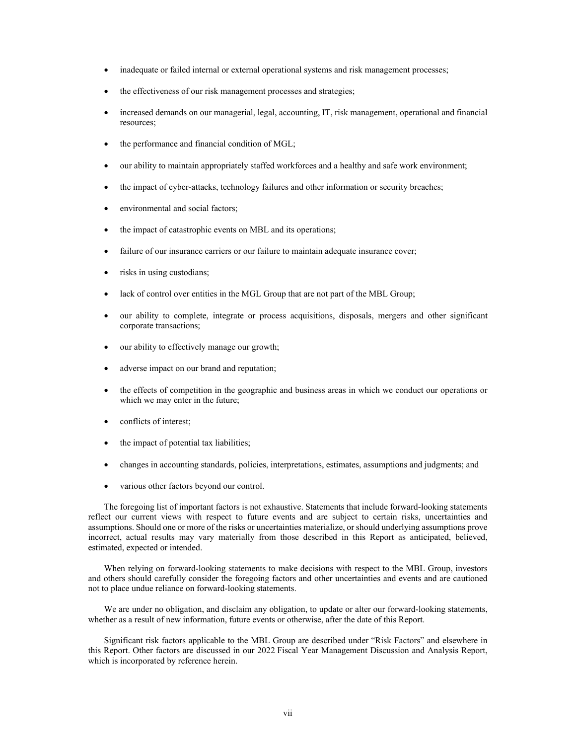- inadequate or failed internal or external operational systems and risk management processes;
- the effectiveness of our risk management processes and strategies;
- increased demands on our managerial, legal, accounting, IT, risk management, operational and financial resources;
- the performance and financial condition of MGL;
- our ability to maintain appropriately staffed workforces and a healthy and safe work environment;
- the impact of cyber-attacks, technology failures and other information or security breaches;
- environmental and social factors;
- the impact of catastrophic events on MBL and its operations;
- failure of our insurance carriers or our failure to maintain adequate insurance cover;
- risks in using custodians;
- lack of control over entities in the MGL Group that are not part of the MBL Group;
- our ability to complete, integrate or process acquisitions, disposals, mergers and other significant corporate transactions;
- our ability to effectively manage our growth;
- adverse impact on our brand and reputation;
- the effects of competition in the geographic and business areas in which we conduct our operations or which we may enter in the future;
- conflicts of interest;
- the impact of potential tax liabilities;
- changes in accounting standards, policies, interpretations, estimates, assumptions and judgments; and
- various other factors beyond our control.

The foregoing list of important factors is not exhaustive. Statements that include forward-looking statements reflect our current views with respect to future events and are subject to certain risks, uncertainties and assumptions. Should one or more of the risks or uncertainties materialize, or should underlying assumptions prove incorrect, actual results may vary materially from those described in this Report as anticipated, believed, estimated, expected or intended.

When relying on forward-looking statements to make decisions with respect to the MBL Group, investors and others should carefully consider the foregoing factors and other uncertainties and events and are cautioned not to place undue reliance on forward-looking statements.

We are under no obligation, and disclaim any obligation, to update or alter our forward-looking statements, whether as a result of new information, future events or otherwise, after the date of this Report.

Significant risk factors applicable to the MBL Group are described under "Risk Factors" and elsewhere in this Report. Other factors are discussed in our 2022 Fiscal Year Management Discussion and Analysis Report, which is incorporated by reference herein.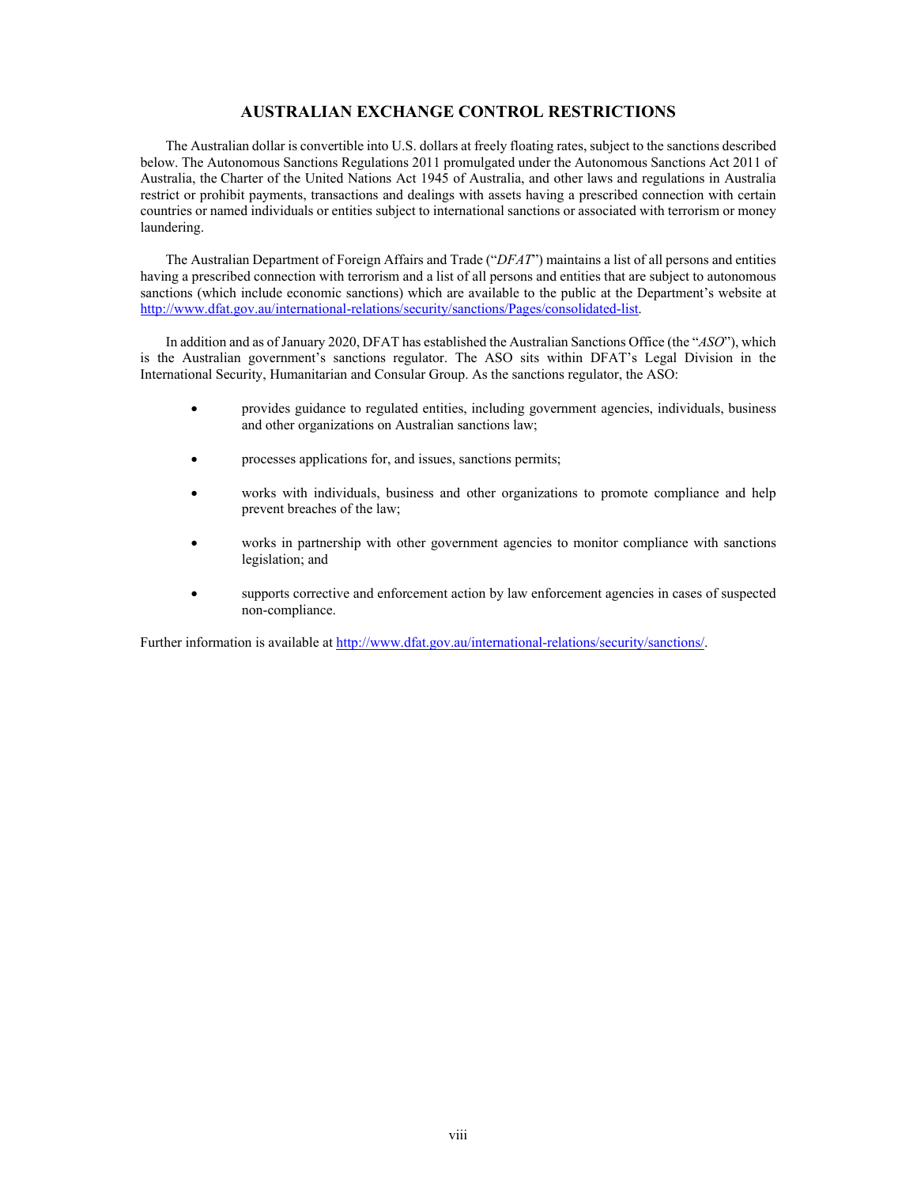# AUSTRALIAN EXCHANGE CONTROL RESTRICTIONS

The Australian dollar is convertible into U.S. dollars at freely floating rates, subject to the sanctions described below. The Autonomous Sanctions Regulations 2011 promulgated under the Autonomous Sanctions Act 2011 of Australia, the Charter of the United Nations Act 1945 of Australia, and other laws and regulations in Australia restrict or prohibit payments, transactions and dealings with assets having a prescribed connection with certain countries or named individuals or entities subject to international sanctions or associated with terrorism or money laundering.

The Australian Department of Foreign Affairs and Trade ("*DFAT*") maintains a list of all persons and entities having a prescribed connection with terrorism and a list of all persons and entities that are subject to autonomous sanctions (which include economic sanctions) which are available to the public at the Department's website at http://www.dfat.gov.au/international-relations/security/sanctions/Pages/consolidated-list.

In addition and as of January 2020, DFAT has established the Australian Sanctions Office (the "*ASO*"), which is the Australian government's sanctions regulator. The ASO sits within DFAT's Legal Division in the International Security, Humanitarian and Consular Group. As the sanctions regulator, the ASO:

- provides guidance to regulated entities, including government agencies, individuals, business and other organizations on Australian sanctions law;
- processes applications for, and issues, sanctions permits;
- works with individuals, business and other organizations to promote compliance and help prevent breaches of the law;
- works in partnership with other government agencies to monitor compliance with sanctions legislation; and
- supports corrective and enforcement action by law enforcement agencies in cases of suspected non-compliance.

Further information is available at http://www.dfat.gov.au/international-relations/security/sanctions/.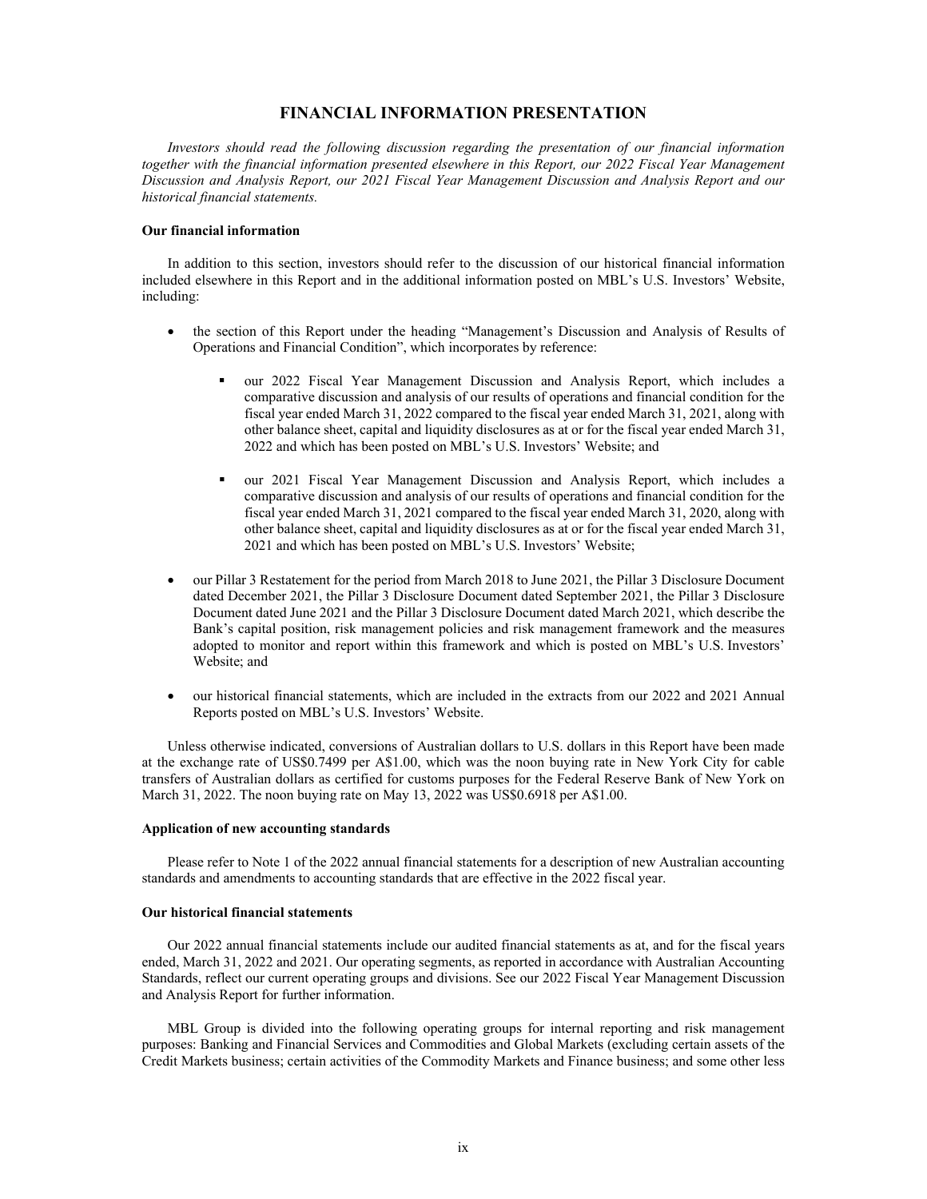# FINANCIAL INFORMATION PRESENTATION

*Investors should read the following discussion regarding the presentation of our financial information together with the financial information presented elsewhere in this Report, our 2022 Fiscal Year Management Discussion and Analysis Report, our 2021 Fiscal Year Management Discussion and Analysis Report and our historical financial statements.*

**Our financial information**

In addition to this section, investors should refer to the discussion of our historical financial information included elsewhere in this Report and in the additional information posted on MBL's U.S. Investors' Website, including:

- the section of this Report under the heading "Management's Discussion and Analysis of Results of Operations and Financial Condition", which incorporates by reference:
  - our 2022 Fiscal Year Management Discussion and Analysis Report, which includes a comparative discussion and analysis of our results of operations and financial condition for the fiscal year ended March 31, 2022 compared to the fiscal year ended March 31, 2021, along with other balance sheet, capital and liquidity disclosures as at or for the fiscal year ended March 31, 2022 and which has been posted on MBL's U.S. Investors' Website; and
  - our 2021 Fiscal Year Management Discussion and Analysis Report, which includes a comparative discussion and analysis of our results of operations and financial condition for the fiscal year ended March 31, 2021 compared to the fiscal year ended March 31, 2020, along with other balance sheet, capital and liquidity disclosures as at or for the fiscal year ended March 31, 2021 and which has been posted on MBL's U.S. Investors' Website;
- our Pillar 3 Restatement for the period from March 2018 to June 2021, the Pillar 3 Disclosure Document dated December 2021, the Pillar 3 Disclosure Document dated September 2021, the Pillar 3 Disclosure Document dated June 2021 and the Pillar 3 Disclosure Document dated March 2021, which describe the Bank's capital position, risk management policies and risk management framework and the measures adopted to monitor and report within this framework and which is posted on MBL's U.S. Investors' Website; and
- our historical financial statements, which are included in the extracts from our 2022 and 2021 Annual Reports posted on MBL's U.S. Investors' Website.

Unless otherwise indicated, conversions of Australian dollars to U.S. dollars in this Report have been made at the exchange rate of US$0.7499 per A$1.00, which was the noon buying rate in New York City for cable transfers of Australian dollars as certified for customs purposes for the Federal Reserve Bank of New York on March 31, 2022. The noon buying rate on May 13, 2022 was US$0.6918 per A$1.00.

**Application of new accounting standards**

Please refer to Note 1 of the 2022 annual financial statements for a description of new Australian accounting standards and amendments to accounting standards that are effective in the 2022 fiscal year.

**Our historical financial statements**

Our 2022 annual financial statements include our audited financial statements as at, and for the fiscal years ended, March 31, 2022 and 2021. Our operating segments, as reported in accordance with Australian Accounting Standards, reflect our current operating groups and divisions. See our 2022 Fiscal Year Management Discussion and Analysis Report for further information.

MBL Group is divided into the following operating groups for internal reporting and risk management purposes: Banking and Financial Services and Commodities and Global Markets (excluding certain assets of the Credit Markets business; certain activities of the Commodity Markets and Finance business; and some other less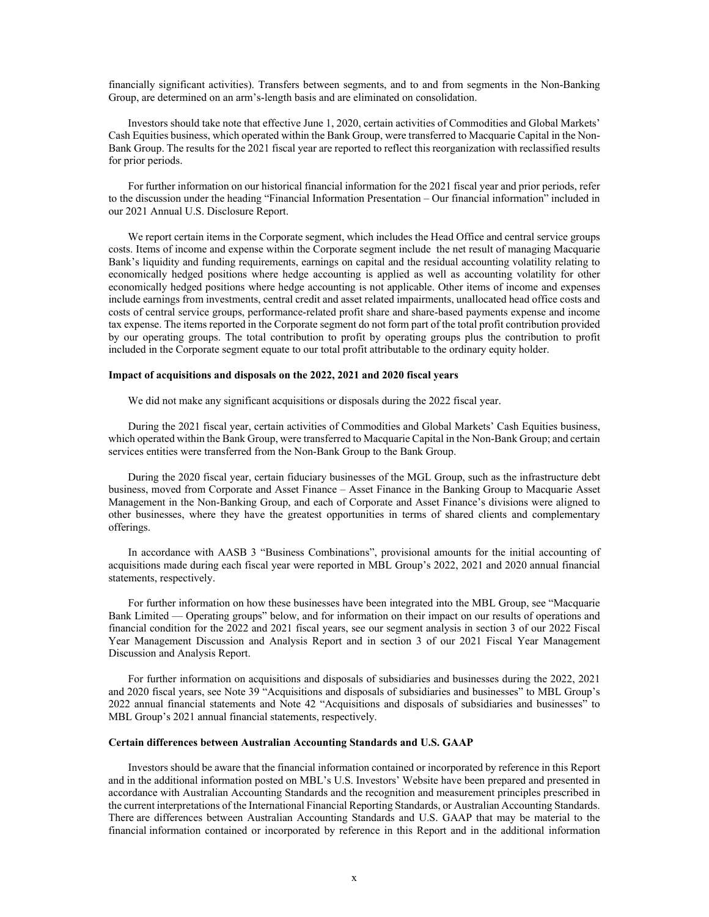financially significant activities). Transfers between segments, and to and from segments in the Non-Banking Group, are determined on an arm's-length basis and are eliminated on consolidation.

Investors should take note that effective June 1, 2020, certain activities of Commodities and Global Markets' Cash Equities business, which operated within the Bank Group, were transferred to Macquarie Capital in the Non-Bank Group. The results for the 2021 fiscal year are reported to reflect this reorganization with reclassified results for prior periods.

For further information on our historical financial information for the 2021 fiscal year and prior periods, refer to the discussion under the heading "Financial Information Presentation – Our financial information" included in our 2021 Annual U.S. Disclosure Report.

We report certain items in the Corporate segment, which includes the Head Office and central service groups costs. Items of income and expense within the Corporate segment include the net result of managing Macquarie Bank's liquidity and funding requirements, earnings on capital and the residual accounting volatility relating to economically hedged positions where hedge accounting is applied as well as accounting volatility for other economically hedged positions where hedge accounting is not applicable. Other items of income and expenses include earnings from investments, central credit and asset related impairments, unallocated head office costs and costs of central service groups, performance-related profit share and share-based payments expense and income tax expense. The items reported in the Corporate segment do not form part of the total profit contribution provided by our operating groups. The total contribution to profit by operating groups plus the contribution to profit included in the Corporate segment equate to our total profit attributable to the ordinary equity holder.

**Impact of acquisitions and disposals on the 2022, 2021 and 2020 fiscal years**

We did not make any significant acquisitions or disposals during the 2022 fiscal year.

During the 2021 fiscal year, certain activities of Commodities and Global Markets' Cash Equities business, which operated within the Bank Group, were transferred to Macquarie Capital in the Non-Bank Group; and certain services entities were transferred from the Non-Bank Group to the Bank Group.

During the 2020 fiscal year, certain fiduciary businesses of the MGL Group, such as the infrastructure debt business, moved from Corporate and Asset Finance – Asset Finance in the Banking Group to Macquarie Asset Management in the Non-Banking Group, and each of Corporate and Asset Finance's divisions were aligned to other businesses, where they have the greatest opportunities in terms of shared clients and complementary offerings.

In accordance with AASB 3 "Business Combinations", provisional amounts for the initial accounting of acquisitions made during each fiscal year were reported in MBL Group's 2022, 2021 and 2020 annual financial statements, respectively.

For further information on how these businesses have been integrated into the MBL Group, see "Macquarie Bank Limited — Operating groups" below, and for information on their impact on our results of operations and financial condition for the 2022 and 2021 fiscal years, see our segment analysis in section 3 of our 2022 Fiscal Year Management Discussion and Analysis Report and in section 3 of our 2021 Fiscal Year Management Discussion and Analysis Report.

For further information on acquisitions and disposals of subsidiaries and businesses during the 2022, 2021 and 2020 fiscal years, see Note 39 "Acquisitions and disposals of subsidiaries and businesses" to MBL Group's 2022 annual financial statements and Note 42 "Acquisitions and disposals of subsidiaries and businesses" to MBL Group's 2021 annual financial statements, respectively.

**Certain differences between Australian Accounting Standards and U.S. GAAP**

Investors should be aware that the financial information contained or incorporated by reference in this Report and in the additional information posted on MBL's U.S. Investors' Website have been prepared and presented in accordance with Australian Accounting Standards and the recognition and measurement principles prescribed in the current interpretations of the International Financial Reporting Standards, or Australian Accounting Standards. There are differences between Australian Accounting Standards and U.S. GAAP that may be material to the financial information contained or incorporated by reference in this Report and in the additional information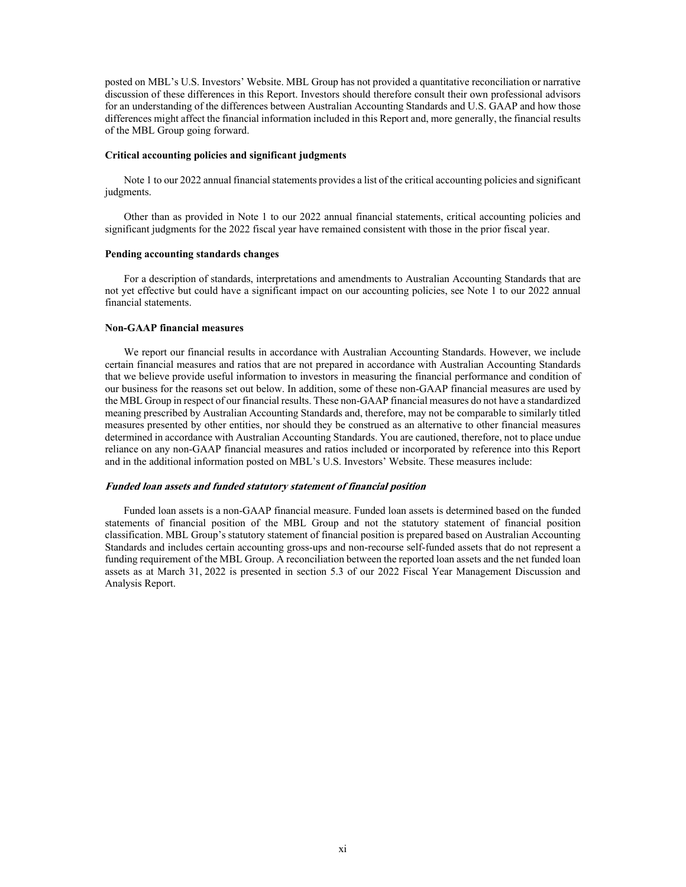posted on MBL's U.S. Investors' Website. MBL Group has not provided a quantitative reconciliation or narrative discussion of these differences in this Report. Investors should therefore consult their own professional advisors for an understanding of the differences between Australian Accounting Standards and U.S. GAAP and how those differences might affect the financial information included in this Report and, more generally, the financial results of the MBL Group going forward.

#### Critical accounting policies and significant judgments

Note 1 to our 2022 annual financial statements provides a list of the critical accounting policies and significant judgments.

Other than as provided in Note 1 to our 2022 annual financial statements, critical accounting policies and significant judgments for the 2022 fiscal year have remained consistent with those in the prior fiscal year.

#### Pending accounting standards changes

For a description of standards, interpretations and amendments to Australian Accounting Standards that are not yet effective but could have a significant impact on our accounting policies, see Note 1 to our 2022 annual financial statements.

#### Non-GAAP financial measures

We report our financial results in accordance with Australian Accounting Standards. However, we include certain financial measures and ratios that are not prepared in accordance with Australian Accounting Standards that we believe provide useful information to investors in measuring the financial performance and condition of our business for the reasons set out below. In addition, some of these non-GAAP financial measures are used by the MBL Group in respect of our financial results. These non-GAAP financial measures do not have a standardized meaning prescribed by Australian Accounting Standards and, therefore, may not be comparable to similarly titled measures presented by other entities, nor should they be construed as an alternative to other financial measures determined in accordance with Australian Accounting Standards. You are cautioned, therefore, not to place undue reliance on any non-GAAP financial measures and ratios included or incorporated by reference into this Report and in the additional information posted on MBL's U.S. Investors' Website. These measures include:

##### *Funded loan assets and funded statutory statement of financial position*

Funded loan assets is a non-GAAP financial measure. Funded loan assets is determined based on the funded statements of financial position of the MBL Group and not the statutory statement of financial position classification. MBL Group's statutory statement of financial position is prepared based on Australian Accounting Standards and includes certain accounting gross-ups and non-recourse self-funded assets that do not represent a funding requirement of the MBL Group. A reconciliation between the reported loan assets and the net funded loan assets as at March 31, 2022 is presented in section 5.3 of our 2022 Fiscal Year Management Discussion and Analysis Report.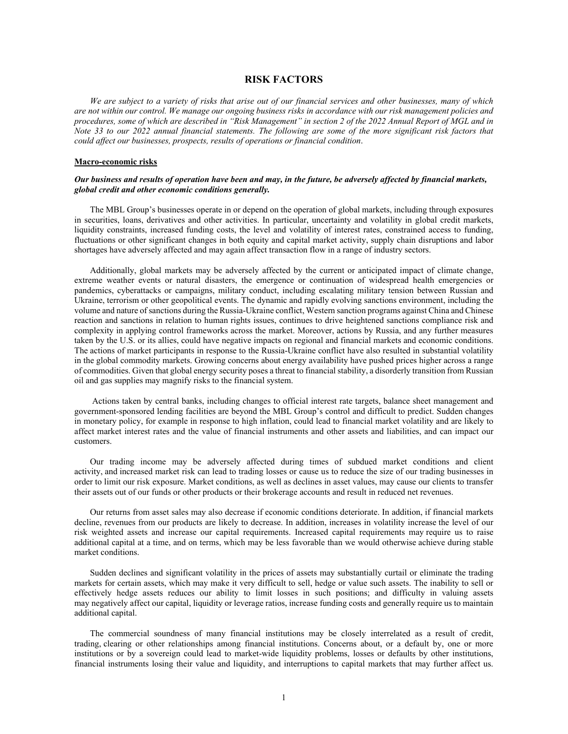# RISK FACTORS

*We are subject to a variety of risks that arise out of our financial services and other businesses, many of which are not within our control. We manage our ongoing business risks in accordance with our risk management policies and procedures, some of which are described in "Risk Management" in section 2 of the 2022 Annual Report of MGL and in Note 33 to our 2022 annual financial statements. The following are some of the more significant risk factors that could affect our businesses, prospects, results of operations or financial condition.*

## Macro-economic risks

***Our business and results of operation have been and may, in the future, be adversely affected by financial markets, global credit and other economic conditions generally.***

The MBL Group's businesses operate in or depend on the operation of global markets, including through exposures in securities, loans, derivatives and other activities. In particular, uncertainty and volatility in global credit markets, liquidity constraints, increased funding costs, the level and volatility of interest rates, constrained access to funding, fluctuations or other significant changes in both equity and capital market activity, supply chain disruptions and labor shortages have adversely affected and may again affect transaction flow in a range of industry sectors.

Additionally, global markets may be adversely affected by the current or anticipated impact of climate change, extreme weather events or natural disasters, the emergence or continuation of widespread health emergencies or pandemics, cyberattacks or campaigns, military conduct, including escalating military tension between Russian and Ukraine, terrorism or other geopolitical events. The dynamic and rapidly evolving sanctions environment, including the volume and nature of sanctions during the Russia-Ukraine conflict, Western sanction programs against China and Chinese reaction and sanctions in relation to human rights issues, continues to drive heightened sanctions compliance risk and complexity in applying control frameworks across the market. Moreover, actions by Russia, and any further measures taken by the U.S. or its allies, could have negative impacts on regional and financial markets and economic conditions. The actions of market participants in response to the Russia-Ukraine conflict have also resulted in substantial volatility in the global commodity markets. Growing concerns about energy availability have pushed prices higher across a range of commodities. Given that global energy security poses a threat to financial stability, a disorderly transition from Russian oil and gas supplies may magnify risks to the financial system.

Actions taken by central banks, including changes to official interest rate targets, balance sheet management and government-sponsored lending facilities are beyond the MBL Group's control and difficult to predict. Sudden changes in monetary policy, for example in response to high inflation, could lead to financial market volatility and are likely to affect market interest rates and the value of financial instruments and other assets and liabilities, and can impact our customers.

Our trading income may be adversely affected during times of subdued market conditions and client activity, and increased market risk can lead to trading losses or cause us to reduce the size of our trading businesses in order to limit our risk exposure. Market conditions, as well as declines in asset values, may cause our clients to transfer their assets out of our funds or other products or their brokerage accounts and result in reduced net revenues.

Our returns from asset sales may also decrease if economic conditions deteriorate. In addition, if financial markets decline, revenues from our products are likely to decrease. In addition, increases in volatility increase the level of our risk weighted assets and increase our capital requirements. Increased capital requirements may require us to raise additional capital at a time, and on terms, which may be less favorable than we would otherwise achieve during stable market conditions.

Sudden declines and significant volatility in the prices of assets may substantially curtail or eliminate the trading markets for certain assets, which may make it very difficult to sell, hedge or value such assets. The inability to sell or effectively hedge assets reduces our ability to limit losses in such positions; and difficulty in valuing assets may negatively affect our capital, liquidity or leverage ratios, increase funding costs and generally require us to maintain additional capital.

The commercial soundness of many financial institutions may be closely interrelated as a result of credit, trading, clearing or other relationships among financial institutions. Concerns about, or a default by, one or more institutions or by a sovereign could lead to market-wide liquidity problems, losses or defaults by other institutions, financial instruments losing their value and liquidity, and interruptions to capital markets that may further affect us.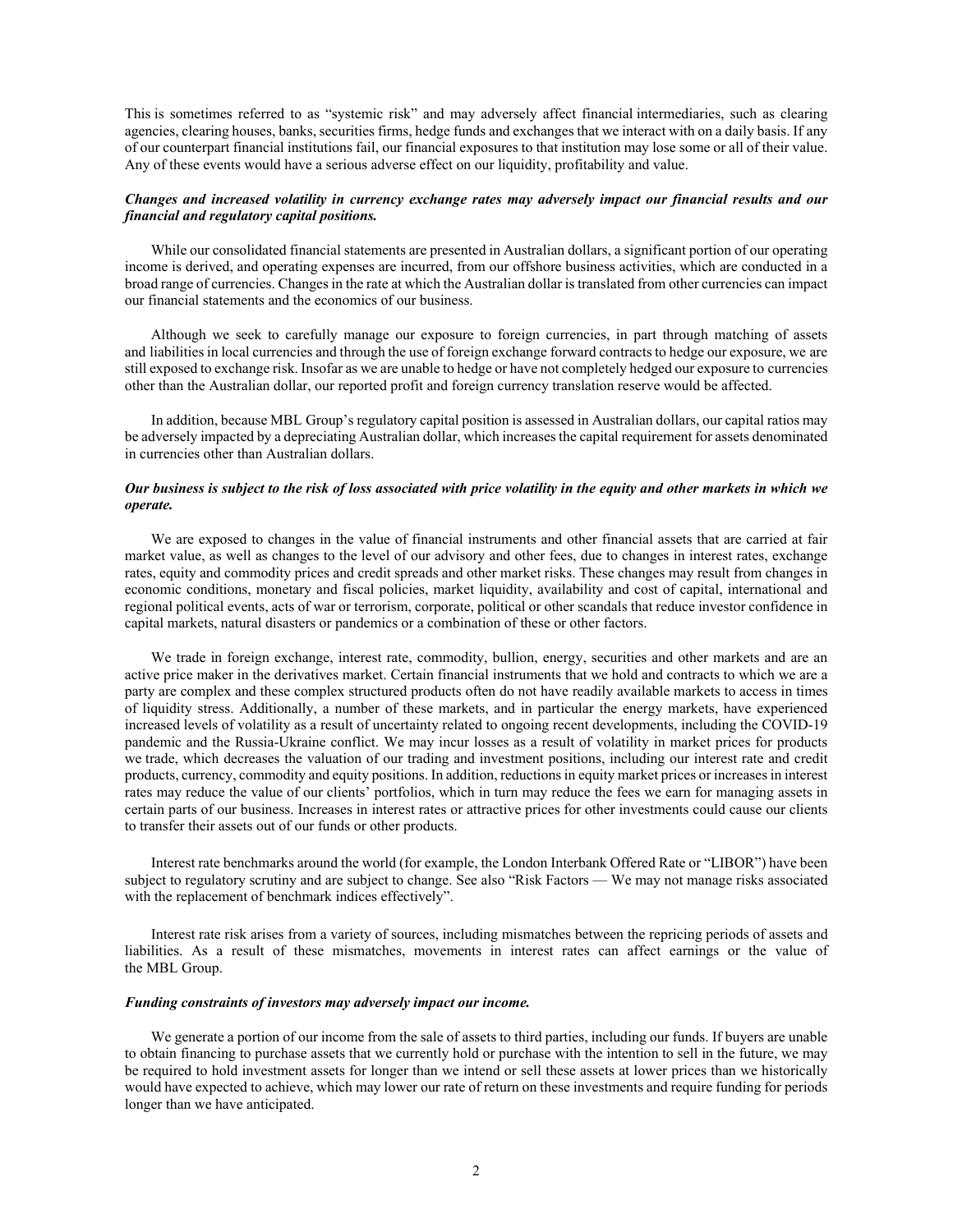This is sometimes referred to as "systemic risk" and may adversely affect financial intermediaries, such as clearing agencies, clearing houses, banks, securities firms, hedge funds and exchanges that we interact with on a daily basis. If any of our counterpart financial institutions fail, our financial exposures to that institution may lose some or all of their value. Any of these events would have a serious adverse effect on our liquidity, profitability and value.

***Changes and increased volatility in currency exchange rates may adversely impact our financial results and our financial and regulatory capital positions.***

While our consolidated financial statements are presented in Australian dollars, a significant portion of our operating income is derived, and operating expenses are incurred, from our offshore business activities, which are conducted in a broad range of currencies. Changes in the rate at which the Australian dollar is translated from other currencies can impact our financial statements and the economics of our business.

Although we seek to carefully manage our exposure to foreign currencies, in part through matching of assets and liabilities in local currencies and through the use of foreign exchange forward contracts to hedge our exposure, we are still exposed to exchange risk. Insofar as we are unable to hedge or have not completely hedged our exposure to currencies other than the Australian dollar, our reported profit and foreign currency translation reserve would be affected.

In addition, because MBL Group's regulatory capital position is assessed in Australian dollars, our capital ratios may be adversely impacted by a depreciating Australian dollar, which increases the capital requirement for assets denominated in currencies other than Australian dollars.

***Our business is subject to the risk of loss associated with price volatility in the equity and other markets in which we operate.***

We are exposed to changes in the value of financial instruments and other financial assets that are carried at fair market value, as well as changes to the level of our advisory and other fees, due to changes in interest rates, exchange rates, equity and commodity prices and credit spreads and other market risks. These changes may result from changes in economic conditions, monetary and fiscal policies, market liquidity, availability and cost of capital, international and regional political events, acts of war or terrorism, corporate, political or other scandals that reduce investor confidence in capital markets, natural disasters or pandemics or a combination of these or other factors.

We trade in foreign exchange, interest rate, commodity, bullion, energy, securities and other markets and are an active price maker in the derivatives market. Certain financial instruments that we hold and contracts to which we are a party are complex and these complex structured products often do not have readily available markets to access in times of liquidity stress. Additionally, a number of these markets, and in particular the energy markets, have experienced increased levels of volatility as a result of uncertainty related to ongoing recent developments, including the COVID-19 pandemic and the Russia-Ukraine conflict. We may incur losses as a result of volatility in market prices for products we trade, which decreases the valuation of our trading and investment positions, including our interest rate and credit products, currency, commodity and equity positions. In addition, reductions in equity market prices or increases in interest rates may reduce the value of our clients' portfolios, which in turn may reduce the fees we earn for managing assets in certain parts of our business. Increases in interest rates or attractive prices for other investments could cause our clients to transfer their assets out of our funds or other products.

Interest rate benchmarks around the world (for example, the London Interbank Offered Rate or "LIBOR") have been subject to regulatory scrutiny and are subject to change. See also "Risk Factors — We may not manage risks associated with the replacement of benchmark indices effectively".

Interest rate risk arises from a variety of sources, including mismatches between the repricing periods of assets and liabilities. As a result of these mismatches, movements in interest rates can affect earnings or the value of the MBL Group.

***Funding constraints of investors may adversely impact our income.***

We generate a portion of our income from the sale of assets to third parties, including our funds. If buyers are unable to obtain financing to purchase assets that we currently hold or purchase with the intention to sell in the future, we may be required to hold investment assets for longer than we intend or sell these assets at lower prices than we historically would have expected to achieve, which may lower our rate of return on these investments and require funding for periods longer than we have anticipated.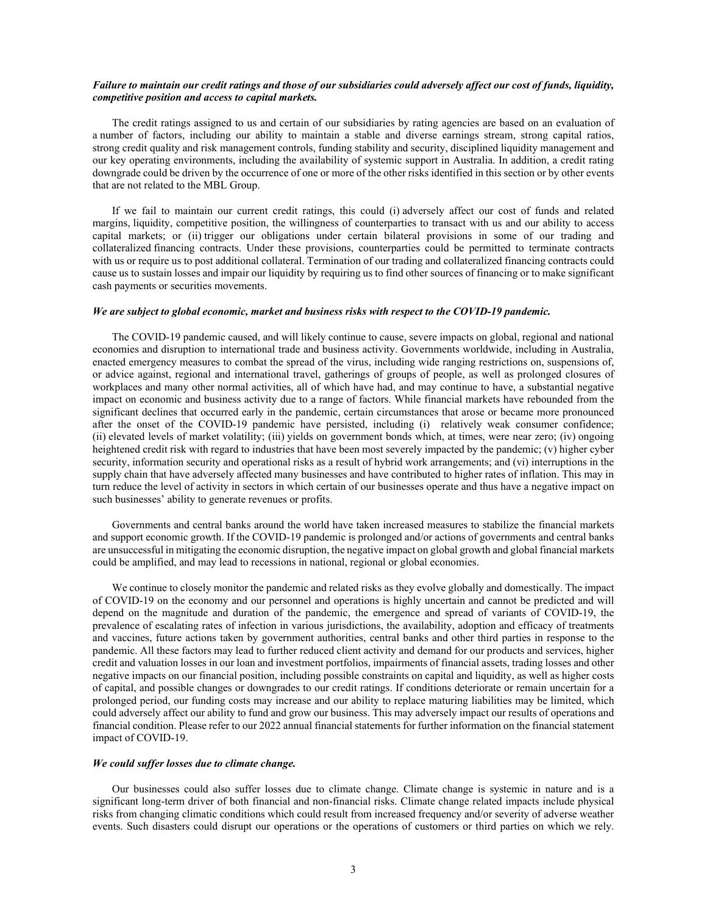***Failure to maintain our credit ratings and those of our subsidiaries could adversely affect our cost of funds, liquidity, competitive position and access to capital markets.***

The credit ratings assigned to us and certain of our subsidiaries by rating agencies are based on an evaluation of a number of factors, including our ability to maintain a stable and diverse earnings stream, strong capital ratios, strong credit quality and risk management controls, funding stability and security, disciplined liquidity management and our key operating environments, including the availability of systemic support in Australia. In addition, a credit rating downgrade could be driven by the occurrence of one or more of the other risks identified in this section or by other events that are not related to the MBL Group.

If we fail to maintain our current credit ratings, this could (i) adversely affect our cost of funds and related margins, liquidity, competitive position, the willingness of counterparties to transact with us and our ability to access capital markets; or (ii) trigger our obligations under certain bilateral provisions in some of our trading and collateralized financing contracts. Under these provisions, counterparties could be permitted to terminate contracts with us or require us to post additional collateral. Termination of our trading and collateralized financing contracts could cause us to sustain losses and impair our liquidity by requiring us to find other sources of financing or to make significant cash payments or securities movements.

***We are subject to global economic, market and business risks with respect to the COVID-19 pandemic.***

The COVID-19 pandemic caused, and will likely continue to cause, severe impacts on global, regional and national economies and disruption to international trade and business activity. Governments worldwide, including in Australia, enacted emergency measures to combat the spread of the virus, including wide ranging restrictions on, suspensions of, or advice against, regional and international travel, gatherings of groups of people, as well as prolonged closures of workplaces and many other normal activities, all of which have had, and may continue to have, a substantial negative impact on economic and business activity due to a range of factors. While financial markets have rebounded from the significant declines that occurred early in the pandemic, certain circumstances that arose or became more pronounced after the onset of the COVID-19 pandemic have persisted, including (i) relatively weak consumer confidence; (ii) elevated levels of market volatility; (iii) yields on government bonds which, at times, were near zero; (iv) ongoing heightened credit risk with regard to industries that have been most severely impacted by the pandemic; (v) higher cyber security, information security and operational risks as a result of hybrid work arrangements; and (vi) interruptions in the supply chain that have adversely affected many businesses and have contributed to higher rates of inflation. This may in turn reduce the level of activity in sectors in which certain of our businesses operate and thus have a negative impact on such businesses' ability to generate revenues or profits.

Governments and central banks around the world have taken increased measures to stabilize the financial markets and support economic growth. If the COVID-19 pandemic is prolonged and/or actions of governments and central banks are unsuccessful in mitigating the economic disruption, the negative impact on global growth and global financial markets could be amplified, and may lead to recessions in national, regional or global economies.

We continue to closely monitor the pandemic and related risks as they evolve globally and domestically. The impact of COVID-19 on the economy and our personnel and operations is highly uncertain and cannot be predicted and will depend on the magnitude and duration of the pandemic, the emergence and spread of variants of COVID-19, the prevalence of escalating rates of infection in various jurisdictions, the availability, adoption and efficacy of treatments and vaccines, future actions taken by government authorities, central banks and other third parties in response to the pandemic. All these factors may lead to further reduced client activity and demand for our products and services, higher credit and valuation losses in our loan and investment portfolios, impairments of financial assets, trading losses and other negative impacts on our financial position, including possible constraints on capital and liquidity, as well as higher costs of capital, and possible changes or downgrades to our credit ratings. If conditions deteriorate or remain uncertain for a prolonged period, our funding costs may increase and our ability to replace maturing liabilities may be limited, which could adversely affect our ability to fund and grow our business. This may adversely impact our results of operations and financial condition. Please refer to our 2022 annual financial statements for further information on the financial statement impact of COVID-19.

***We could suffer losses due to climate change.***

Our businesses could also suffer losses due to climate change. Climate change is systemic in nature and is a significant long-term driver of both financial and non-financial risks. Climate change related impacts include physical risks from changing climatic conditions which could result from increased frequency and/or severity of adverse weather events. Such disasters could disrupt our operations or the operations of customers or third parties on which we rely.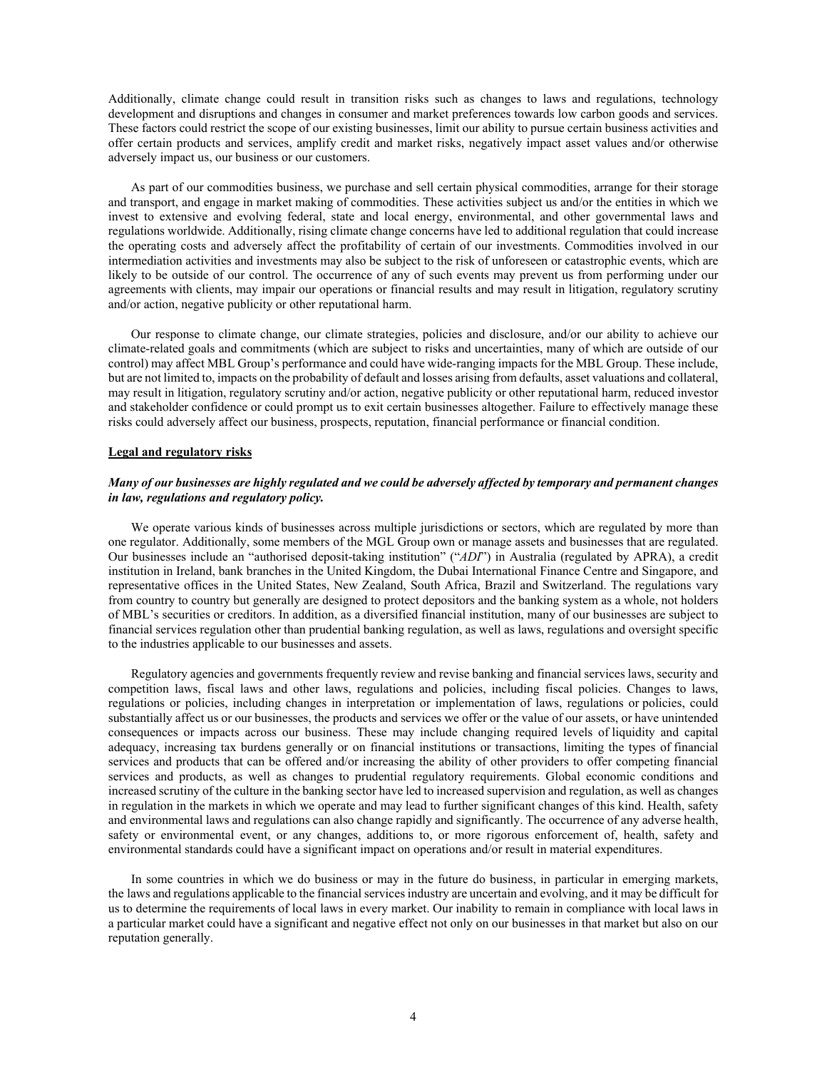Additionally, climate change could result in transition risks such as changes to laws and regulations, technology development and disruptions and changes in consumer and market preferences towards low carbon goods and services. These factors could restrict the scope of our existing businesses, limit our ability to pursue certain business activities and offer certain products and services, amplify credit and market risks, negatively impact asset values and/or otherwise adversely impact us, our business or our customers.

As part of our commodities business, we purchase and sell certain physical commodities, arrange for their storage and transport, and engage in market making of commodities. These activities subject us and/or the entities in which we invest to extensive and evolving federal, state and local energy, environmental, and other governmental laws and regulations worldwide. Additionally, rising climate change concerns have led to additional regulation that could increase the operating costs and adversely affect the profitability of certain of our investments. Commodities involved in our intermediation activities and investments may also be subject to the risk of unforeseen or catastrophic events, which are likely to be outside of our control. The occurrence of any of such events may prevent us from performing under our agreements with clients, may impair our operations or financial results and may result in litigation, regulatory scrutiny and/or action, negative publicity or other reputational harm.

Our response to climate change, our climate strategies, policies and disclosure, and/or our ability to achieve our climate-related goals and commitments (which are subject to risks and uncertainties, many of which are outside of our control) may affect MBL Group's performance and could have wide-ranging impacts for the MBL Group. These include, but are not limited to, impacts on the probability of default and losses arising from defaults, asset valuations and collateral, may result in litigation, regulatory scrutiny and/or action, negative publicity or other reputational harm, reduced investor and stakeholder confidence or could prompt us to exit certain businesses altogether. Failure to effectively manage these risks could adversely affect our business, prospects, reputation, financial performance or financial condition.

**Legal and regulatory risks**

***Many of our businesses are highly regulated and we could be adversely affected by temporary and permanent changes in law, regulations and regulatory policy.***

We operate various kinds of businesses across multiple jurisdictions or sectors, which are regulated by more than one regulator. Additionally, some members of the MGL Group own or manage assets and businesses that are regulated. Our businesses include an "authorised deposit-taking institution" ("*ADI*") in Australia (regulated by APRA), a credit institution in Ireland, bank branches in the United Kingdom, the Dubai International Finance Centre and Singapore, and representative offices in the United States, New Zealand, South Africa, Brazil and Switzerland. The regulations vary from country to country but generally are designed to protect depositors and the banking system as a whole, not holders of MBL's securities or creditors. In addition, as a diversified financial institution, many of our businesses are subject to financial services regulation other than prudential banking regulation, as well as laws, regulations and oversight specific to the industries applicable to our businesses and assets.

Regulatory agencies and governments frequently review and revise banking and financial services laws, security and competition laws, fiscal laws and other laws, regulations and policies, including fiscal policies. Changes to laws, regulations or policies, including changes in interpretation or implementation of laws, regulations or policies, could substantially affect us or our businesses, the products and services we offer or the value of our assets, or have unintended consequences or impacts across our business. These may include changing required levels of liquidity and capital adequacy, increasing tax burdens generally or on financial institutions or transactions, limiting the types of financial services and products that can be offered and/or increasing the ability of other providers to offer competing financial services and products, as well as changes to prudential regulatory requirements. Global economic conditions and increased scrutiny of the culture in the banking sector have led to increased supervision and regulation, as well as changes in regulation in the markets in which we operate and may lead to further significant changes of this kind. Health, safety and environmental laws and regulations can also change rapidly and significantly. The occurrence of any adverse health, safety or environmental event, or any changes, additions to, or more rigorous enforcement of, health, safety and environmental standards could have a significant impact on operations and/or result in material expenditures.

In some countries in which we do business or may in the future do business, in particular in emerging markets, the laws and regulations applicable to the financial services industry are uncertain and evolving, and it may be difficult for us to determine the requirements of local laws in every market. Our inability to remain in compliance with local laws in a particular market could have a significant and negative effect not only on our businesses in that market but also on our reputation generally.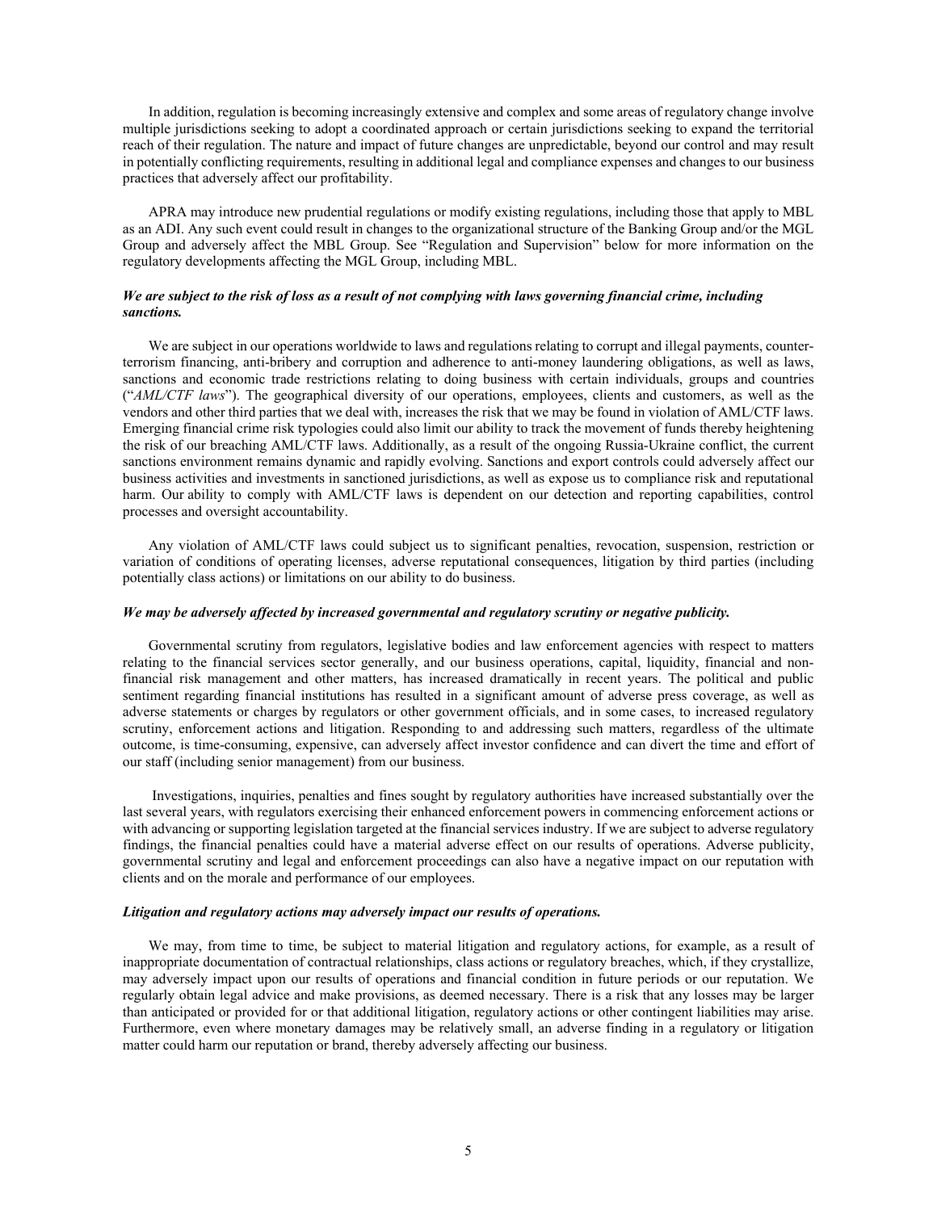In addition, regulation is becoming increasingly extensive and complex and some areas of regulatory change involve multiple jurisdictions seeking to adopt a coordinated approach or certain jurisdictions seeking to expand the territorial reach of their regulation. The nature and impact of future changes are unpredictable, beyond our control and may result in potentially conflicting requirements, resulting in additional legal and compliance expenses and changes to our business practices that adversely affect our profitability.

APRA may introduce new prudential regulations or modify existing regulations, including those that apply to MBL as an ADI. Any such event could result in changes to the organizational structure of the Banking Group and/or the MGL Group and adversely affect the MBL Group. See "Regulation and Supervision" below for more information on the regulatory developments affecting the MGL Group, including MBL.

***We are subject to the risk of loss as a result of not complying with laws governing financial crime, including sanctions.***

We are subject in our operations worldwide to laws and regulations relating to corrupt and illegal payments, counter-terrorism financing, anti-bribery and corruption and adherence to anti-money laundering obligations, as well as laws, sanctions and economic trade restrictions relating to doing business with certain individuals, groups and countries ("*AML/CTF laws*"). The geographical diversity of our operations, employees, clients and customers, as well as the vendors and other third parties that we deal with, increases the risk that we may be found in violation of AML/CTF laws. Emerging financial crime risk typologies could also limit our ability to track the movement of funds thereby heightening the risk of our breaching AML/CTF laws. Additionally, as a result of the ongoing Russia-Ukraine conflict, the current sanctions environment remains dynamic and rapidly evolving. Sanctions and export controls could adversely affect our business activities and investments in sanctioned jurisdictions, as well as expose us to compliance risk and reputational harm. Our ability to comply with AML/CTF laws is dependent on our detection and reporting capabilities, control processes and oversight accountability.

Any violation of AML/CTF laws could subject us to significant penalties, revocation, suspension, restriction or variation of conditions of operating licenses, adverse reputational consequences, litigation by third parties (including potentially class actions) or limitations on our ability to do business.

***We may be adversely affected by increased governmental and regulatory scrutiny or negative publicity.***

Governmental scrutiny from regulators, legislative bodies and law enforcement agencies with respect to matters relating to the financial services sector generally, and our business operations, capital, liquidity, financial and non-financial risk management and other matters, has increased dramatically in recent years. The political and public sentiment regarding financial institutions has resulted in a significant amount of adverse press coverage, as well as adverse statements or charges by regulators or other government officials, and in some cases, to increased regulatory scrutiny, enforcement actions and litigation. Responding to and addressing such matters, regardless of the ultimate outcome, is time-consuming, expensive, can adversely affect investor confidence and can divert the time and effort of our staff (including senior management) from our business.

Investigations, inquiries, penalties and fines sought by regulatory authorities have increased substantially over the last several years, with regulators exercising their enhanced enforcement powers in commencing enforcement actions or with advancing or supporting legislation targeted at the financial services industry. If we are subject to adverse regulatory findings, the financial penalties could have a material adverse effect on our results of operations. Adverse publicity, governmental scrutiny and legal and enforcement proceedings can also have a negative impact on our reputation with clients and on the morale and performance of our employees.

***Litigation and regulatory actions may adversely impact our results of operations.***

We may, from time to time, be subject to material litigation and regulatory actions, for example, as a result of inappropriate documentation of contractual relationships, class actions or regulatory breaches, which, if they crystallize, may adversely impact upon our results of operations and financial condition in future periods or our reputation. We regularly obtain legal advice and make provisions, as deemed necessary. There is a risk that any losses may be larger than anticipated or provided for or that additional litigation, regulatory actions or other contingent liabilities may arise. Furthermore, even where monetary damages may be relatively small, an adverse finding in a regulatory or litigation matter could harm our reputation or brand, thereby adversely affecting our business.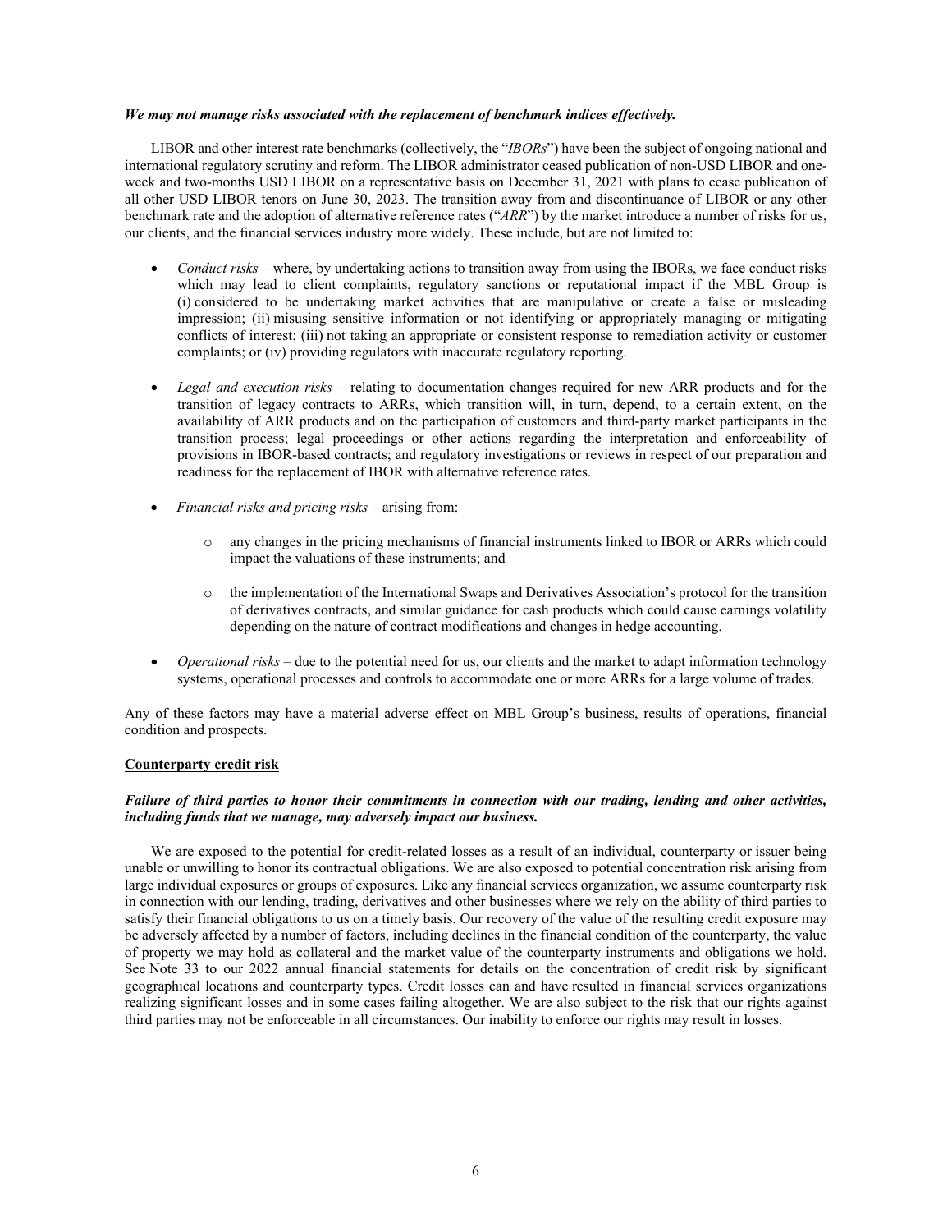***We may not manage risks associated with the replacement of benchmark indices effectively.***

LIBOR and other interest rate benchmarks (collectively, the "*IBORs*") have been the subject of ongoing national and international regulatory scrutiny and reform. The LIBOR administrator ceased publication of non-USD LIBOR and one-week and two-months USD LIBOR on a representative basis on December 31, 2021 with plans to cease publication of all other USD LIBOR tenors on June 30, 2023. The transition away from and discontinuance of LIBOR or any other benchmark rate and the adoption of alternative reference rates ("*ARR*") by the market introduce a number of risks for us, our clients, and the financial services industry more widely. These include, but are not limited to:

- *Conduct risks* – where, by undertaking actions to transition away from using the IBORs, we face conduct risks which may lead to client complaints, regulatory sanctions or reputational impact if the MBL Group is (i) considered to be undertaking market activities that are manipulative or create a false or misleading impression; (ii) misusing sensitive information or not identifying or appropriately managing or mitigating conflicts of interest; (iii) not taking an appropriate or consistent response to remediation activity or customer complaints; or (iv) providing regulators with inaccurate regulatory reporting.

- *Legal and execution risks* – relating to documentation changes required for new ARR products and for the transition of legacy contracts to ARRs, which transition will, in turn, depend, to a certain extent, on the availability of ARR products and on the participation of customers and third-party market participants in the transition process; legal proceedings or other actions regarding the interpretation and enforceability of provisions in IBOR-based contracts; and regulatory investigations or reviews in respect of our preparation and readiness for the replacement of IBOR with alternative reference rates.

- *Financial risks and pricing risks* – arising from:

  - any changes in the pricing mechanisms of financial instruments linked to IBOR or ARRs which could impact the valuations of these instruments; and

  - the implementation of the International Swaps and Derivatives Association's protocol for the transition of derivatives contracts, and similar guidance for cash products which could cause earnings volatility depending on the nature of contract modifications and changes in hedge accounting.

- *Operational risks* – due to the potential need for us, our clients and the market to adapt information technology systems, operational processes and controls to accommodate one or more ARRs for a large volume of trades.

Any of these factors may have a material adverse effect on MBL Group's business, results of operations, financial condition and prospects.

**Counterparty credit risk**

***Failure of third parties to honor their commitments in connection with our trading, lending and other activities, including funds that we manage, may adversely impact our business.***

We are exposed to the potential for credit-related losses as a result of an individual, counterparty or issuer being unable or unwilling to honor its contractual obligations. We are also exposed to potential concentration risk arising from large individual exposures or groups of exposures. Like any financial services organization, we assume counterparty risk in connection with our lending, trading, derivatives and other businesses where we rely on the ability of third parties to satisfy their financial obligations to us on a timely basis. Our recovery of the value of the resulting credit exposure may be adversely affected by a number of factors, including declines in the financial condition of the counterparty, the value of property we may hold as collateral and the market value of the counterparty instruments and obligations we hold. See Note 33 to our 2022 annual financial statements for details on the concentration of credit risk by significant geographical locations and counterparty types. Credit losses can and have resulted in financial services organizations realizing significant losses and in some cases failing altogether. We are also subject to the risk that our rights against third parties may not be enforceable in all circumstances. Our inability to enforce our rights may result in losses.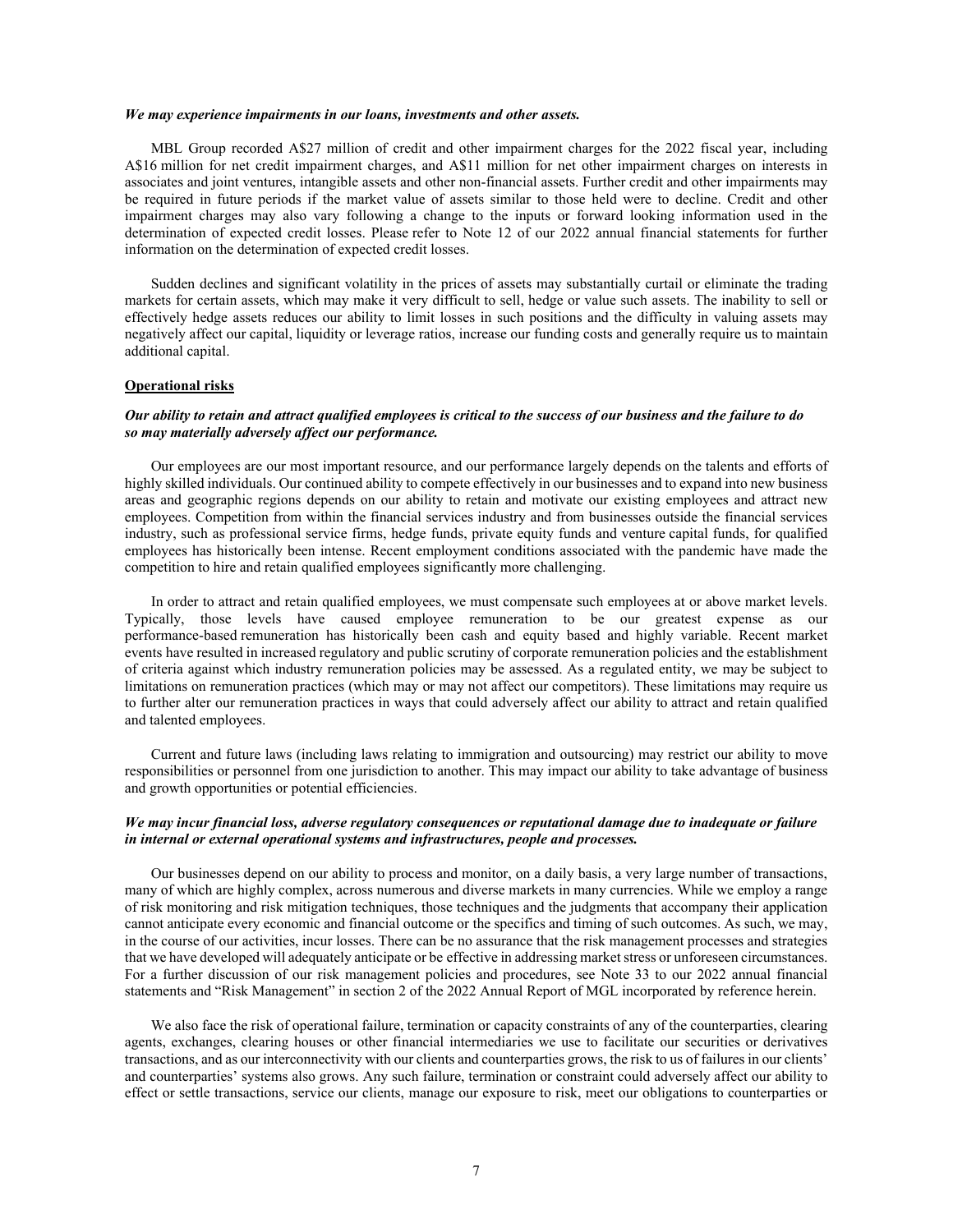***We may experience impairments in our loans, investments and other assets.***

MBL Group recorded A$27 million of credit and other impairment charges for the 2022 fiscal year, including A$16 million for net credit impairment charges, and A$11 million for net other impairment charges on interests in associates and joint ventures, intangible assets and other non-financial assets. Further credit and other impairments may be required in future periods if the market value of assets similar to those held were to decline. Credit and other impairment charges may also vary following a change to the inputs or forward looking information used in the determination of expected credit losses. Please refer to Note 12 of our 2022 annual financial statements for further information on the determination of expected credit losses.

Sudden declines and significant volatility in the prices of assets may substantially curtail or eliminate the trading markets for certain assets, which may make it very difficult to sell, hedge or value such assets. The inability to sell or effectively hedge assets reduces our ability to limit losses in such positions and the difficulty in valuing assets may negatively affect our capital, liquidity or leverage ratios, increase our funding costs and generally require us to maintain additional capital.

**Operational risks**

***Our ability to retain and attract qualified employees is critical to the success of our business and the failure to do so may materially adversely affect our performance.***

Our employees are our most important resource, and our performance largely depends on the talents and efforts of highly skilled individuals. Our continued ability to compete effectively in our businesses and to expand into new business areas and geographic regions depends on our ability to retain and motivate our existing employees and attract new employees. Competition from within the financial services industry and from businesses outside the financial services industry, such as professional service firms, hedge funds, private equity funds and venture capital funds, for qualified employees has historically been intense. Recent employment conditions associated with the pandemic have made the competition to hire and retain qualified employees significantly more challenging.

In order to attract and retain qualified employees, we must compensate such employees at or above market levels. Typically, those levels have caused employee remuneration to be our greatest expense as our performance-based remuneration has historically been cash and equity based and highly variable. Recent market events have resulted in increased regulatory and public scrutiny of corporate remuneration policies and the establishment of criteria against which industry remuneration policies may be assessed. As a regulated entity, we may be subject to limitations on remuneration practices (which may or may not affect our competitors). These limitations may require us to further alter our remuneration practices in ways that could adversely affect our ability to attract and retain qualified and talented employees.

Current and future laws (including laws relating to immigration and outsourcing) may restrict our ability to move responsibilities or personnel from one jurisdiction to another. This may impact our ability to take advantage of business and growth opportunities or potential efficiencies.

***We may incur financial loss, adverse regulatory consequences or reputational damage due to inadequate or failure in internal or external operational systems and infrastructures, people and processes.***

Our businesses depend on our ability to process and monitor, on a daily basis, a very large number of transactions, many of which are highly complex, across numerous and diverse markets in many currencies. While we employ a range of risk monitoring and risk mitigation techniques, those techniques and the judgments that accompany their application cannot anticipate every economic and financial outcome or the specifics and timing of such outcomes. As such, we may, in the course of our activities, incur losses. There can be no assurance that the risk management processes and strategies that we have developed will adequately anticipate or be effective in addressing market stress or unforeseen circumstances. For a further discussion of our risk management policies and procedures, see Note 33 to our 2022 annual financial statements and "Risk Management" in section 2 of the 2022 Annual Report of MGL incorporated by reference herein.

We also face the risk of operational failure, termination or capacity constraints of any of the counterparties, clearing agents, exchanges, clearing houses or other financial intermediaries we use to facilitate our securities or derivatives transactions, and as our interconnectivity with our clients and counterparties grows, the risk to us of failures in our clients' and counterparties' systems also grows. Any such failure, termination or constraint could adversely affect our ability to effect or settle transactions, service our clients, manage our exposure to risk, meet our obligations to counterparties or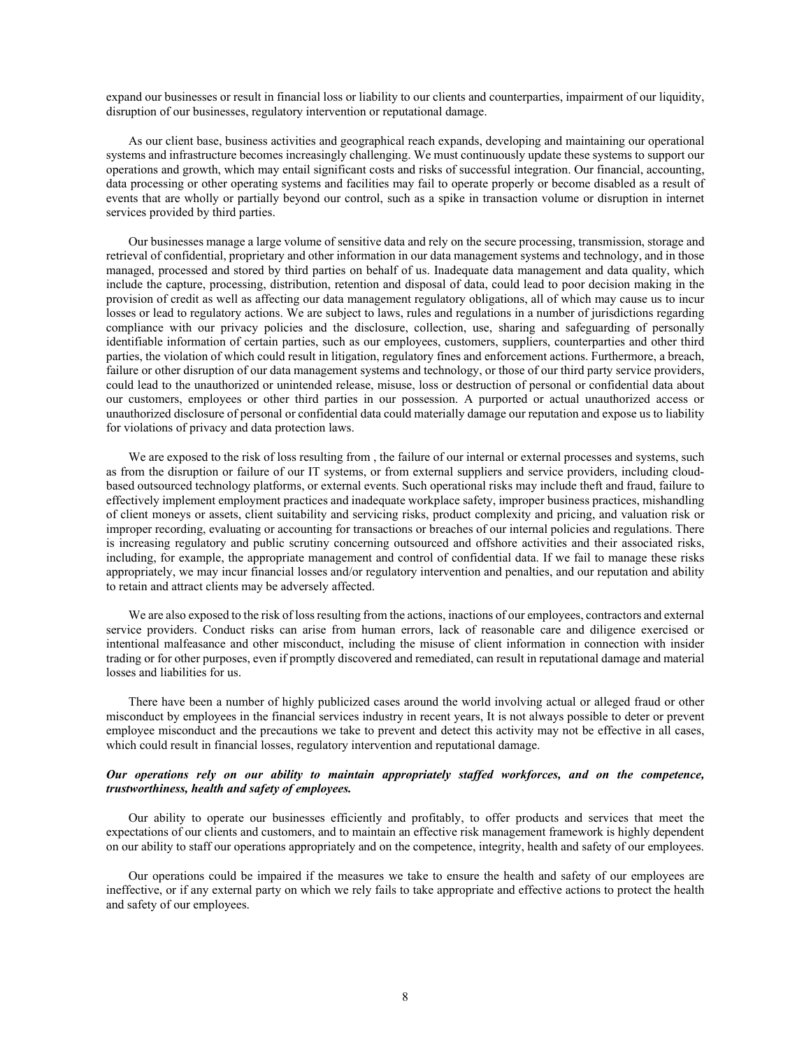expand our businesses or result in financial loss or liability to our clients and counterparties, impairment of our liquidity, disruption of our businesses, regulatory intervention or reputational damage.

As our client base, business activities and geographical reach expands, developing and maintaining our operational systems and infrastructure becomes increasingly challenging. We must continuously update these systems to support our operations and growth, which may entail significant costs and risks of successful integration. Our financial, accounting, data processing or other operating systems and facilities may fail to operate properly or become disabled as a result of events that are wholly or partially beyond our control, such as a spike in transaction volume or disruption in internet services provided by third parties.

Our businesses manage a large volume of sensitive data and rely on the secure processing, transmission, storage and retrieval of confidential, proprietary and other information in our data management systems and technology, and in those managed, processed and stored by third parties on behalf of us. Inadequate data management and data quality, which include the capture, processing, distribution, retention and disposal of data, could lead to poor decision making in the provision of credit as well as affecting our data management regulatory obligations, all of which may cause us to incur losses or lead to regulatory actions. We are subject to laws, rules and regulations in a number of jurisdictions regarding compliance with our privacy policies and the disclosure, collection, use, sharing and safeguarding of personally identifiable information of certain parties, such as our employees, customers, suppliers, counterparties and other third parties, the violation of which could result in litigation, regulatory fines and enforcement actions. Furthermore, a breach, failure or other disruption of our data management systems and technology, or those of our third party service providers, could lead to the unauthorized or unintended release, misuse, loss or destruction of personal or confidential data about our customers, employees or other third parties in our possession. A purported or actual unauthorized access or unauthorized disclosure of personal or confidential data could materially damage our reputation and expose us to liability for violations of privacy and data protection laws.

We are exposed to the risk of loss resulting from , the failure of our internal or external processes and systems, such as from the disruption or failure of our IT systems, or from external suppliers and service providers, including cloud-based outsourced technology platforms, or external events. Such operational risks may include theft and fraud, failure to effectively implement employment practices and inadequate workplace safety, improper business practices, mishandling of client moneys or assets, client suitability and servicing risks, product complexity and pricing, and valuation risk or improper recording, evaluating or accounting for transactions or breaches of our internal policies and regulations. There is increasing regulatory and public scrutiny concerning outsourced and offshore activities and their associated risks, including, for example, the appropriate management and control of confidential data. If we fail to manage these risks appropriately, we may incur financial losses and/or regulatory intervention and penalties, and our reputation and ability to retain and attract clients may be adversely affected.

We are also exposed to the risk of loss resulting from the actions, inactions of our employees, contractors and external service providers. Conduct risks can arise from human errors, lack of reasonable care and diligence exercised or intentional malfeasance and other misconduct, including the misuse of client information in connection with insider trading or for other purposes, even if promptly discovered and remediated, can result in reputational damage and material losses and liabilities for us.

There have been a number of highly publicized cases around the world involving actual or alleged fraud or other misconduct by employees in the financial services industry in recent years, It is not always possible to deter or prevent employee misconduct and the precautions we take to prevent and detect this activity may not be effective in all cases, which could result in financial losses, regulatory intervention and reputational damage.

***Our operations rely on our ability to maintain appropriately staffed workforces, and on the competence, trustworthiness, health and safety of employees.***

Our ability to operate our businesses efficiently and profitably, to offer products and services that meet the expectations of our clients and customers, and to maintain an effective risk management framework is highly dependent on our ability to staff our operations appropriately and on the competence, integrity, health and safety of our employees.

Our operations could be impaired if the measures we take to ensure the health and safety of our employees are ineffective, or if any external party on which we rely fails to take appropriate and effective actions to protect the health and safety of our employees.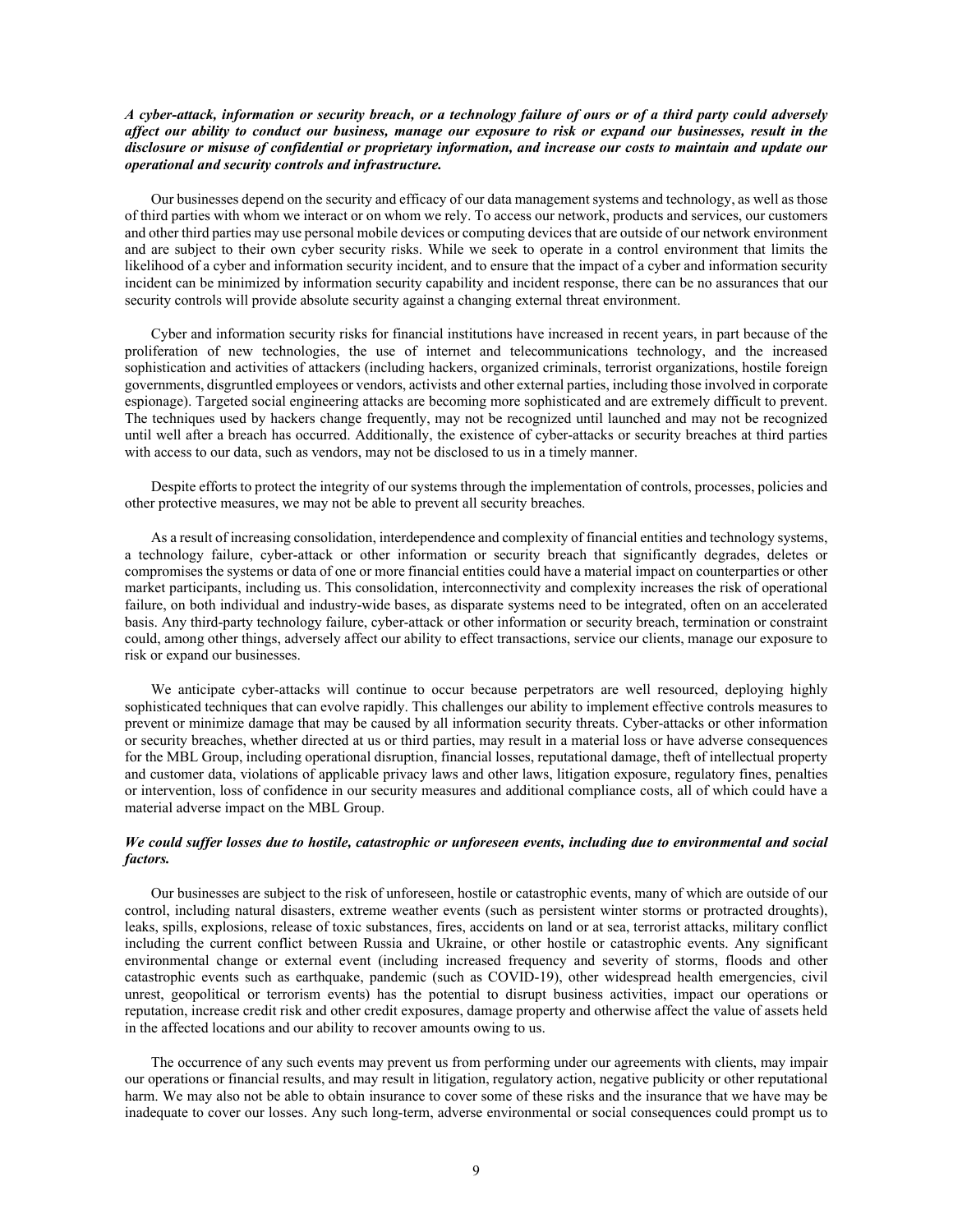***A cyber-attack, information or security breach, or a technology failure of ours or of a third party could adversely affect our ability to conduct our business, manage our exposure to risk or expand our businesses, result in the disclosure or misuse of confidential or proprietary information, and increase our costs to maintain and update our operational and security controls and infrastructure.***

Our businesses depend on the security and efficacy of our data management systems and technology, as well as those of third parties with whom we interact or on whom we rely. To access our network, products and services, our customers and other third parties may use personal mobile devices or computing devices that are outside of our network environment and are subject to their own cyber security risks. While we seek to operate in a control environment that limits the likelihood of a cyber and information security incident, and to ensure that the impact of a cyber and information security incident can be minimized by information security capability and incident response, there can be no assurances that our security controls will provide absolute security against a changing external threat environment.

Cyber and information security risks for financial institutions have increased in recent years, in part because of the proliferation of new technologies, the use of internet and telecommunications technology, and the increased sophistication and activities of attackers (including hackers, organized criminals, terrorist organizations, hostile foreign governments, disgruntled employees or vendors, activists and other external parties, including those involved in corporate espionage). Targeted social engineering attacks are becoming more sophisticated and are extremely difficult to prevent. The techniques used by hackers change frequently, may not be recognized until launched and may not be recognized until well after a breach has occurred. Additionally, the existence of cyber-attacks or security breaches at third parties with access to our data, such as vendors, may not be disclosed to us in a timely manner.

Despite efforts to protect the integrity of our systems through the implementation of controls, processes, policies and other protective measures, we may not be able to prevent all security breaches.

As a result of increasing consolidation, interdependence and complexity of financial entities and technology systems, a technology failure, cyber-attack or other information or security breach that significantly degrades, deletes or compromises the systems or data of one or more financial entities could have a material impact on counterparties or other market participants, including us. This consolidation, interconnectivity and complexity increases the risk of operational failure, on both individual and industry-wide bases, as disparate systems need to be integrated, often on an accelerated basis. Any third-party technology failure, cyber-attack or other information or security breach, termination or constraint could, among other things, adversely affect our ability to effect transactions, service our clients, manage our exposure to risk or expand our businesses.

We anticipate cyber-attacks will continue to occur because perpetrators are well resourced, deploying highly sophisticated techniques that can evolve rapidly. This challenges our ability to implement effective controls measures to prevent or minimize damage that may be caused by all information security threats. Cyber-attacks or other information or security breaches, whether directed at us or third parties, may result in a material loss or have adverse consequences for the MBL Group, including operational disruption, financial losses, reputational damage, theft of intellectual property and customer data, violations of applicable privacy laws and other laws, litigation exposure, regulatory fines, penalties or intervention, loss of confidence in our security measures and additional compliance costs, all of which could have a material adverse impact on the MBL Group.

***We could suffer losses due to hostile, catastrophic or unforeseen events, including due to environmental and social factors.***

Our businesses are subject to the risk of unforeseen, hostile or catastrophic events, many of which are outside of our control, including natural disasters, extreme weather events (such as persistent winter storms or protracted droughts), leaks, spills, explosions, release of toxic substances, fires, accidents on land or at sea, terrorist attacks, military conflict including the current conflict between Russia and Ukraine, or other hostile or catastrophic events. Any significant environmental change or external event (including increased frequency and severity of storms, floods and other catastrophic events such as earthquake, pandemic (such as COVID-19), other widespread health emergencies, civil unrest, geopolitical or terrorism events) has the potential to disrupt business activities, impact our operations or reputation, increase credit risk and other credit exposures, damage property and otherwise affect the value of assets held in the affected locations and our ability to recover amounts owing to us.

The occurrence of any such events may prevent us from performing under our agreements with clients, may impair our operations or financial results, and may result in litigation, regulatory action, negative publicity or other reputational harm. We may also not be able to obtain insurance to cover some of these risks and the insurance that we have may be inadequate to cover our losses. Any such long-term, adverse environmental or social consequences could prompt us to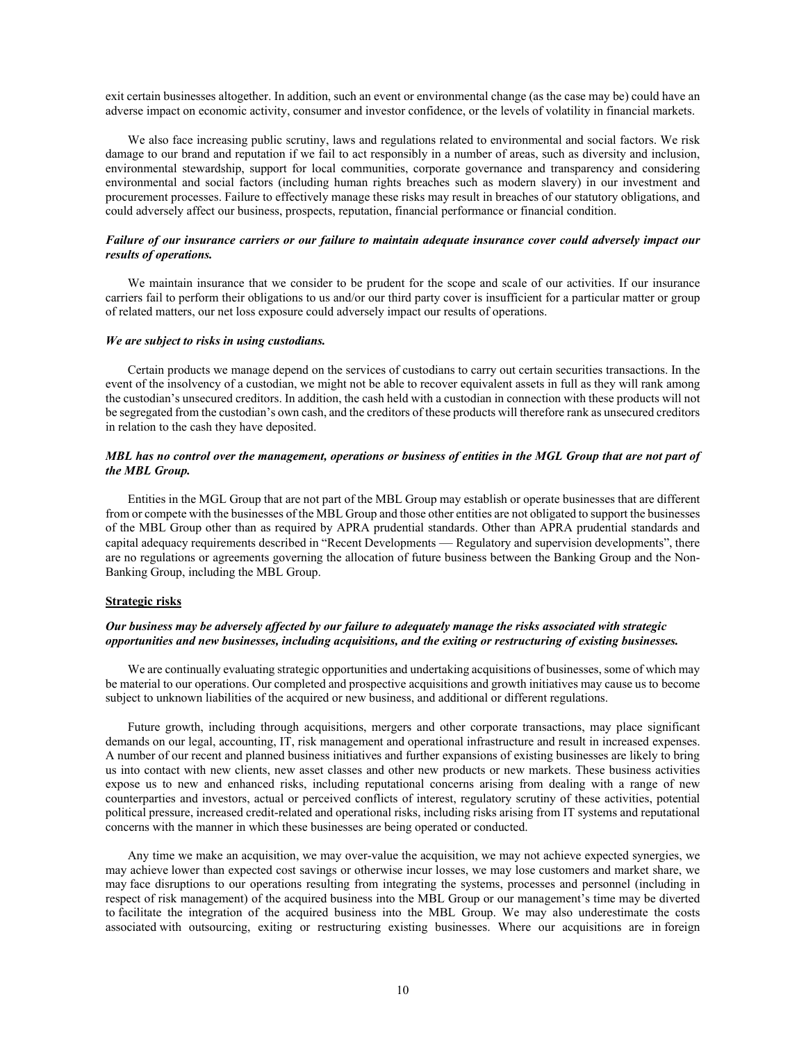exit certain businesses altogether. In addition, such an event or environmental change (as the case may be) could have an adverse impact on economic activity, consumer and investor confidence, or the levels of volatility in financial markets.

We also face increasing public scrutiny, laws and regulations related to environmental and social factors. We risk damage to our brand and reputation if we fail to act responsibly in a number of areas, such as diversity and inclusion, environmental stewardship, support for local communities, corporate governance and transparency and considering environmental and social factors (including human rights breaches such as modern slavery) in our investment and procurement processes. Failure to effectively manage these risks may result in breaches of our statutory obligations, and could adversely affect our business, prospects, reputation, financial performance or financial condition.

***Failure of our insurance carriers or our failure to maintain adequate insurance cover could adversely impact our results of operations.***

We maintain insurance that we consider to be prudent for the scope and scale of our activities. If our insurance carriers fail to perform their obligations to us and/or our third party cover is insufficient for a particular matter or group of related matters, our net loss exposure could adversely impact our results of operations.

***We are subject to risks in using custodians.***

Certain products we manage depend on the services of custodians to carry out certain securities transactions. In the event of the insolvency of a custodian, we might not be able to recover equivalent assets in full as they will rank among the custodian's unsecured creditors. In addition, the cash held with a custodian in connection with these products will not be segregated from the custodian's own cash, and the creditors of these products will therefore rank as unsecured creditors in relation to the cash they have deposited.

***MBL has no control over the management, operations or business of entities in the MGL Group that are not part of the MBL Group.***

Entities in the MGL Group that are not part of the MBL Group may establish or operate businesses that are different from or compete with the businesses of the MBL Group and those other entities are not obligated to support the businesses of the MBL Group other than as required by APRA prudential standards. Other than APRA prudential standards and capital adequacy requirements described in "Recent Developments — Regulatory and supervision developments", there are no regulations or agreements governing the allocation of future business between the Banking Group and the Non-Banking Group, including the MBL Group.

**Strategic risks**

***Our business may be adversely affected by our failure to adequately manage the risks associated with strategic opportunities and new businesses, including acquisitions, and the exiting or restructuring of existing businesses.***

We are continually evaluating strategic opportunities and undertaking acquisitions of businesses, some of which may be material to our operations. Our completed and prospective acquisitions and growth initiatives may cause us to become subject to unknown liabilities of the acquired or new business, and additional or different regulations.

Future growth, including through acquisitions, mergers and other corporate transactions, may place significant demands on our legal, accounting, IT, risk management and operational infrastructure and result in increased expenses. A number of our recent and planned business initiatives and further expansions of existing businesses are likely to bring us into contact with new clients, new asset classes and other new products or new markets. These business activities expose us to new and enhanced risks, including reputational concerns arising from dealing with a range of new counterparties and investors, actual or perceived conflicts of interest, regulatory scrutiny of these activities, potential political pressure, increased credit-related and operational risks, including risks arising from IT systems and reputational concerns with the manner in which these businesses are being operated or conducted.

Any time we make an acquisition, we may over-value the acquisition, we may not achieve expected synergies, we may achieve lower than expected cost savings or otherwise incur losses, we may lose customers and market share, we may face disruptions to our operations resulting from integrating the systems, processes and personnel (including in respect of risk management) of the acquired business into the MBL Group or our management's time may be diverted to facilitate the integration of the acquired business into the MBL Group. We may also underestimate the costs associated with outsourcing, exiting or restructuring existing businesses. Where our acquisitions are in foreign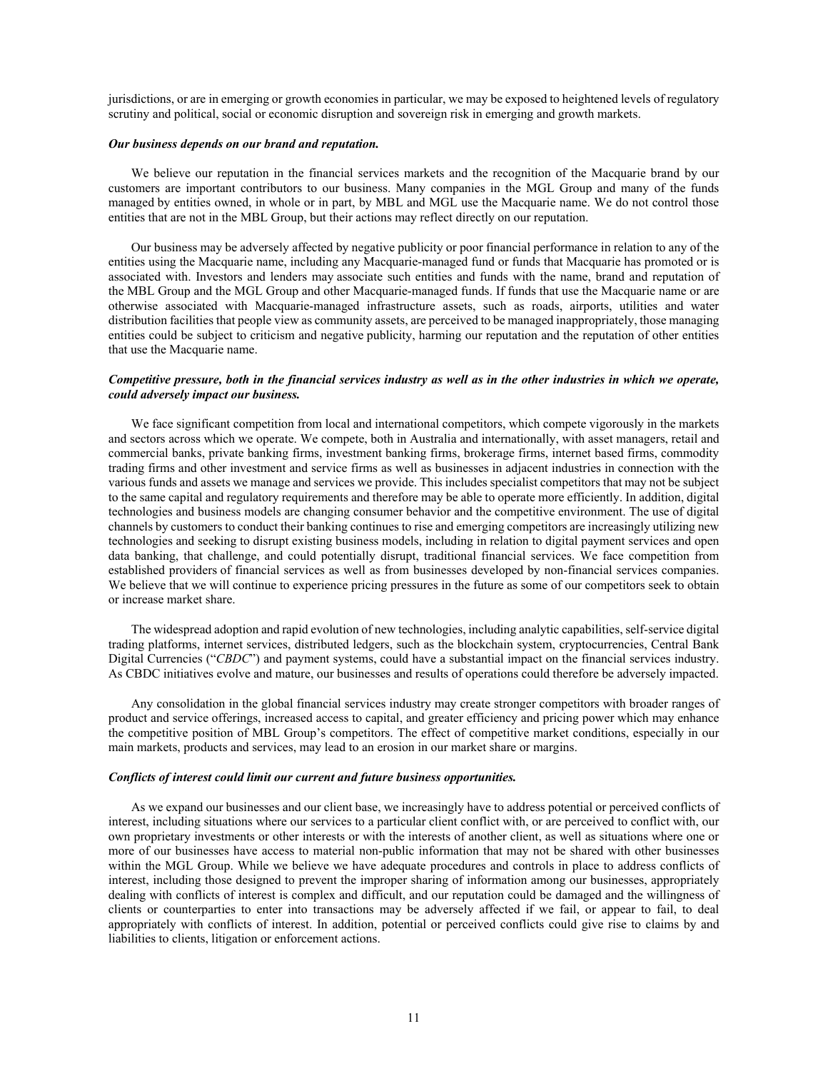jurisdictions, or are in emerging or growth economies in particular, we may be exposed to heightened levels of regulatory scrutiny and political, social or economic disruption and sovereign risk in emerging and growth markets.

***Our business depends on our brand and reputation.***

We believe our reputation in the financial services markets and the recognition of the Macquarie brand by our customers are important contributors to our business. Many companies in the MGL Group and many of the funds managed by entities owned, in whole or in part, by MBL and MGL use the Macquarie name. We do not control those entities that are not in the MBL Group, but their actions may reflect directly on our reputation.

Our business may be adversely affected by negative publicity or poor financial performance in relation to any of the entities using the Macquarie name, including any Macquarie-managed fund or funds that Macquarie has promoted or is associated with. Investors and lenders may associate such entities and funds with the name, brand and reputation of the MBL Group and the MGL Group and other Macquarie-managed funds. If funds that use the Macquarie name or are otherwise associated with Macquarie-managed infrastructure assets, such as roads, airports, utilities and water distribution facilities that people view as community assets, are perceived to be managed inappropriately, those managing entities could be subject to criticism and negative publicity, harming our reputation and the reputation of other entities that use the Macquarie name.

***Competitive pressure, both in the financial services industry as well as in the other industries in which we operate, could adversely impact our business.***

We face significant competition from local and international competitors, which compete vigorously in the markets and sectors across which we operate. We compete, both in Australia and internationally, with asset managers, retail and commercial banks, private banking firms, investment banking firms, brokerage firms, internet based firms, commodity trading firms and other investment and service firms as well as businesses in adjacent industries in connection with the various funds and assets we manage and services we provide. This includes specialist competitors that may not be subject to the same capital and regulatory requirements and therefore may be able to operate more efficiently. In addition, digital technologies and business models are changing consumer behavior and the competitive environment. The use of digital channels by customers to conduct their banking continues to rise and emerging competitors are increasingly utilizing new technologies and seeking to disrupt existing business models, including in relation to digital payment services and open data banking, that challenge, and could potentially disrupt, traditional financial services. We face competition from established providers of financial services as well as from businesses developed by non-financial services companies. We believe that we will continue to experience pricing pressures in the future as some of our competitors seek to obtain or increase market share.

The widespread adoption and rapid evolution of new technologies, including analytic capabilities, self-service digital trading platforms, internet services, distributed ledgers, such as the blockchain system, cryptocurrencies, Central Bank Digital Currencies ("*CBDC*") and payment systems, could have a substantial impact on the financial services industry. As CBDC initiatives evolve and mature, our businesses and results of operations could therefore be adversely impacted.

Any consolidation in the global financial services industry may create stronger competitors with broader ranges of product and service offerings, increased access to capital, and greater efficiency and pricing power which may enhance the competitive position of MBL Group's competitors. The effect of competitive market conditions, especially in our main markets, products and services, may lead to an erosion in our market share or margins.

***Conflicts of interest could limit our current and future business opportunities.***

As we expand our businesses and our client base, we increasingly have to address potential or perceived conflicts of interest, including situations where our services to a particular client conflict with, or are perceived to conflict with, our own proprietary investments or other interests or with the interests of another client, as well as situations where one or more of our businesses have access to material non-public information that may not be shared with other businesses within the MGL Group. While we believe we have adequate procedures and controls in place to address conflicts of interest, including those designed to prevent the improper sharing of information among our businesses, appropriately dealing with conflicts of interest is complex and difficult, and our reputation could be damaged and the willingness of clients or counterparties to enter into transactions may be adversely affected if we fail, or appear to fail, to deal appropriately with conflicts of interest. In addition, potential or perceived conflicts could give rise to claims by and liabilities to clients, litigation or enforcement actions.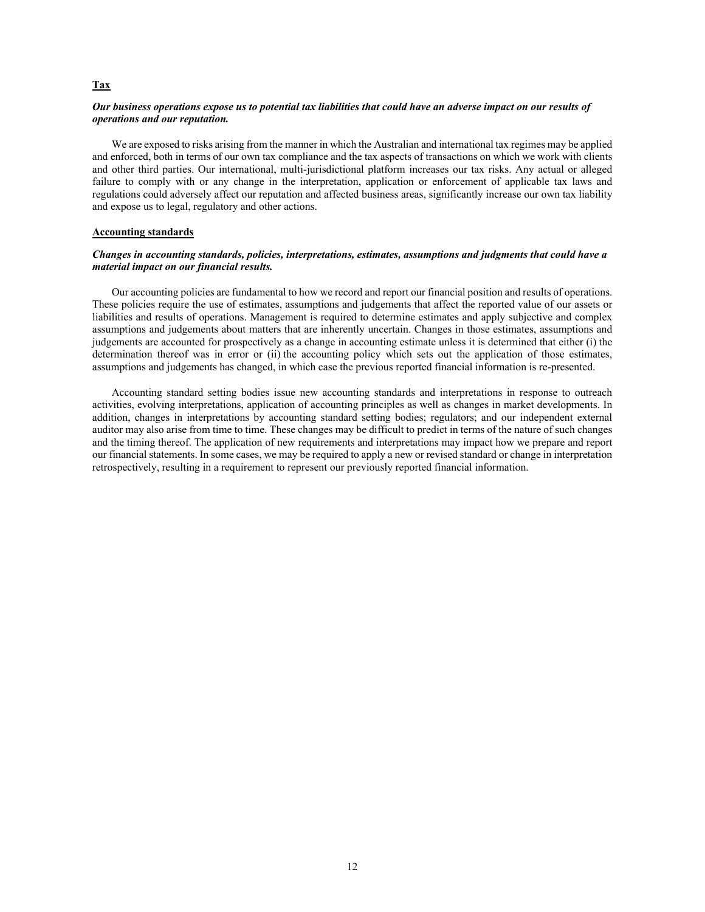## Tax

***Our business operations expose us to potential tax liabilities that could have an adverse impact on our results of operations and our reputation.***

We are exposed to risks arising from the manner in which the Australian and international tax regimes may be applied and enforced, both in terms of our own tax compliance and the tax aspects of transactions on which we work with clients and other third parties. Our international, multi-jurisdictional platform increases our tax risks. Any actual or alleged failure to comply with or any change in the interpretation, application or enforcement of applicable tax laws and regulations could adversely affect our reputation and affected business areas, significantly increase our own tax liability and expose us to legal, regulatory and other actions.

## Accounting standards

***Changes in accounting standards, policies, interpretations, estimates, assumptions and judgments that could have a material impact on our financial results.***

Our accounting policies are fundamental to how we record and report our financial position and results of operations. These policies require the use of estimates, assumptions and judgements that affect the reported value of our assets or liabilities and results of operations. Management is required to determine estimates and apply subjective and complex assumptions and judgements about matters that are inherently uncertain. Changes in those estimates, assumptions and judgements are accounted for prospectively as a change in accounting estimate unless it is determined that either (i) the determination thereof was in error or (ii) the accounting policy which sets out the application of those estimates, assumptions and judgements has changed, in which case the previous reported financial information is re-presented.

Accounting standard setting bodies issue new accounting standards and interpretations in response to outreach activities, evolving interpretations, application of accounting principles as well as changes in market developments. In addition, changes in interpretations by accounting standard setting bodies; regulators; and our independent external auditor may also arise from time to time. These changes may be difficult to predict in terms of the nature of such changes and the timing thereof. The application of new requirements and interpretations may impact how we prepare and report our financial statements. In some cases, we may be required to apply a new or revised standard or change in interpretation retrospectively, resulting in a requirement to represent our previously reported financial information.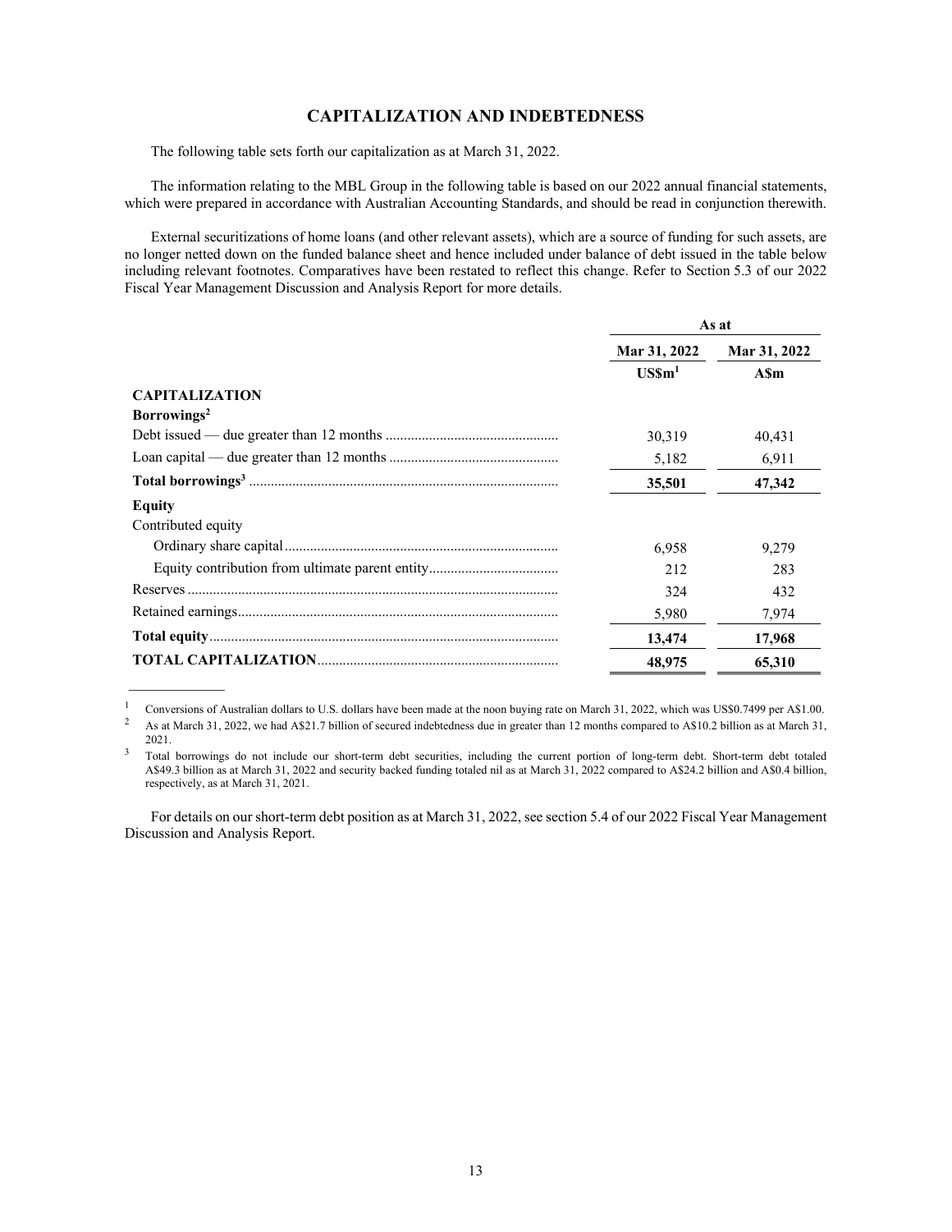# CAPITALIZATION AND INDEBTEDNESS

The following table sets forth our capitalization as at March 31, 2022.

The information relating to the MBL Group in the following table is based on our 2022 annual financial statements, which were prepared in accordance with Australian Accounting Standards, and should be read in conjunction therewith.

External securitizations of home loans (and other relevant assets), which are a source of funding for such assets, are no longer netted down on the funded balance sheet and hence included under balance of debt issued in the table below including relevant footnotes. Comparatives have been restated to reflect this change. Refer to Section 5.3 of our 2022 Fiscal Year Management Discussion and Analysis Report for more details.

| | As at | |
|---|---|---|
| | **Mar 31, 2022** | **Mar 31, 2022** |
| | **US$m[1]** | **A$m** |
| **CAPITALIZATION** | | |
| **Borrowings[2]** | | |
| Debt issued — due greater than 12 months | 30,319 | 40,431 |
| Loan capital — due greater than 12 months | 5,182 | 6,911 |
| **Total borrowings[3]** | **35,501** | **47,342** |
| **Equity** | | |
| Contributed equity | | |
| Ordinary share capital | 6,958 | 9,279 |
| Equity contribution from ultimate parent entity | 212 | 283 |
| Reserves | 324 | 432 |
| Retained earnings | 5,980 | 7,974 |
| **Total equity** | **13,474** | **17,968** |
| **TOTAL CAPITALIZATION** | **48,975** | **65,310** |

1 Conversions of Australian dollars to U.S. dollars have been made at the noon buying rate on March 31, 2022, which was US$0.7499 per A$1.00.

2 As at March 31, 2022, we had A$21.7 billion of secured indebtedness due in greater than 12 months compared to A$10.2 billion as at March 31, 2021.

3 Total borrowings do not include our short-term debt securities, including the current portion of long-term debt. Short-term debt totaled A$49.3 billion as at March 31, 2022 and security backed funding totaled nil as at March 31, 2022 compared to A$24.2 billion and A$0.4 billion, respectively, as at March 31, 2021.

For details on our short-term debt position as at March 31, 2022, see section 5.4 of our 2022 Fiscal Year Management Discussion and Analysis Report.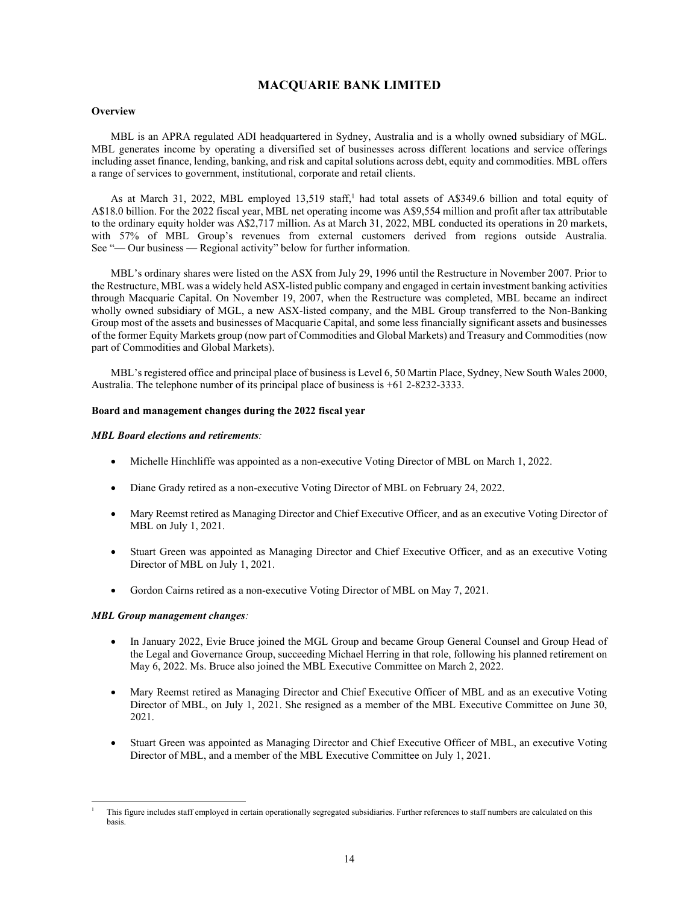# MACQUARIE BANK LIMITED

**Overview**

MBL is an APRA regulated ADI headquartered in Sydney, Australia and is a wholly owned subsidiary of MGL. MBL generates income by operating a diversified set of businesses across different locations and service offerings including asset finance, lending, banking, and risk and capital solutions across debt, equity and commodities. MBL offers a range of services to government, institutional, corporate and retail clients.

As at March 31, 2022, MBL employed 13,519 staff,[1] had total assets of A$349.6 billion and total equity of A$18.0 billion. For the 2022 fiscal year, MBL net operating income was A$9,554 million and profit after tax attributable to the ordinary equity holder was A$2,717 million. As at March 31, 2022, MBL conducted its operations in 20 markets, with 57% of MBL Group's revenues from external customers derived from regions outside Australia. See "— Our business — Regional activity" below for further information.

MBL's ordinary shares were listed on the ASX from July 29, 1996 until the Restructure in November 2007. Prior to the Restructure, MBL was a widely held ASX-listed public company and engaged in certain investment banking activities through Macquarie Capital. On November 19, 2007, when the Restructure was completed, MBL became an indirect wholly owned subsidiary of MGL, a new ASX-listed company, and the MBL Group transferred to the Non-Banking Group most of the assets and businesses of Macquarie Capital, and some less financially significant assets and businesses of the former Equity Markets group (now part of Commodities and Global Markets) and Treasury and Commodities (now part of Commodities and Global Markets).

MBL's registered office and principal place of business is Level 6, 50 Martin Place, Sydney, New South Wales 2000, Australia. The telephone number of its principal place of business is +61 2-8232-3333.

**Board and management changes during the 2022 fiscal year**

***MBL Board elections and retirements:***

- Michelle Hinchliffe was appointed as a non-executive Voting Director of MBL on March 1, 2022.
- Diane Grady retired as a non-executive Voting Director of MBL on February 24, 2022.
- Mary Reemst retired as Managing Director and Chief Executive Officer, and as an executive Voting Director of MBL on July 1, 2021.
- Stuart Green was appointed as Managing Director and Chief Executive Officer, and as an executive Voting Director of MBL on July 1, 2021.
- Gordon Cairns retired as a non-executive Voting Director of MBL on May 7, 2021.

***MBL Group management changes:***

- In January 2022, Evie Bruce joined the MGL Group and became Group General Counsel and Group Head of the Legal and Governance Group, succeeding Michael Herring in that role, following his planned retirement on May 6, 2022. Ms. Bruce also joined the MBL Executive Committee on March 2, 2022.
- Mary Reemst retired as Managing Director and Chief Executive Officer of MBL and as an executive Voting Director of MBL, on July 1, 2021. She resigned as a member of the MBL Executive Committee on June 30, 2021.
- Stuart Green was appointed as Managing Director and Chief Executive Officer of MBL, an executive Voting Director of MBL, and a member of the MBL Executive Committee on July 1, 2021.

---

[1] This figure includes staff employed in certain operationally segregated subsidiaries. Further references to staff numbers are calculated on this basis.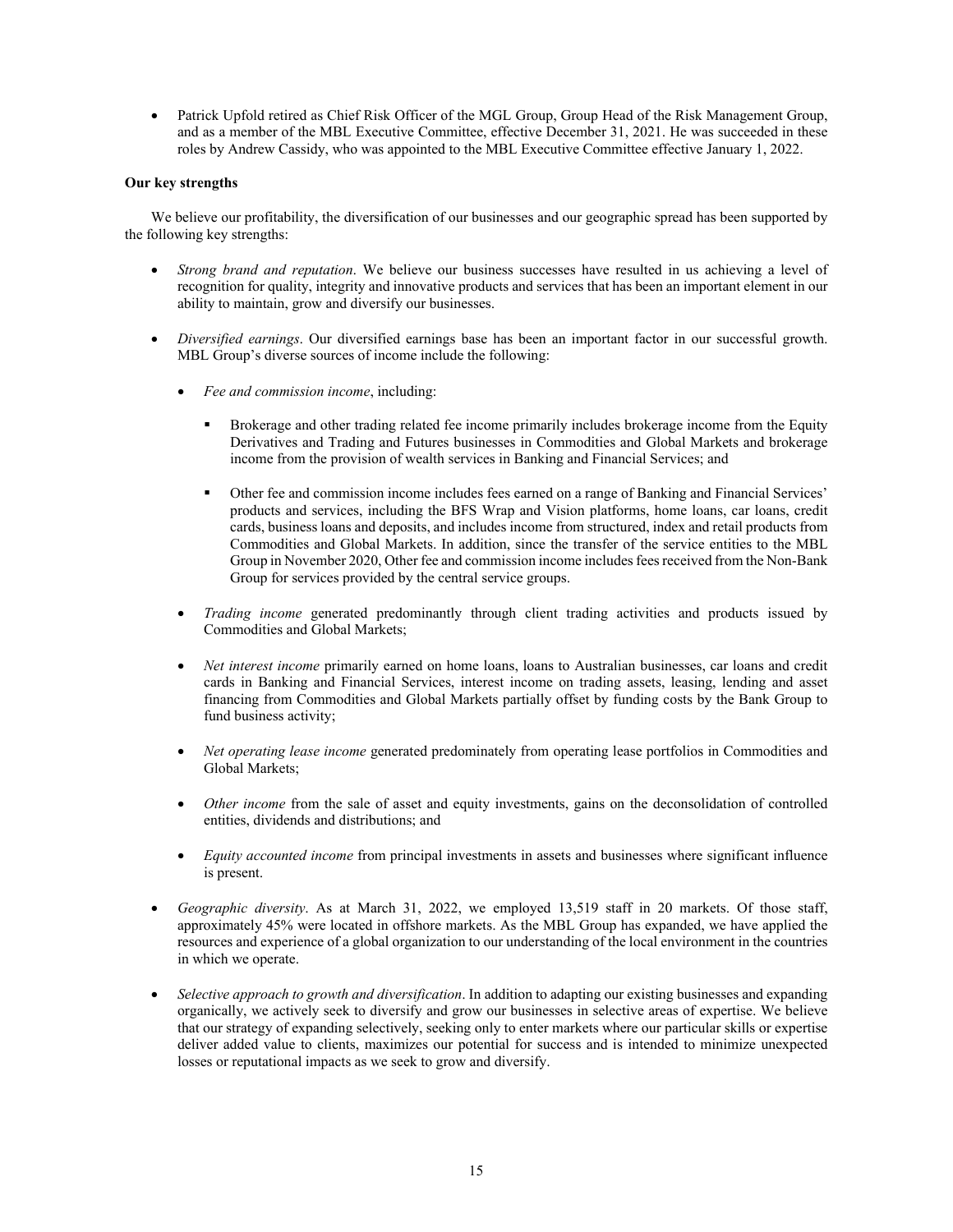- Patrick Upfold retired as Chief Risk Officer of the MGL Group, Group Head of the Risk Management Group, and as a member of the MBL Executive Committee, effective December 31, 2021. He was succeeded in these roles by Andrew Cassidy, who was appointed to the MBL Executive Committee effective January 1, 2022.

**Our key strengths**

We believe our profitability, the diversification of our businesses and our geographic spread has been supported by the following key strengths:

- *Strong brand and reputation*. We believe our business successes have resulted in us achieving a level of recognition for quality, integrity and innovative products and services that has been an important element in our ability to maintain, grow and diversify our businesses.

- *Diversified earnings*. Our diversified earnings base has been an important factor in our successful growth. MBL Group's diverse sources of income include the following:

  - *Fee and commission income*, including:

    - Brokerage and other trading related fee income primarily includes brokerage income from the Equity Derivatives and Trading and Futures businesses in Commodities and Global Markets and brokerage income from the provision of wealth services in Banking and Financial Services; and

    - Other fee and commission income includes fees earned on a range of Banking and Financial Services' products and services, including the BFS Wrap and Vision platforms, home loans, car loans, credit cards, business loans and deposits, and includes income from structured, index and retail products from Commodities and Global Markets. In addition, since the transfer of the service entities to the MBL Group in November 2020, Other fee and commission income includes fees received from the Non-Bank Group for services provided by the central service groups.

  - *Trading income* generated predominantly through client trading activities and products issued by Commodities and Global Markets;

  - *Net interest income* primarily earned on home loans, loans to Australian businesses, car loans and credit cards in Banking and Financial Services, interest income on trading assets, leasing, lending and asset financing from Commodities and Global Markets partially offset by funding costs by the Bank Group to fund business activity;

  - *Net operating lease income* generated predominately from operating lease portfolios in Commodities and Global Markets;

  - *Other income* from the sale of asset and equity investments, gains on the deconsolidation of controlled entities, dividends and distributions; and

  - *Equity accounted income* from principal investments in assets and businesses where significant influence is present.

- *Geographic diversity*. As at March 31, 2022, we employed 13,519 staff in 20 markets. Of those staff, approximately 45% were located in offshore markets. As the MBL Group has expanded, we have applied the resources and experience of a global organization to our understanding of the local environment in the countries in which we operate.

- *Selective approach to growth and diversification*. In addition to adapting our existing businesses and expanding organically, we actively seek to diversify and grow our businesses in selective areas of expertise. We believe that our strategy of expanding selectively, seeking only to enter markets where our particular skills or expertise deliver added value to clients, maximizes our potential for success and is intended to minimize unexpected losses or reputational impacts as we seek to grow and diversify.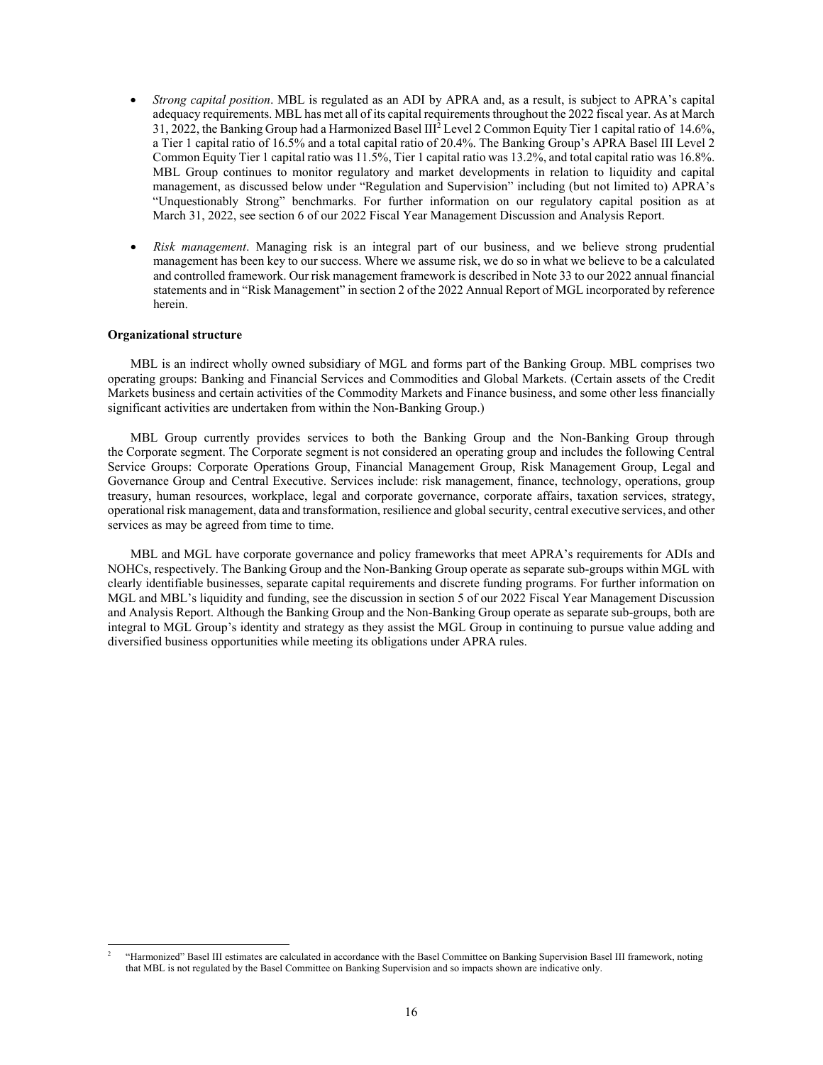- *Strong capital position*. MBL is regulated as an ADI by APRA and, as a result, is subject to APRA's capital adequacy requirements. MBL has met all of its capital requirements throughout the 2022 fiscal year. As at March 31, 2022, the Banking Group had a Harmonized Basel III[2] Level 2 Common Equity Tier 1 capital ratio of 14.6%, a Tier 1 capital ratio of 16.5% and a total capital ratio of 20.4%. The Banking Group's APRA Basel III Level 2 Common Equity Tier 1 capital ratio was 11.5%, Tier 1 capital ratio was 13.2%, and total capital ratio was 16.8%. MBL Group continues to monitor regulatory and market developments in relation to liquidity and capital management, as discussed below under "Regulation and Supervision" including (but not limited to) APRA's "Unquestionably Strong" benchmarks. For further information on our regulatory capital position as at March 31, 2022, see section 6 of our 2022 Fiscal Year Management Discussion and Analysis Report.

- *Risk management*. Managing risk is an integral part of our business, and we believe strong prudential management has been key to our success. Where we assume risk, we do so in what we believe to be a calculated and controlled framework. Our risk management framework is described in Note 33 to our 2022 annual financial statements and in "Risk Management" in section 2 of the 2022 Annual Report of MGL incorporated by reference herein.

**Organizational structure**

MBL is an indirect wholly owned subsidiary of MGL and forms part of the Banking Group. MBL comprises two operating groups: Banking and Financial Services and Commodities and Global Markets. (Certain assets of the Credit Markets business and certain activities of the Commodity Markets and Finance business, and some other less financially significant activities are undertaken from within the Non-Banking Group.)

MBL Group currently provides services to both the Banking Group and the Non-Banking Group through the Corporate segment. The Corporate segment is not considered an operating group and includes the following Central Service Groups: Corporate Operations Group, Financial Management Group, Risk Management Group, Legal and Governance Group and Central Executive. Services include: risk management, finance, technology, operations, group treasury, human resources, workplace, legal and corporate governance, corporate affairs, taxation services, strategy, operational risk management, data and transformation, resilience and global security, central executive services, and other services as may be agreed from time to time.

MBL and MGL have corporate governance and policy frameworks that meet APRA's requirements for ADIs and NOHCs, respectively. The Banking Group and the Non-Banking Group operate as separate sub-groups within MGL with clearly identifiable businesses, separate capital requirements and discrete funding programs. For further information on MGL and MBL's liquidity and funding, see the discussion in section 5 of our 2022 Fiscal Year Management Discussion and Analysis Report. Although the Banking Group and the Non-Banking Group operate as separate sub-groups, both are integral to MGL Group's identity and strategy as they assist the MGL Group in continuing to pursue value adding and diversified business opportunities while meeting its obligations under APRA rules.

[2] "Harmonized" Basel III estimates are calculated in accordance with the Basel Committee on Banking Supervision Basel III framework, noting that MBL is not regulated by the Basel Committee on Banking Supervision and so impacts shown are indicative only.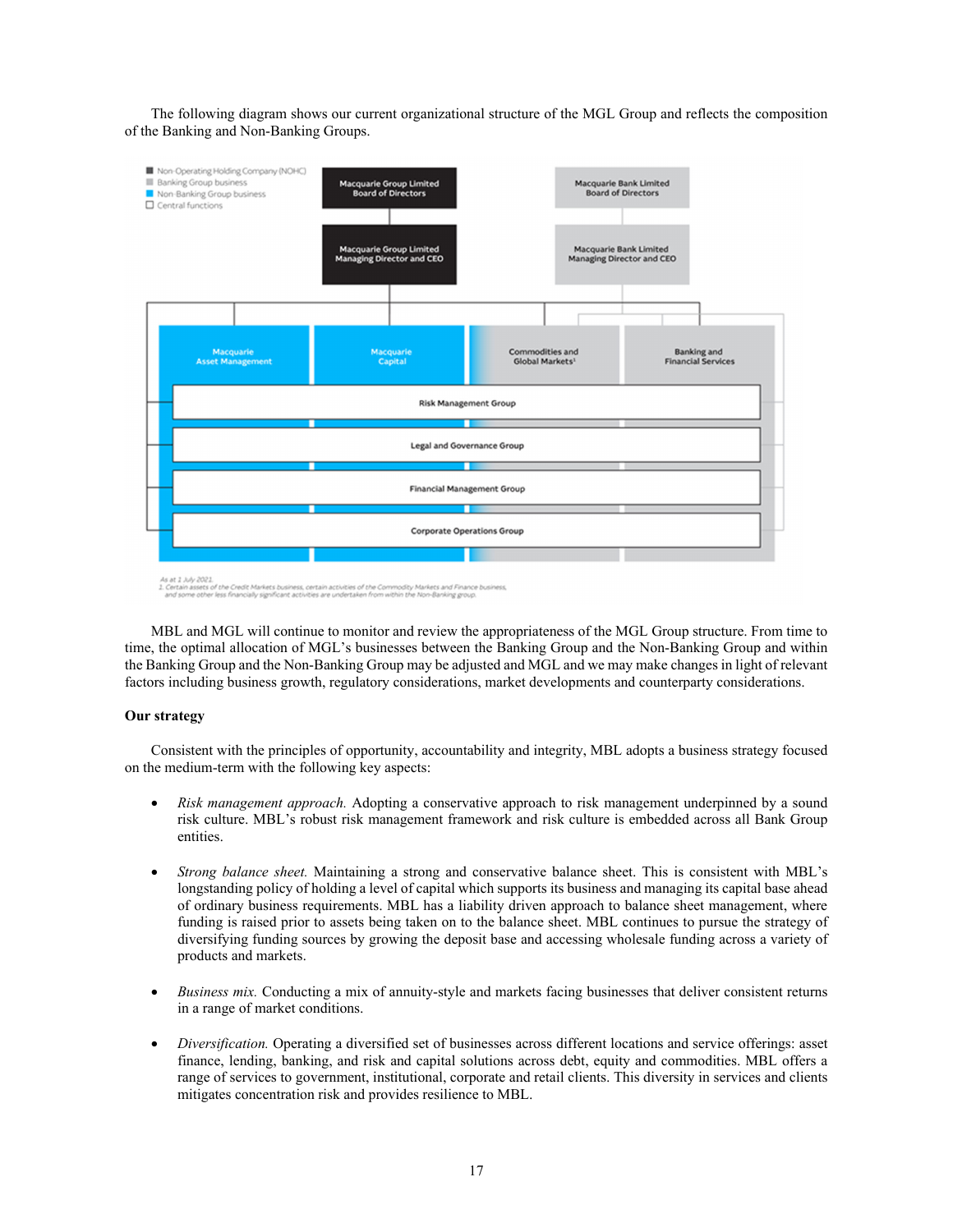The following diagram shows our current organizational structure of the MGL Group and reflects the composition of the Banking and Non-Banking Groups.

■ Non-Operating Holding Company (NOHC)
■ Banking Group business
■ Non-Banking Group business
□ Central functions

Macquarie Group Limited Board of Directors

Macquarie Group Limited Managing Director and CEO

Macquarie Bank Limited Board of Directors

Macquarie Bank Limited Managing Director and CEO

Macquarie Asset Management

Macquarie Capital

Commodities and Global Markets[1]

Banking and Financial Services

Risk Management Group

Legal and Governance Group

Financial Management Group

Corporate Operations Group

As at 1 July 2021.
1. Certain assets of the Credit Markets business, certain activities of the Commodity Markets and Finance business, and some other less financially significant activities are undertaken from within the Non-Banking group.

MBL and MGL will continue to monitor and review the appropriateness of the MGL Group structure. From time to time, the optimal allocation of MGL's businesses between the Banking Group and the Non-Banking Group and within the Banking Group and the Non-Banking Group may be adjusted and MGL and we may make changes in light of relevant factors including business growth, regulatory considerations, market developments and counterparty considerations.

**Our strategy**

Consistent with the principles of opportunity, accountability and integrity, MBL adopts a business strategy focused on the medium-term with the following key aspects:

- *Risk management approach.* Adopting a conservative approach to risk management underpinned by a sound risk culture. MBL's robust risk management framework and risk culture is embedded across all Bank Group entities.

- *Strong balance sheet.* Maintaining a strong and conservative balance sheet. This is consistent with MBL's longstanding policy of holding a level of capital which supports its business and managing its capital base ahead of ordinary business requirements. MBL has a liability driven approach to balance sheet management, where funding is raised prior to assets being taken on to the balance sheet. MBL continues to pursue the strategy of diversifying funding sources by growing the deposit base and accessing wholesale funding across a variety of products and markets.

- *Business mix.* Conducting a mix of annuity-style and markets facing businesses that deliver consistent returns in a range of market conditions.

- *Diversification.* Operating a diversified set of businesses across different locations and service offerings: asset finance, lending, banking, and risk and capital solutions across debt, equity and commodities. MBL offers a range of services to government, institutional, corporate and retail clients. This diversity in services and clients mitigates concentration risk and provides resilience to MBL.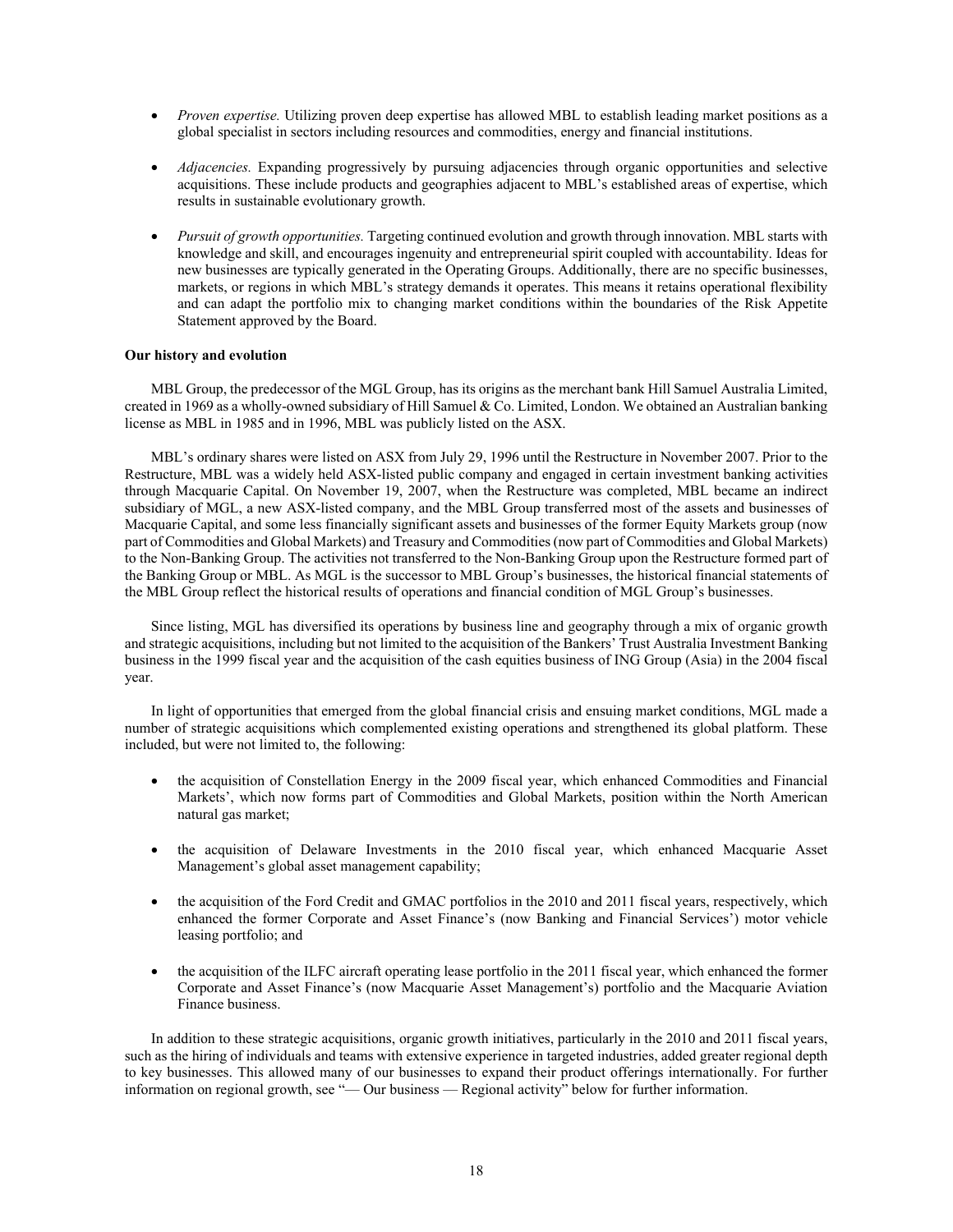- *Proven expertise.* Utilizing proven deep expertise has allowed MBL to establish leading market positions as a global specialist in sectors including resources and commodities, energy and financial institutions.

- *Adjacencies.* Expanding progressively by pursuing adjacencies through organic opportunities and selective acquisitions. These include products and geographies adjacent to MBL's established areas of expertise, which results in sustainable evolutionary growth.

- *Pursuit of growth opportunities.* Targeting continued evolution and growth through innovation. MBL starts with knowledge and skill, and encourages ingenuity and entrepreneurial spirit coupled with accountability. Ideas for new businesses are typically generated in the Operating Groups. Additionally, there are no specific businesses, markets, or regions in which MBL's strategy demands it operates. This means it retains operational flexibility and can adapt the portfolio mix to changing market conditions within the boundaries of the Risk Appetite Statement approved by the Board.

**Our history and evolution**

MBL Group, the predecessor of the MGL Group, has its origins as the merchant bank Hill Samuel Australia Limited, created in 1969 as a wholly-owned subsidiary of Hill Samuel & Co. Limited, London. We obtained an Australian banking license as MBL in 1985 and in 1996, MBL was publicly listed on the ASX.

MBL's ordinary shares were listed on ASX from July 29, 1996 until the Restructure in November 2007. Prior to the Restructure, MBL was a widely held ASX-listed public company and engaged in certain investment banking activities through Macquarie Capital. On November 19, 2007, when the Restructure was completed, MBL became an indirect subsidiary of MGL, a new ASX-listed company, and the MBL Group transferred most of the assets and businesses of Macquarie Capital, and some less financially significant assets and businesses of the former Equity Markets group (now part of Commodities and Global Markets) and Treasury and Commodities (now part of Commodities and Global Markets) to the Non-Banking Group. The activities not transferred to the Non-Banking Group upon the Restructure formed part of the Banking Group or MBL. As MGL is the successor to MBL Group's businesses, the historical financial statements of the MBL Group reflect the historical results of operations and financial condition of MGL Group's businesses.

Since listing, MGL has diversified its operations by business line and geography through a mix of organic growth and strategic acquisitions, including but not limited to the acquisition of the Bankers' Trust Australia Investment Banking business in the 1999 fiscal year and the acquisition of the cash equities business of ING Group (Asia) in the 2004 fiscal year.

In light of opportunities that emerged from the global financial crisis and ensuing market conditions, MGL made a number of strategic acquisitions which complemented existing operations and strengthened its global platform. These included, but were not limited to, the following:

- the acquisition of Constellation Energy in the 2009 fiscal year, which enhanced Commodities and Financial Markets', which now forms part of Commodities and Global Markets, position within the North American natural gas market;

- the acquisition of Delaware Investments in the 2010 fiscal year, which enhanced Macquarie Asset Management's global asset management capability;

- the acquisition of the Ford Credit and GMAC portfolios in the 2010 and 2011 fiscal years, respectively, which enhanced the former Corporate and Asset Finance's (now Banking and Financial Services') motor vehicle leasing portfolio; and

- the acquisition of the ILFC aircraft operating lease portfolio in the 2011 fiscal year, which enhanced the former Corporate and Asset Finance's (now Macquarie Asset Management's) portfolio and the Macquarie Aviation Finance business.

In addition to these strategic acquisitions, organic growth initiatives, particularly in the 2010 and 2011 fiscal years, such as the hiring of individuals and teams with extensive experience in targeted industries, added greater regional depth to key businesses. This allowed many of our businesses to expand their product offerings internationally. For further information on regional growth, see "— Our business — Regional activity" below for further information.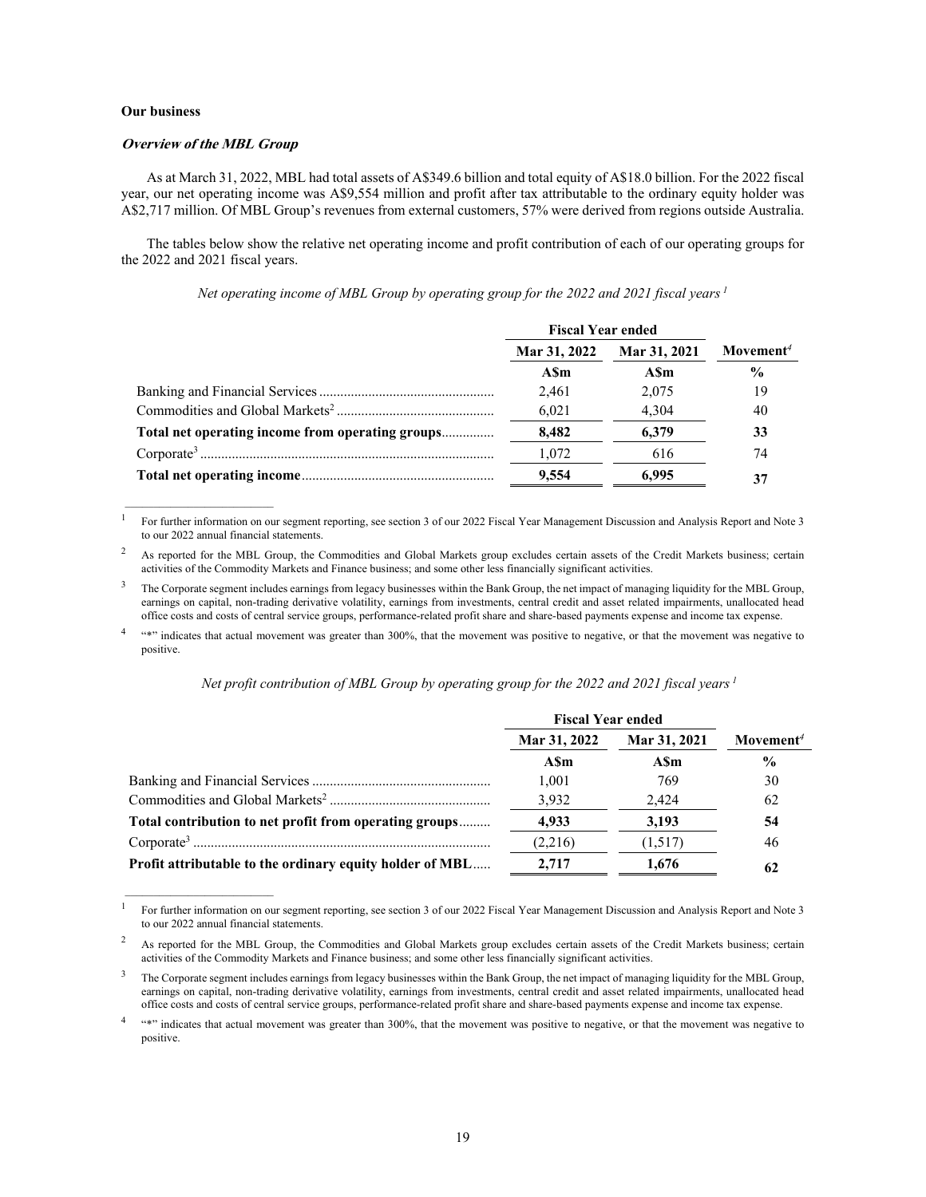**Our business**

***Overview of the MBL Group***

As at March 31, 2022, MBL had total assets of A$349.6 billion and total equity of A$18.0 billion. For the 2022 fiscal year, our net operating income was A$9,554 million and profit after tax attributable to the ordinary equity holder was A$2,717 million. Of MBL Group's revenues from external customers, 57% were derived from regions outside Australia.

The tables below show the relative net operating income and profit contribution of each of our operating groups for the 2022 and 2021 fiscal years.

*Net operating income of MBL Group by operating group for the 2022 and 2021 fiscal years [1]*

| | Fiscal Year ended | | |
|---|---|---|---|
| | Mar 31, 2022 | Mar 31, 2021 | Movement[4] |
| | A$m | A$m | % |
| Banking and Financial Services | 2,461 | 2,075 | 19 |
| Commodities and Global Markets[2] | 6,021 | 4,304 | 40 |
| **Total net operating income from operating groups** | **8,482** | **6,379** | **33** |
| Corporate[3] | 1,072 | 616 | 74 |
| **Total net operating income** | **9,554** | **6,995** | **37** |

[1] For further information on our segment reporting, see section 3 of our 2022 Fiscal Year Management Discussion and Analysis Report and Note 3 to our 2022 annual financial statements.

[2] As reported for the MBL Group, the Commodities and Global Markets group excludes certain assets of the Credit Markets business; certain activities of the Commodity Markets and Finance business; and some other less financially significant activities.

[3] The Corporate segment includes earnings from legacy businesses within the Bank Group, the net impact of managing liquidity for the MBL Group, earnings on capital, non-trading derivative volatility, earnings from investments, central credit and asset related impairments, unallocated head office costs and costs of central service groups, performance-related profit share and share-based payments expense and income tax expense.

[4] "*" indicates that actual movement was greater than 300%, that the movement was positive to negative, or that the movement was negative to positive.

*Net profit contribution of MBL Group by operating group for the 2022 and 2021 fiscal years [1]*

| | Fiscal Year ended | | |
|---|---|---|---|
| | Mar 31, 2022 | Mar 31, 2021 | Movement[4] |
| | A$m | A$m | % |
| Banking and Financial Services | 1,001 | 769 | 30 |
| Commodities and Global Markets[2] | 3,932 | 2,424 | 62 |
| **Total contribution to net profit from operating groups** | **4,933** | **3,193** | **54** |
| Corporate[3] | (2,216) | (1,517) | 46 |
| **Profit attributable to the ordinary equity holder of MBL** | **2,717** | **1,676** | **62** |

[1] For further information on our segment reporting, see section 3 of our 2022 Fiscal Year Management Discussion and Analysis Report and Note 3 to our 2022 annual financial statements.

[2] As reported for the MBL Group, the Commodities and Global Markets group excludes certain assets of the Credit Markets business; certain activities of the Commodity Markets and Finance business; and some other less financially significant activities.

[3] The Corporate segment includes earnings from legacy businesses within the Bank Group, the net impact of managing liquidity for the MBL Group, earnings on capital, non-trading derivative volatility, earnings from investments, central credit and asset related impairments, unallocated head office costs and costs of central service groups, performance-related profit share and share-based payments expense and income tax expense.

[4] "*" indicates that actual movement was greater than 300%, that the movement was positive to negative, or that the movement was negative to positive.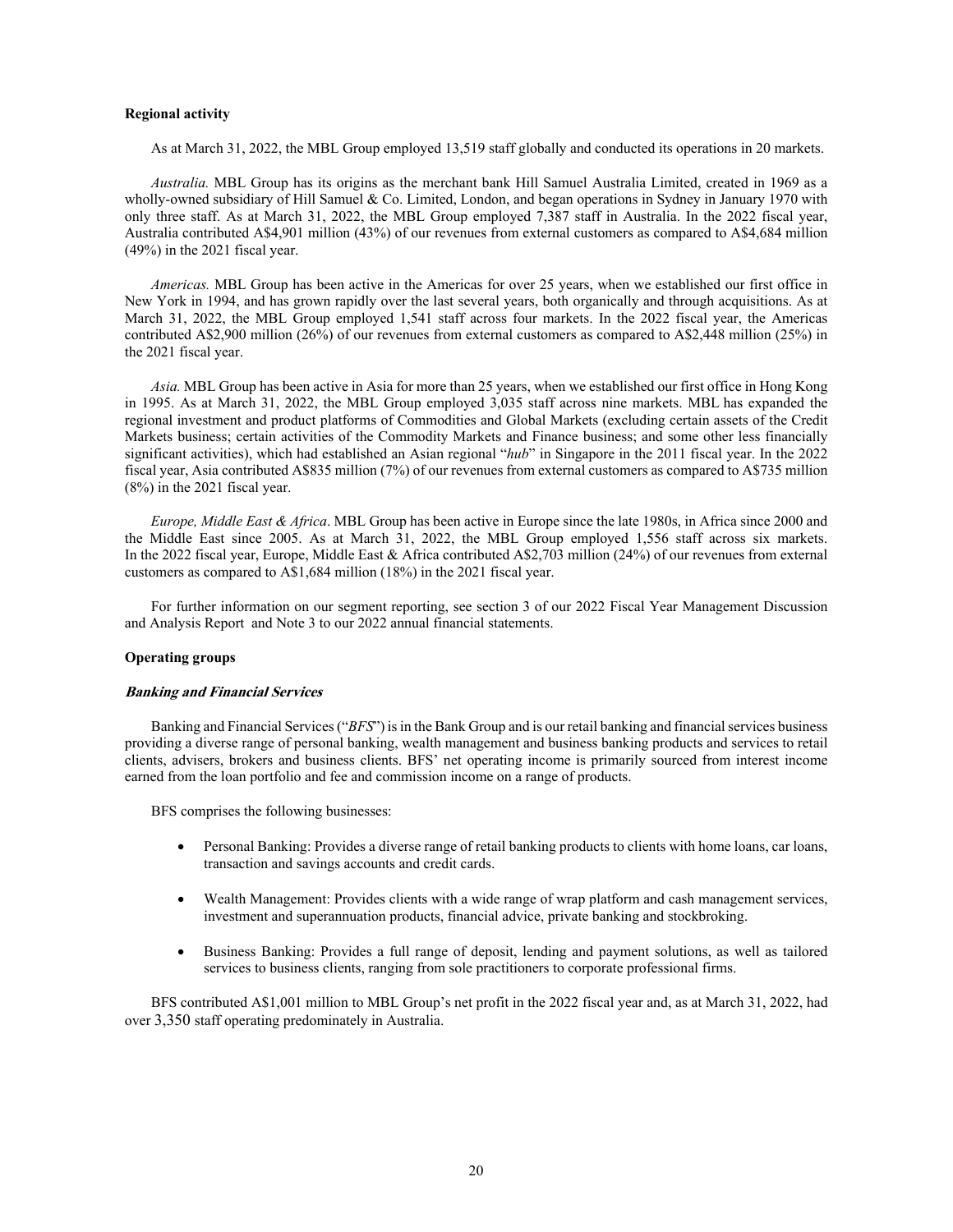**Regional activity**

As at March 31, 2022, the MBL Group employed 13,519 staff globally and conducted its operations in 20 markets.

*Australia.* MBL Group has its origins as the merchant bank Hill Samuel Australia Limited, created in 1969 as a wholly-owned subsidiary of Hill Samuel & Co. Limited, London, and began operations in Sydney in January 1970 with only three staff. As at March 31, 2022, the MBL Group employed 7,387 staff in Australia. In the 2022 fiscal year, Australia contributed A$4,901 million (43%) of our revenues from external customers as compared to A$4,684 million (49%) in the 2021 fiscal year.

*Americas.* MBL Group has been active in the Americas for over 25 years, when we established our first office in New York in 1994, and has grown rapidly over the last several years, both organically and through acquisitions. As at March 31, 2022, the MBL Group employed 1,541 staff across four markets. In the 2022 fiscal year, the Americas contributed A$2,900 million (26%) of our revenues from external customers as compared to A$2,448 million (25%) in the 2021 fiscal year.

*Asia.* MBL Group has been active in Asia for more than 25 years, when we established our first office in Hong Kong in 1995. As at March 31, 2022, the MBL Group employed 3,035 staff across nine markets. MBL has expanded the regional investment and product platforms of Commodities and Global Markets (excluding certain assets of the Credit Markets business; certain activities of the Commodity Markets and Finance business; and some other less financially significant activities), which had established an Asian regional "*hub*" in Singapore in the 2011 fiscal year. In the 2022 fiscal year, Asia contributed A$835 million (7%) of our revenues from external customers as compared to A$735 million (8%) in the 2021 fiscal year.

*Europe, Middle East & Africa*. MBL Group has been active in Europe since the late 1980s, in Africa since 2000 and the Middle East since 2005. As at March 31, 2022, the MBL Group employed 1,556 staff across six markets. In the 2022 fiscal year, Europe, Middle East & Africa contributed A$2,703 million (24%) of our revenues from external customers as compared to A$1,684 million (18%) in the 2021 fiscal year.

For further information on our segment reporting, see section 3 of our 2022 Fiscal Year Management Discussion and Analysis Report and Note 3 to our 2022 annual financial statements.

**Operating groups**

***Banking and Financial Services***

Banking and Financial Services ("*BFS*") is in the Bank Group and is our retail banking and financial services business providing a diverse range of personal banking, wealth management and business banking products and services to retail clients, advisers, brokers and business clients. BFS' net operating income is primarily sourced from interest income earned from the loan portfolio and fee and commission income on a range of products.

BFS comprises the following businesses:

- Personal Banking: Provides a diverse range of retail banking products to clients with home loans, car loans, transaction and savings accounts and credit cards.
- Wealth Management: Provides clients with a wide range of wrap platform and cash management services, investment and superannuation products, financial advice, private banking and stockbroking.
- Business Banking: Provides a full range of deposit, lending and payment solutions, as well as tailored services to business clients, ranging from sole practitioners to corporate professional firms.

BFS contributed A$1,001 million to MBL Group's net profit in the 2022 fiscal year and, as at March 31, 2022, had over 3,350 staff operating predominately in Australia.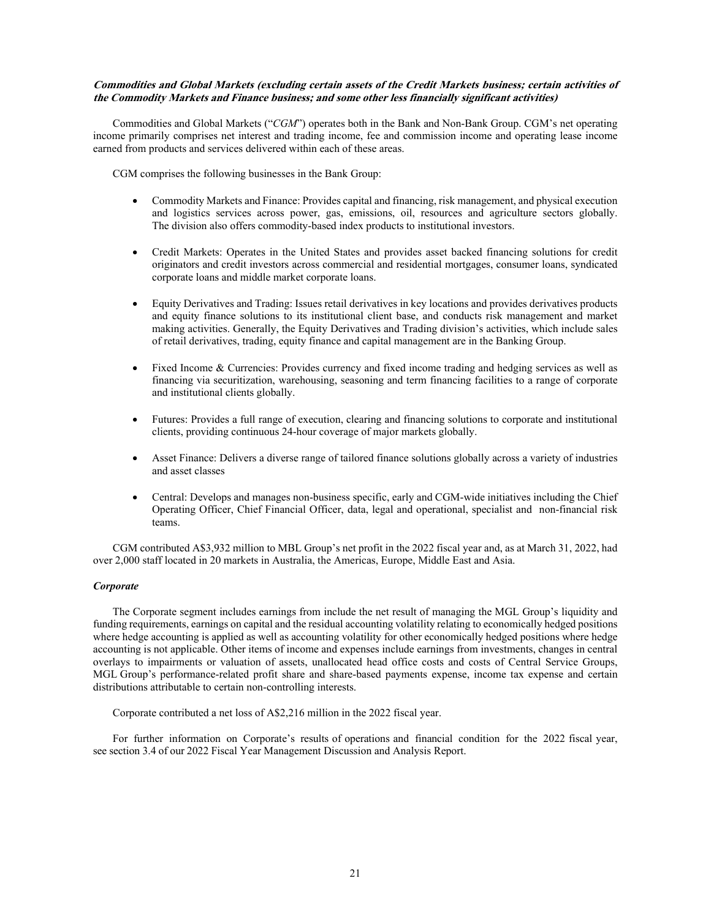***Commodities and Global Markets (excluding certain assets of the Credit Markets business; certain activities of the Commodity Markets and Finance business; and some other less financially significant activities)***

Commodities and Global Markets ("*CGM*") operates both in the Bank and Non-Bank Group. CGM's net operating income primarily comprises net interest and trading income, fee and commission income and operating lease income earned from products and services delivered within each of these areas.

CGM comprises the following businesses in the Bank Group:

- Commodity Markets and Finance: Provides capital and financing, risk management, and physical execution and logistics services across power, gas, emissions, oil, resources and agriculture sectors globally. The division also offers commodity-based index products to institutional investors.

- Credit Markets: Operates in the United States and provides asset backed financing solutions for credit originators and credit investors across commercial and residential mortgages, consumer loans, syndicated corporate loans and middle market corporate loans.

- Equity Derivatives and Trading: Issues retail derivatives in key locations and provides derivatives products and equity finance solutions to its institutional client base, and conducts risk management and market making activities. Generally, the Equity Derivatives and Trading division's activities, which include sales of retail derivatives, trading, equity finance and capital management are in the Banking Group.

- Fixed Income & Currencies: Provides currency and fixed income trading and hedging services as well as financing via securitization, warehousing, seasoning and term financing facilities to a range of corporate and institutional clients globally.

- Futures: Provides a full range of execution, clearing and financing solutions to corporate and institutional clients, providing continuous 24-hour coverage of major markets globally.

- Asset Finance: Delivers a diverse range of tailored finance solutions globally across a variety of industries and asset classes

- Central: Develops and manages non-business specific, early and CGM-wide initiatives including the Chief Operating Officer, Chief Financial Officer, data, legal and operational, specialist and non-financial risk teams.

CGM contributed A$3,932 million to MBL Group's net profit in the 2022 fiscal year and, as at March 31, 2022, had over 2,000 staff located in 20 markets in Australia, the Americas, Europe, Middle East and Asia.

***Corporate***

The Corporate segment includes earnings from include the net result of managing the MGL Group's liquidity and funding requirements, earnings on capital and the residual accounting volatility relating to economically hedged positions where hedge accounting is applied as well as accounting volatility for other economically hedged positions where hedge accounting is not applicable. Other items of income and expenses include earnings from investments, changes in central overlays to impairments or valuation of assets, unallocated head office costs and costs of Central Service Groups, MGL Group's performance-related profit share and share-based payments expense, income tax expense and certain distributions attributable to certain non-controlling interests.

Corporate contributed a net loss of A$2,216 million in the 2022 fiscal year.

For further information on Corporate's results of operations and financial condition for the 2022 fiscal year, see section 3.4 of our 2022 Fiscal Year Management Discussion and Analysis Report.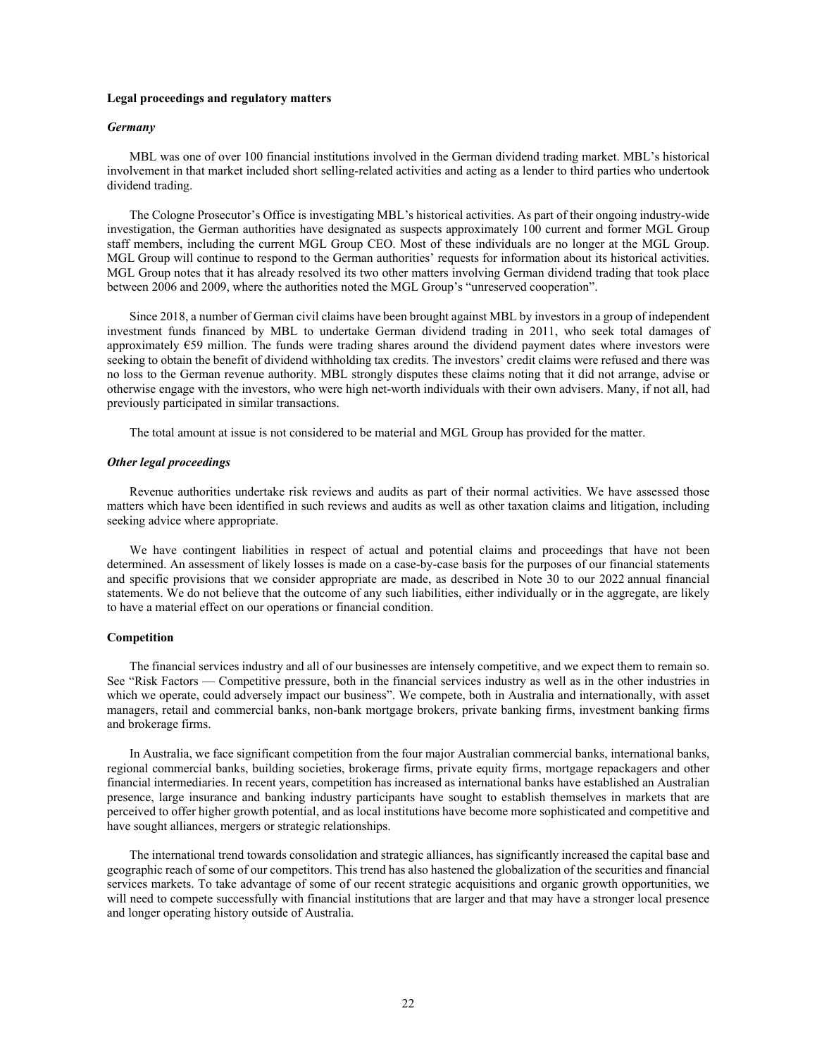**Legal proceedings and regulatory matters**

***Germany***

MBL was one of over 100 financial institutions involved in the German dividend trading market. MBL's historical involvement in that market included short selling-related activities and acting as a lender to third parties who undertook dividend trading.

The Cologne Prosecutor's Office is investigating MBL's historical activities. As part of their ongoing industry-wide investigation, the German authorities have designated as suspects approximately 100 current and former MGL Group staff members, including the current MGL Group CEO. Most of these individuals are no longer at the MGL Group. MGL Group will continue to respond to the German authorities' requests for information about its historical activities. MGL Group notes that it has already resolved its two other matters involving German dividend trading that took place between 2006 and 2009, where the authorities noted the MGL Group's "unreserved cooperation".

Since 2018, a number of German civil claims have been brought against MBL by investors in a group of independent investment funds financed by MBL to undertake German dividend trading in 2011, who seek total damages of approximately €59 million. The funds were trading shares around the dividend payment dates where investors were seeking to obtain the benefit of dividend withholding tax credits. The investors' credit claims were refused and there was no loss to the German revenue authority. MBL strongly disputes these claims noting that it did not arrange, advise or otherwise engage with the investors, who were high net-worth individuals with their own advisers. Many, if not all, had previously participated in similar transactions.

The total amount at issue is not considered to be material and MGL Group has provided for the matter.

***Other legal proceedings***

Revenue authorities undertake risk reviews and audits as part of their normal activities. We have assessed those matters which have been identified in such reviews and audits as well as other taxation claims and litigation, including seeking advice where appropriate.

We have contingent liabilities in respect of actual and potential claims and proceedings that have not been determined. An assessment of likely losses is made on a case-by-case basis for the purposes of our financial statements and specific provisions that we consider appropriate are made, as described in Note 30 to our 2022 annual financial statements. We do not believe that the outcome of any such liabilities, either individually or in the aggregate, are likely to have a material effect on our operations or financial condition.

**Competition**

The financial services industry and all of our businesses are intensely competitive, and we expect them to remain so. See "Risk Factors — Competitive pressure, both in the financial services industry as well as in the other industries in which we operate, could adversely impact our business". We compete, both in Australia and internationally, with asset managers, retail and commercial banks, non-bank mortgage brokers, private banking firms, investment banking firms and brokerage firms.

In Australia, we face significant competition from the four major Australian commercial banks, international banks, regional commercial banks, building societies, brokerage firms, private equity firms, mortgage repackagers and other financial intermediaries. In recent years, competition has increased as international banks have established an Australian presence, large insurance and banking industry participants have sought to establish themselves in markets that are perceived to offer higher growth potential, and as local institutions have become more sophisticated and competitive and have sought alliances, mergers or strategic relationships.

The international trend towards consolidation and strategic alliances, has significantly increased the capital base and geographic reach of some of our competitors. This trend has also hastened the globalization of the securities and financial services markets. To take advantage of some of our recent strategic acquisitions and organic growth opportunities, we will need to compete successfully with financial institutions that are larger and that may have a stronger local presence and longer operating history outside of Australia.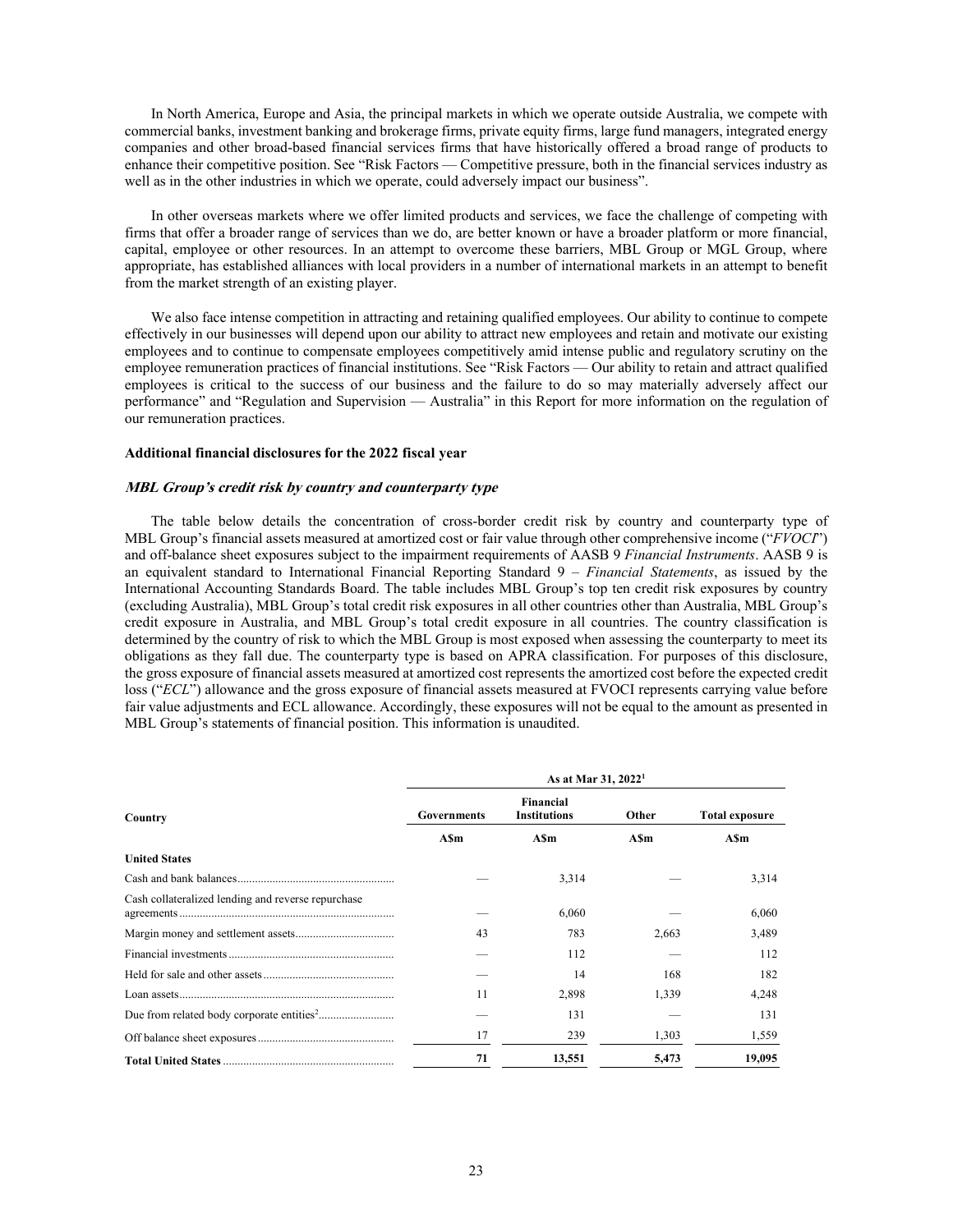In North America, Europe and Asia, the principal markets in which we operate outside Australia, we compete with commercial banks, investment banking and brokerage firms, private equity firms, large fund managers, integrated energy companies and other broad-based financial services firms that have historically offered a broad range of products to enhance their competitive position. See "Risk Factors — Competitive pressure, both in the financial services industry as well as in the other industries in which we operate, could adversely impact our business".

In other overseas markets where we offer limited products and services, we face the challenge of competing with firms that offer a broader range of services than we do, are better known or have a broader platform or more financial, capital, employee or other resources. In an attempt to overcome these barriers, MBL Group or MGL Group, where appropriate, has established alliances with local providers in a number of international markets in an attempt to benefit from the market strength of an existing player.

We also face intense competition in attracting and retaining qualified employees. Our ability to continue to compete effectively in our businesses will depend upon our ability to attract new employees and retain and motivate our existing employees and to continue to compensate employees competitively amid intense public and regulatory scrutiny on the employee remuneration practices of financial institutions. See "Risk Factors — Our ability to retain and attract qualified employees is critical to the success of our business and the failure to do so may materially adversely affect our performance" and "Regulation and Supervision — Australia" in this Report for more information on the regulation of our remuneration practices.

**Additional financial disclosures for the 2022 fiscal year**

***MBL Group's credit risk by country and counterparty type***

The table below details the concentration of cross-border credit risk by country and counterparty type of MBL Group's financial assets measured at amortized cost or fair value through other comprehensive income ("*FVOCI*") and off-balance sheet exposures subject to the impairment requirements of AASB 9 *Financial Instruments*. AASB 9 is an equivalent standard to International Financial Reporting Standard 9 – *Financial Statements*, as issued by the International Accounting Standards Board. The table includes MBL Group's top ten credit risk exposures by country (excluding Australia), MBL Group's total credit risk exposures in all other countries other than Australia, MBL Group's credit exposure in Australia, and MBL Group's total credit exposure in all countries. The country classification is determined by the country of risk to which the MBL Group is most exposed when assessing the counterparty to meet its obligations as they fall due. The counterparty type is based on APRA classification. For purposes of this disclosure, the gross exposure of financial assets measured at amortized cost represents the amortized cost before the expected credit loss ("*ECL*") allowance and the gross exposure of financial assets measured at FVOCI represents carrying value before fair value adjustments and ECL allowance. Accordingly, these exposures will not be equal to the amount as presented in MBL Group's statements of financial position. This information is unaudited.

| Country | As at Mar 31, 2022[1] | | | |
|---|---|---|---|---|
| | Governments | Financial Institutions | Other | Total exposure |
| | A$m | A$m | A$m | A$m |
| **United States** | | | | |
| Cash and bank balances | — | 3,314 | — | 3,314 |
| Cash collateralized lending and reverse repurchase agreements | — | 6,060 | — | 6,060 |
| Margin money and settlement assets | 43 | 783 | 2,663 | 3,489 |
| Financial investments | — | 112 | — | 112 |
| Held for sale and other assets | — | 14 | 168 | 182 |
| Loan assets | 11 | 2,898 | 1,339 | 4,248 |
| Due from related body corporate entities[2] | — | 131 | — | 131 |
| Off balance sheet exposures | 17 | 239 | 1,303 | 1,559 |
| **Total United States** | **71** | **13,551** | **5,473** | **19,095** |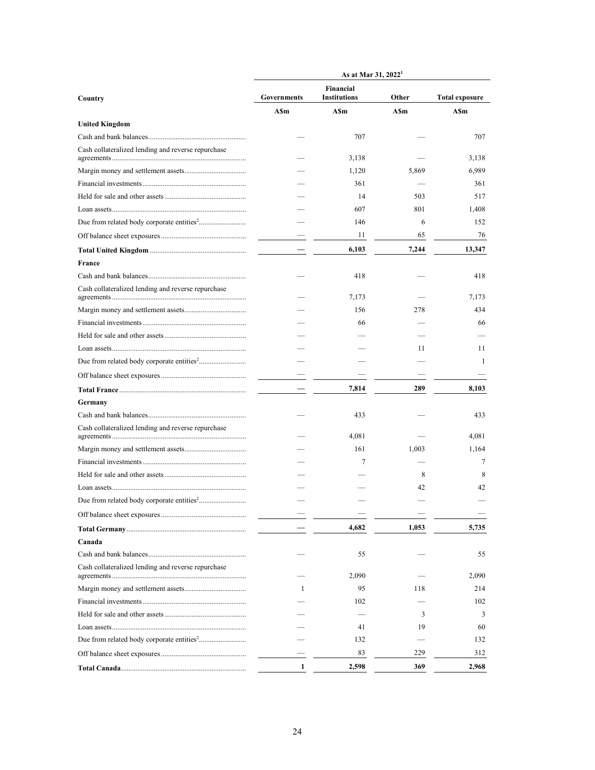| Country | As at Mar 31, 2022[1] | | | |
|---|---|---|---|---|
| | Governments | Financial Institutions | Other | Total exposure |
| | A$m | A$m | A$m | A$m |
| **United Kingdom** | | | | |
| Cash and bank balances | — | 707 | — | 707 |
| Cash collateralized lending and reverse repurchase agreements | — | 3,138 | — | 3,138 |
| Margin money and settlement assets | — | 1,120 | 5,869 | 6,989 |
| Financial investments | — | 361 | — | 361 |
| Held for sale and other assets | — | 14 | 503 | 517 |
| Loan assets | — | 607 | 801 | 1,408 |
| Due from related body corporate entities[2] | — | 146 | 6 | 152 |
| Off balance sheet exposures | — | 11 | 65 | 76 |
| **Total United Kingdom** | **—** | **6,103** | **7,244** | **13,347** |
| **France** | | | | |
| Cash and bank balances | — | 418 | — | 418 |
| Cash collateralized lending and reverse repurchase agreements | — | 7,173 | — | 7,173 |
| Margin money and settlement assets | — | 156 | 278 | 434 |
| Financial investments | — | 66 | — | 66 |
| Held for sale and other assets | — | — | — | — |
| Loan assets | — | — | 11 | 11 |
| Due from related body corporate entities[2] | — | — | — | 1 |
| Off balance sheet exposures | — | — | — | — |
| **Total France** | **—** | **7,814** | **289** | **8,103** |
| **Germany** | | | | |
| Cash and bank balances | — | 433 | — | 433 |
| Cash collateralized lending and reverse repurchase agreements | — | 4,081 | — | 4,081 |
| Margin money and settlement assets | — | 161 | 1,003 | 1,164 |
| Financial investments | — | 7 | — | 7 |
| Held for sale and other assets | — | — | 8 | 8 |
| Loan assets | — | — | 42 | 42 |
| Due from related body corporate entities[2] | — | — | — | — |
| Off balance sheet exposures | — | — | — | — |
| **Total Germany** | **—** | **4,682** | **1,053** | **5,735** |
| **Canada** | | | | |
| Cash and bank balances | — | 55 | — | 55 |
| Cash collateralized lending and reverse repurchase agreements | — | 2,090 | — | 2,090 |
| Margin money and settlement assets | 1 | 95 | 118 | 214 |
| Financial investments | — | 102 | — | 102 |
| Held for sale and other assets | — | — | 3 | 3 |
| Loan assets | — | 41 | 19 | 60 |
| Due from related body corporate entities[2] | — | 132 | — | 132 |
| Off balance sheet exposures | — | 83 | 229 | 312 |
| **Total Canada** | **1** | **2,598** | **369** | **2,968** |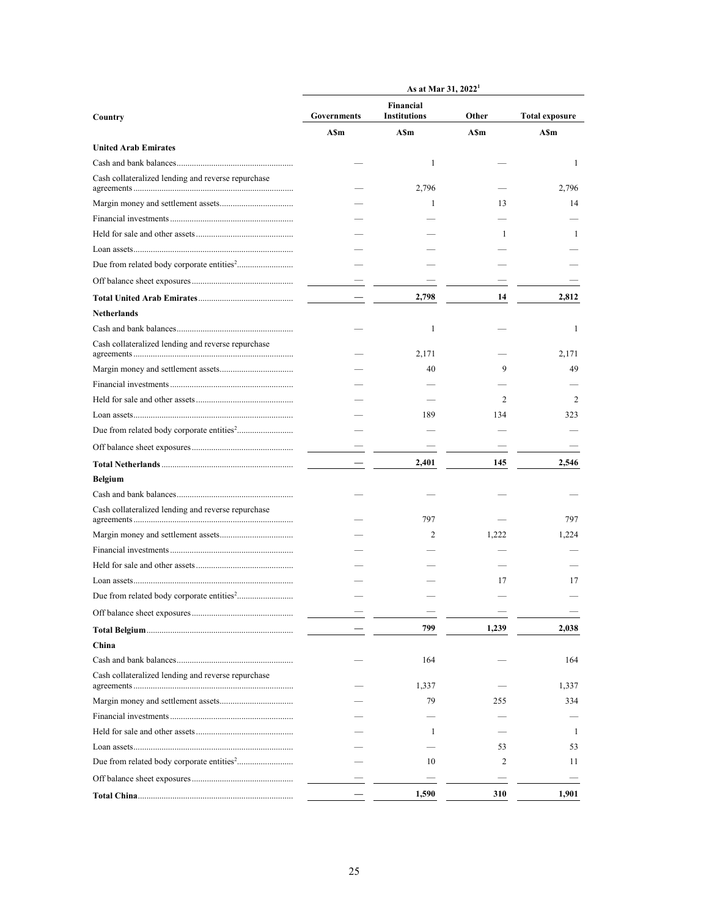| Country | As at Mar 31, 2022[1] | | | |
|---|---|---|---|---|
| | Governments | Financial Institutions | Other | Total exposure |
| | A$m | A$m | A$m | A$m |
| **United Arab Emirates** | | | | |
| Cash and bank balances | — | 1 | — | 1 |
| Cash collateralized lending and reverse repurchase agreements | — | 2,796 | — | 2,796 |
| Margin money and settlement assets | — | 1 | 13 | 14 |
| Financial investments | — | — | — | — |
| Held for sale and other assets | — | — | 1 | 1 |
| Loan assets | — | — | — | — |
| Due from related body corporate entities[2] | — | — | — | — |
| Off balance sheet exposures | — | — | — | — |
| **Total United Arab Emirates** | **—** | **2,798** | **14** | **2,812** |
| **Netherlands** | | | | |
| Cash and bank balances | — | 1 | — | 1 |
| Cash collateralized lending and reverse repurchase agreements | — | 2,171 | — | 2,171 |
| Margin money and settlement assets | — | 40 | 9 | 49 |
| Financial investments | — | — | — | — |
| Held for sale and other assets | — | — | 2 | 2 |
| Loan assets | — | 189 | 134 | 323 |
| Due from related body corporate entities[2] | — | — | — | — |
| Off balance sheet exposures | — | — | — | — |
| **Total Netherlands** | **—** | **2,401** | **145** | **2,546** |
| **Belgium** | | | | |
| Cash and bank balances | — | — | — | — |
| Cash collateralized lending and reverse repurchase agreements | — | 797 | — | 797 |
| Margin money and settlement assets | — | 2 | 1,222 | 1,224 |
| Financial investments | — | — | — | — |
| Held for sale and other assets | — | — | — | — |
| Loan assets | — | — | 17 | 17 |
| Due from related body corporate entities[2] | — | — | — | — |
| Off balance sheet exposures | — | — | — | — |
| **Total Belgium** | **—** | **799** | **1,239** | **2,038** |
| **China** | | | | |
| Cash and bank balances | — | 164 | — | 164 |
| Cash collateralized lending and reverse repurchase agreements | — | 1,337 | — | 1,337 |
| Margin money and settlement assets | — | 79 | 255 | 334 |
| Financial investments | — | — | — | — |
| Held for sale and other assets | — | 1 | — | 1 |
| Loan assets | — | — | 53 | 53 |
| Due from related body corporate entities[2] | — | 10 | 2 | 11 |
| Off balance sheet exposures | — | — | — | — |
| **Total China** | **—** | **1,590** | **310** | **1,901** |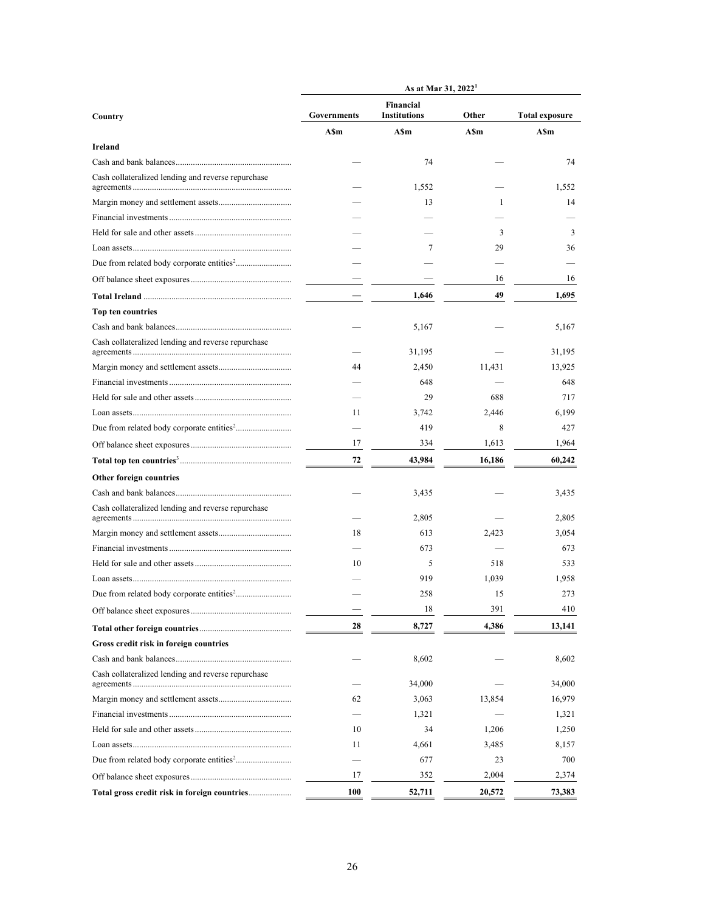| Country | As at Mar 31, 2022[1] | | | |
|---|---|---|---|---|
| | Governments | Financial Institutions | Other | Total exposure |
| | A$m | A$m | A$m | A$m |
| **Ireland** | | | | |
| Cash and bank balances | — | 74 | — | 74 |
| Cash collateralized lending and reverse repurchase agreements | — | 1,552 | — | 1,552 |
| Margin money and settlement assets | — | 13 | 1 | 14 |
| Financial investments | — | — | — | — |
| Held for sale and other assets | — | — | 3 | 3 |
| Loan assets | — | 7 | 29 | 36 |
| Due from related body corporate entities[2] | — | — | — | — |
| Off balance sheet exposures | — | — | 16 | 16 |
| **Total Ireland** | **—** | **1,646** | **49** | **1,695** |
| **Top ten countries** | | | | |
| Cash and bank balances | — | 5,167 | — | 5,167 |
| Cash collateralized lending and reverse repurchase agreements | — | 31,195 | — | 31,195 |
| Margin money and settlement assets | 44 | 2,450 | 11,431 | 13,925 |
| Financial investments | — | 648 | — | 648 |
| Held for sale and other assets | — | 29 | 688 | 717 |
| Loan assets | 11 | 3,742 | 2,446 | 6,199 |
| Due from related body corporate entities[2] | — | 419 | 8 | 427 |
| Off balance sheet exposures | 17 | 334 | 1,613 | 1,964 |
| **Total top ten countries[3]** | **72** | **43,984** | **16,186** | **60,242** |
| **Other foreign countries** | | | | |
| Cash and bank balances | — | 3,435 | — | 3,435 |
| Cash collateralized lending and reverse repurchase agreements | — | 2,805 | — | 2,805 |
| Margin money and settlement assets | 18 | 613 | 2,423 | 3,054 |
| Financial investments | — | 673 | — | 673 |
| Held for sale and other assets | 10 | 5 | 518 | 533 |
| Loan assets | — | 919 | 1,039 | 1,958 |
| Due from related body corporate entities[2] | — | 258 | 15 | 273 |
| Off balance sheet exposures | — | 18 | 391 | 410 |
| **Total other foreign countries** | **28** | **8,727** | **4,386** | **13,141** |
| **Gross credit risk in foreign countries** | | | | |
| Cash and bank balances | — | 8,602 | — | 8,602 |
| Cash collateralized lending and reverse repurchase agreements | — | 34,000 | — | 34,000 |
| Margin money and settlement assets | 62 | 3,063 | 13,854 | 16,979 |
| Financial investments | — | 1,321 | — | 1,321 |
| Held for sale and other assets | 10 | 34 | 1,206 | 1,250 |
| Loan assets | 11 | 4,661 | 3,485 | 8,157 |
| Due from related body corporate entities[2] | — | 677 | 23 | 700 |
| Off balance sheet exposures | 17 | 352 | 2,004 | 2,374 |
| **Total gross credit risk in foreign countries** | **100** | **52,711** | **20,572** | **73,383** |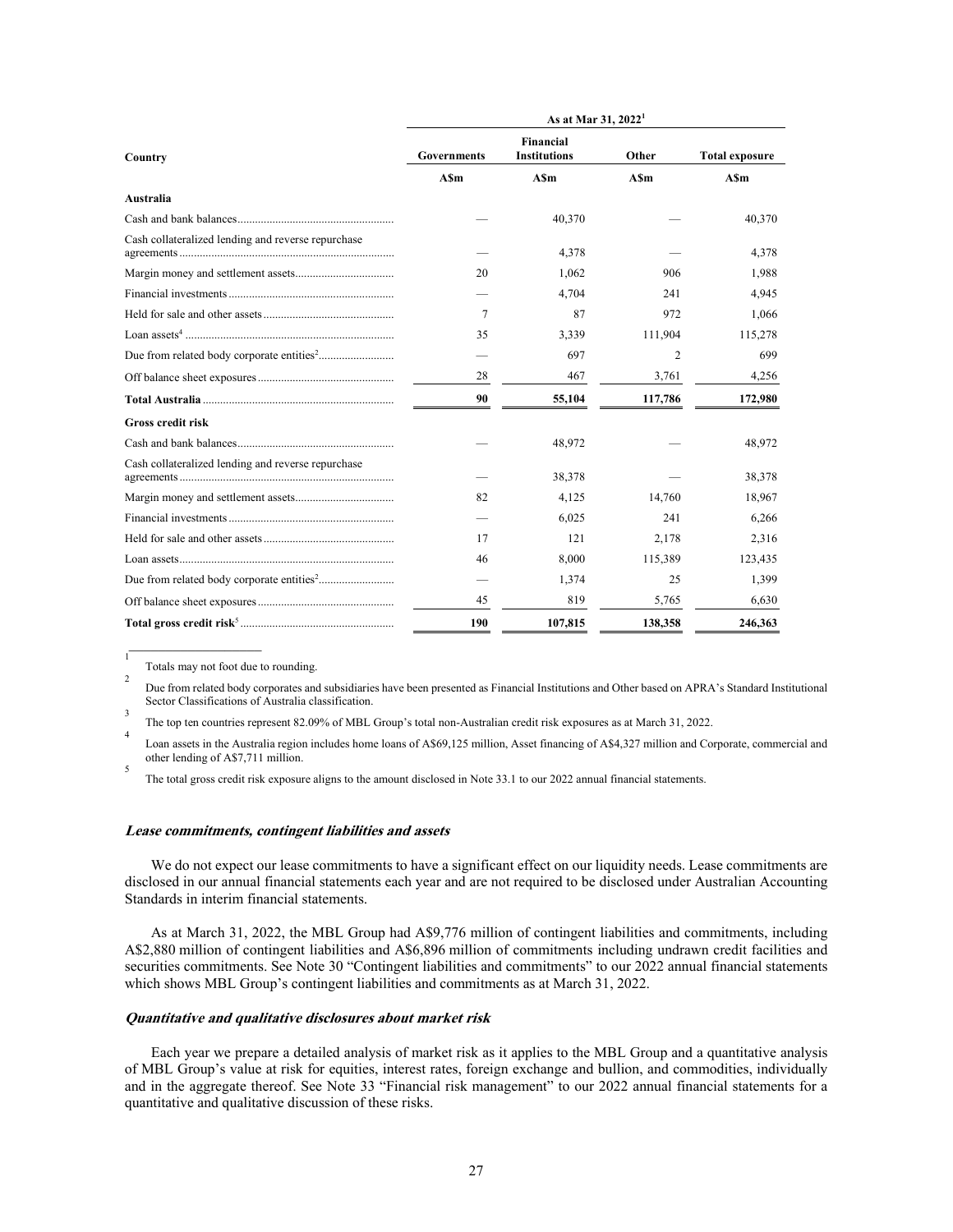| Country | As at Mar 31, 2022[1] | | | |
|---|---|---|---|---|
| | Governments | Financial Institutions | Other | Total exposure |
| | A$m | A$m | A$m | A$m |
| **Australia** | | | | |
| Cash and bank balances | — | 40,370 | — | 40,370 |
| Cash collateralized lending and reverse repurchase agreements | — | 4,378 | — | 4,378 |
| Margin money and settlement assets | 20 | 1,062 | 906 | 1,988 |
| Financial investments | — | 4,704 | 241 | 4,945 |
| Held for sale and other assets | 7 | 87 | 972 | 1,066 |
| Loan assets[4] | 35 | 3,339 | 111,904 | 115,278 |
| Due from related body corporate entities[2] | — | 697 | 2 | 699 |
| Off balance sheet exposures | 28 | 467 | 3,761 | 4,256 |
| **Total Australia** | **90** | **55,104** | **117,786** | **172,980** |
| **Gross credit risk** | | | | |
| Cash and bank balances | — | 48,972 | — | 48,972 |
| Cash collateralized lending and reverse repurchase agreements | — | 38,378 | — | 38,378 |
| Margin money and settlement assets | 82 | 4,125 | 14,760 | 18,967 |
| Financial investments | — | 6,025 | 241 | 6,266 |
| Held for sale and other assets | 17 | 121 | 2,178 | 2,316 |
| Loan assets | 46 | 8,000 | 115,389 | 123,435 |
| Due from related body corporate entities[2] | — | 1,374 | 25 | 1,399 |
| Off balance sheet exposures | 45 | 819 | 5,765 | 6,630 |
| **Total gross credit risk[5]** | **190** | **107,815** | **138,358** | **246,363** |

[1] Totals may not foot due to rounding.

[2] Due from related body corporates and subsidiaries have been presented as Financial Institutions and Other based on APRA's Standard Institutional Sector Classifications of Australia classification.

[3] The top ten countries represent 82.09% of MBL Group's total non-Australian credit risk exposures as at March 31, 2022.

[4] Loan assets in the Australia region includes home loans of A$69,125 million, Asset financing of A$4,327 million and Corporate, commercial and other lending of A$7,711 million.

[5] The total gross credit risk exposure aligns to the amount disclosed in Note 33.1 to our 2022 annual financial statements.

#### *Lease commitments, contingent liabilities and assets*

We do not expect our lease commitments to have a significant effect on our liquidity needs. Lease commitments are disclosed in our annual financial statements each year and are not required to be disclosed under Australian Accounting Standards in interim financial statements.

As at March 31, 2022, the MBL Group had A$9,776 million of contingent liabilities and commitments, including A$2,880 million of contingent liabilities and A$6,896 million of commitments including undrawn credit facilities and securities commitments. See Note 30 "Contingent liabilities and commitments" to our 2022 annual financial statements which shows MBL Group's contingent liabilities and commitments as at March 31, 2022.

#### *Quantitative and qualitative disclosures about market risk*

Each year we prepare a detailed analysis of market risk as it applies to the MBL Group and a quantitative analysis of MBL Group's value at risk for equities, interest rates, foreign exchange and bullion, and commodities, individually and in the aggregate thereof. See Note 33 "Financial risk management" to our 2022 annual financial statements for a quantitative and qualitative discussion of these risks.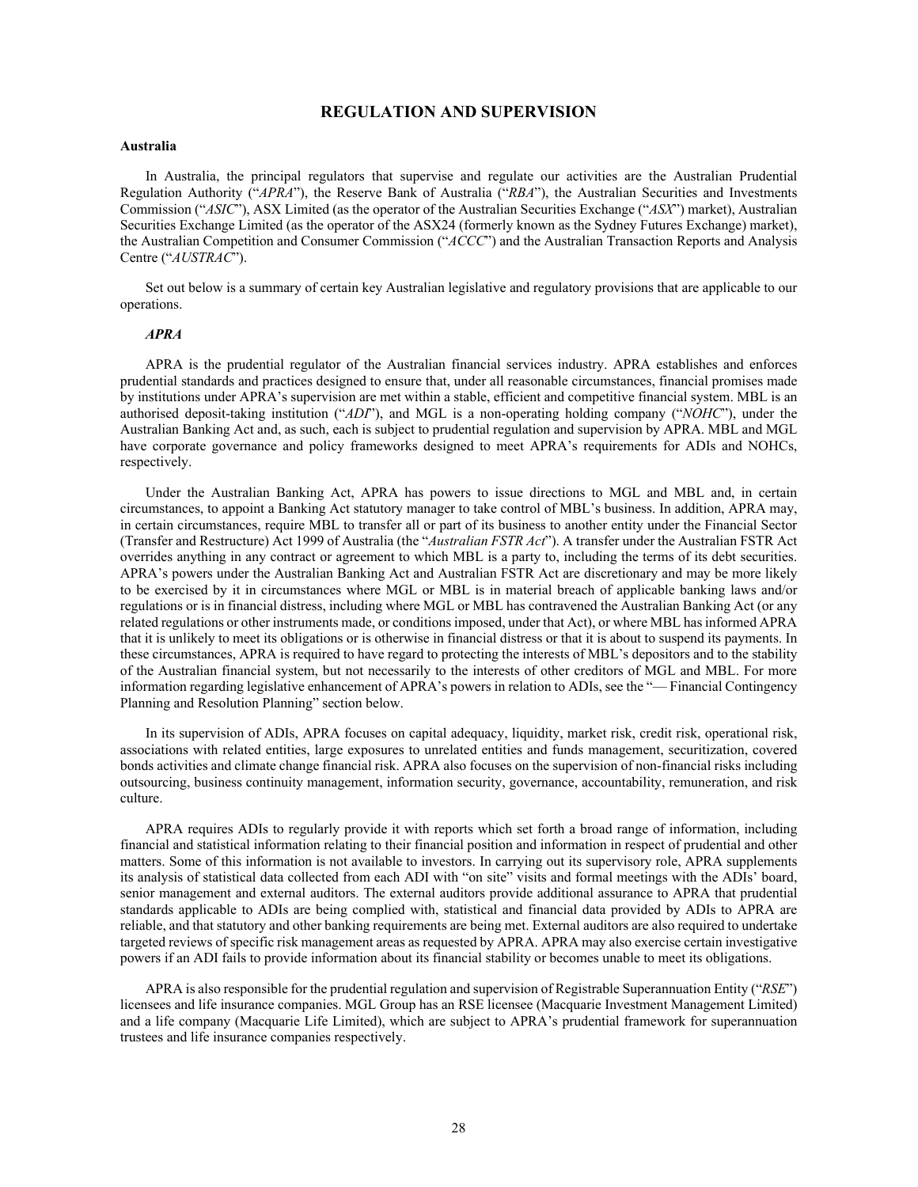## REGULATION AND SUPERVISION

**Australia**

In Australia, the principal regulators that supervise and regulate our activities are the Australian Prudential Regulation Authority ("*APRA*"), the Reserve Bank of Australia ("*RBA*"), the Australian Securities and Investments Commission ("*ASIC*"), ASX Limited (as the operator of the Australian Securities Exchange ("*ASX*") market), Australian Securities Exchange Limited (as the operator of the ASX24 (formerly known as the Sydney Futures Exchange) market), the Australian Competition and Consumer Commission ("*ACCC*") and the Australian Transaction Reports and Analysis Centre ("*AUSTRAC*").

Set out below is a summary of certain key Australian legislative and regulatory provisions that are applicable to our operations.

***APRA***

APRA is the prudential regulator of the Australian financial services industry. APRA establishes and enforces prudential standards and practices designed to ensure that, under all reasonable circumstances, financial promises made by institutions under APRA's supervision are met within a stable, efficient and competitive financial system. MBL is an authorised deposit-taking institution ("*ADI*"), and MGL is a non-operating holding company ("*NOHC*"), under the Australian Banking Act and, as such, each is subject to prudential regulation and supervision by APRA. MBL and MGL have corporate governance and policy frameworks designed to meet APRA's requirements for ADIs and NOHCs, respectively.

Under the Australian Banking Act, APRA has powers to issue directions to MGL and MBL and, in certain circumstances, to appoint a Banking Act statutory manager to take control of MBL's business. In addition, APRA may, in certain circumstances, require MBL to transfer all or part of its business to another entity under the Financial Sector (Transfer and Restructure) Act 1999 of Australia (the "*Australian FSTR Act*"). A transfer under the Australian FSTR Act overrides anything in any contract or agreement to which MBL is a party to, including the terms of its debt securities. APRA's powers under the Australian Banking Act and Australian FSTR Act are discretionary and may be more likely to be exercised by it in circumstances where MGL or MBL is in material breach of applicable banking laws and/or regulations or is in financial distress, including where MGL or MBL has contravened the Australian Banking Act (or any related regulations or other instruments made, or conditions imposed, under that Act), or where MBL has informed APRA that it is unlikely to meet its obligations or is otherwise in financial distress or that it is about to suspend its payments. In these circumstances, APRA is required to have regard to protecting the interests of MBL's depositors and to the stability of the Australian financial system, but not necessarily to the interests of other creditors of MGL and MBL. For more information regarding legislative enhancement of APRA's powers in relation to ADIs, see the "— Financial Contingency Planning and Resolution Planning" section below.

In its supervision of ADIs, APRA focuses on capital adequacy, liquidity, market risk, credit risk, operational risk, associations with related entities, large exposures to unrelated entities and funds management, securitization, covered bonds activities and climate change financial risk. APRA also focuses on the supervision of non-financial risks including outsourcing, business continuity management, information security, governance, accountability, remuneration, and risk culture.

APRA requires ADIs to regularly provide it with reports which set forth a broad range of information, including financial and statistical information relating to their financial position and information in respect of prudential and other matters. Some of this information is not available to investors. In carrying out its supervisory role, APRA supplements its analysis of statistical data collected from each ADI with "on site" visits and formal meetings with the ADIs' board, senior management and external auditors. The external auditors provide additional assurance to APRA that prudential standards applicable to ADIs are being complied with, statistical and financial data provided by ADIs to APRA are reliable, and that statutory and other banking requirements are being met. External auditors are also required to undertake targeted reviews of specific risk management areas as requested by APRA. APRA may also exercise certain investigative powers if an ADI fails to provide information about its financial stability or becomes unable to meet its obligations.

APRA is also responsible for the prudential regulation and supervision of Registrable Superannuation Entity ("*RSE*") licensees and life insurance companies. MGL Group has an RSE licensee (Macquarie Investment Management Limited) and a life company (Macquarie Life Limited), which are subject to APRA's prudential framework for superannuation trustees and life insurance companies respectively.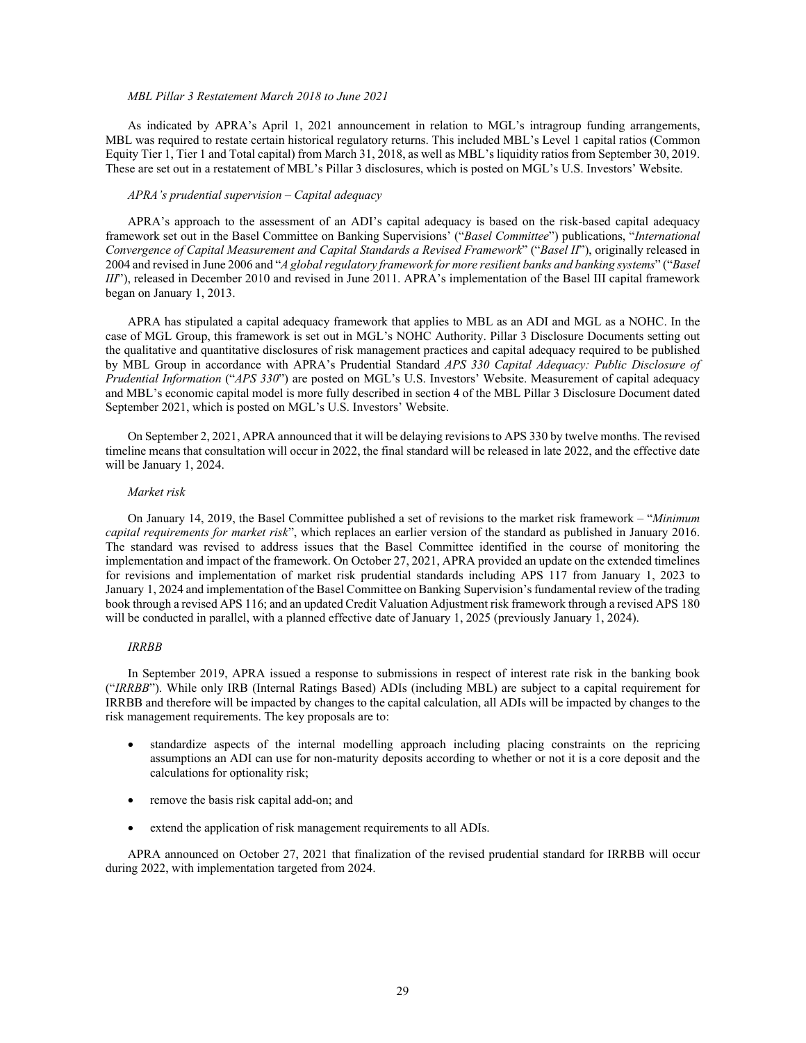*MBL Pillar 3 Restatement March 2018 to June 2021*

As indicated by APRA's April 1, 2021 announcement in relation to MGL's intragroup funding arrangements, MBL was required to restate certain historical regulatory returns. This included MBL's Level 1 capital ratios (Common Equity Tier 1, Tier 1 and Total capital) from March 31, 2018, as well as MBL's liquidity ratios from September 30, 2019. These are set out in a restatement of MBL's Pillar 3 disclosures, which is posted on MGL's U.S. Investors' Website.

*APRA's prudential supervision – Capital adequacy*

APRA's approach to the assessment of an ADI's capital adequacy is based on the risk-based capital adequacy framework set out in the Basel Committee on Banking Supervisions' ("*Basel Committee*") publications, "*International Convergence of Capital Measurement and Capital Standards a Revised Framework*" ("*Basel II*"), originally released in 2004 and revised in June 2006 and "*A global regulatory framework for more resilient banks and banking systems*" ("*Basel III*"), released in December 2010 and revised in June 2011. APRA's implementation of the Basel III capital framework began on January 1, 2013.

APRA has stipulated a capital adequacy framework that applies to MBL as an ADI and MGL as a NOHC. In the case of MGL Group, this framework is set out in MGL's NOHC Authority. Pillar 3 Disclosure Documents setting out the qualitative and quantitative disclosures of risk management practices and capital adequacy required to be published by MBL Group in accordance with APRA's Prudential Standard *APS 330 Capital Adequacy: Public Disclosure of Prudential Information* ("*APS 330*") are posted on MGL's U.S. Investors' Website. Measurement of capital adequacy and MBL's economic capital model is more fully described in section 4 of the MBL Pillar 3 Disclosure Document dated September 2021, which is posted on MGL's U.S. Investors' Website.

On September 2, 2021, APRA announced that it will be delaying revisions to APS 330 by twelve months. The revised timeline means that consultation will occur in 2022, the final standard will be released in late 2022, and the effective date will be January 1, 2024.

*Market risk*

On January 14, 2019, the Basel Committee published a set of revisions to the market risk framework – "*Minimum capital requirements for market risk*", which replaces an earlier version of the standard as published in January 2016. The standard was revised to address issues that the Basel Committee identified in the course of monitoring the implementation and impact of the framework. On October 27, 2021, APRA provided an update on the extended timelines for revisions and implementation of market risk prudential standards including APS 117 from January 1, 2023 to January 1, 2024 and implementation of the Basel Committee on Banking Supervision's fundamental review of the trading book through a revised APS 116; and an updated Credit Valuation Adjustment risk framework through a revised APS 180 will be conducted in parallel, with a planned effective date of January 1, 2025 (previously January 1, 2024).

*IRRBB*

In September 2019, APRA issued a response to submissions in respect of interest rate risk in the banking book ("*IRRBB*"). While only IRB (Internal Ratings Based) ADIs (including MBL) are subject to a capital requirement for IRRBB and therefore will be impacted by changes to the capital calculation, all ADIs will be impacted by changes to the risk management requirements. The key proposals are to:

- standardize aspects of the internal modelling approach including placing constraints on the repricing assumptions an ADI can use for non-maturity deposits according to whether or not it is a core deposit and the calculations for optionality risk;
- remove the basis risk capital add-on; and
- extend the application of risk management requirements to all ADIs.

APRA announced on October 27, 2021 that finalization of the revised prudential standard for IRRBB will occur during 2022, with implementation targeted from 2024.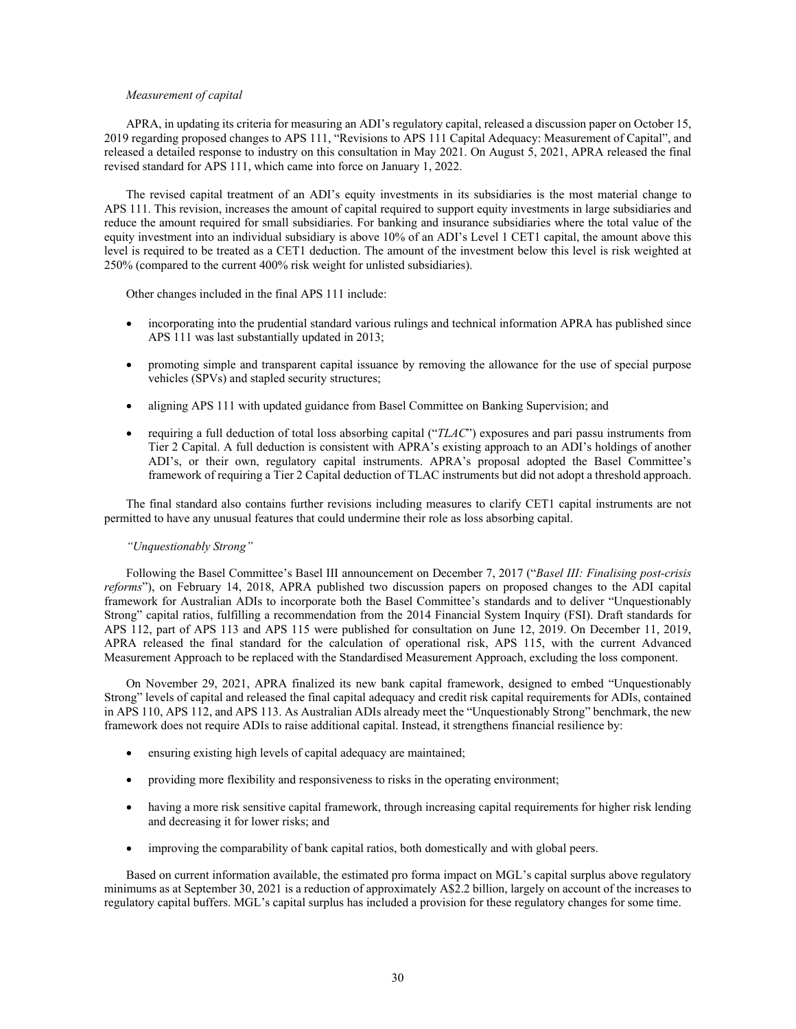*Measurement of capital*

APRA, in updating its criteria for measuring an ADI's regulatory capital, released a discussion paper on October 15, 2019 regarding proposed changes to APS 111, "Revisions to APS 111 Capital Adequacy: Measurement of Capital", and released a detailed response to industry on this consultation in May 2021. On August 5, 2021, APRA released the final revised standard for APS 111, which came into force on January 1, 2022.

The revised capital treatment of an ADI's equity investments in its subsidiaries is the most material change to APS 111. This revision, increases the amount of capital required to support equity investments in large subsidiaries and reduce the amount required for small subsidiaries. For banking and insurance subsidiaries where the total value of the equity investment into an individual subsidiary is above 10% of an ADI's Level 1 CET1 capital, the amount above this level is required to be treated as a CET1 deduction. The amount of the investment below this level is risk weighted at 250% (compared to the current 400% risk weight for unlisted subsidiaries).

Other changes included in the final APS 111 include:

- incorporating into the prudential standard various rulings and technical information APRA has published since APS 111 was last substantially updated in 2013;
- promoting simple and transparent capital issuance by removing the allowance for the use of special purpose vehicles (SPVs) and stapled security structures;
- aligning APS 111 with updated guidance from Basel Committee on Banking Supervision; and
- requiring a full deduction of total loss absorbing capital ("*TLAC*") exposures and pari passu instruments from Tier 2 Capital. A full deduction is consistent with APRA's existing approach to an ADI's holdings of another ADI's, or their own, regulatory capital instruments. APRA's proposal adopted the Basel Committee's framework of requiring a Tier 2 Capital deduction of TLAC instruments but did not adopt a threshold approach.

The final standard also contains further revisions including measures to clarify CET1 capital instruments are not permitted to have any unusual features that could undermine their role as loss absorbing capital.

*"Unquestionably Strong"*

Following the Basel Committee's Basel III announcement on December 7, 2017 ("*Basel III: Finalising post-crisis reforms*"), on February 14, 2018, APRA published two discussion papers on proposed changes to the ADI capital framework for Australian ADIs to incorporate both the Basel Committee's standards and to deliver "Unquestionably Strong" capital ratios, fulfilling a recommendation from the 2014 Financial System Inquiry (FSI). Draft standards for APS 112, part of APS 113 and APS 115 were published for consultation on June 12, 2019. On December 11, 2019, APRA released the final standard for the calculation of operational risk, APS 115, with the current Advanced Measurement Approach to be replaced with the Standardised Measurement Approach, excluding the loss component.

On November 29, 2021, APRA finalized its new bank capital framework, designed to embed "Unquestionably Strong" levels of capital and released the final capital adequacy and credit risk capital requirements for ADIs, contained in APS 110, APS 112, and APS 113. As Australian ADIs already meet the "Unquestionably Strong" benchmark, the new framework does not require ADIs to raise additional capital. Instead, it strengthens financial resilience by:

- ensuring existing high levels of capital adequacy are maintained;
- providing more flexibility and responsiveness to risks in the operating environment;
- having a more risk sensitive capital framework, through increasing capital requirements for higher risk lending and decreasing it for lower risks; and
- improving the comparability of bank capital ratios, both domestically and with global peers.

Based on current information available, the estimated pro forma impact on MGL's capital surplus above regulatory minimums as at September 30, 2021 is a reduction of approximately A$2.2 billion, largely on account of the increases to regulatory capital buffers. MGL's capital surplus has included a provision for these regulatory changes for some time.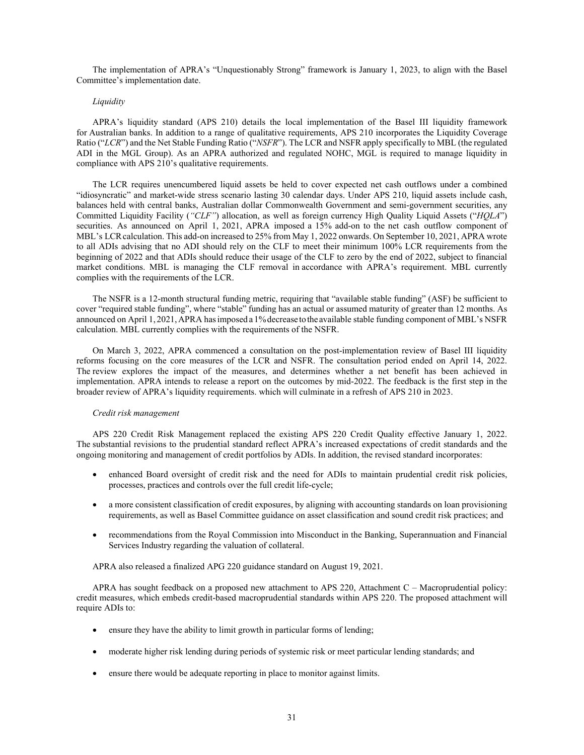The implementation of APRA's "Unquestionably Strong" framework is January 1, 2023, to align with the Basel Committee's implementation date.

*Liquidity*

APRA's liquidity standard (APS 210) details the local implementation of the Basel III liquidity framework for Australian banks. In addition to a range of qualitative requirements, APS 210 incorporates the Liquidity Coverage Ratio ("*LCR*") and the Net Stable Funding Ratio ("*NSFR*"). The LCR and NSFR apply specifically to MBL (the regulated ADI in the MGL Group). As an APRA authorized and regulated NOHC, MGL is required to manage liquidity in compliance with APS 210's qualitative requirements.

The LCR requires unencumbered liquid assets be held to cover expected net cash outflows under a combined "idiosyncratic" and market-wide stress scenario lasting 30 calendar days. Under APS 210, liquid assets include cash, balances held with central banks, Australian dollar Commonwealth Government and semi-government securities, any Committed Liquidity Facility (*"CLF"*) allocation, as well as foreign currency High Quality Liquid Assets ("*HQLA*") securities. As announced on April 1, 2021, APRA imposed a 15% add-on to the net cash outflow component of MBL's LCR calculation. This add-on increased to 25% from May 1, 2022 onwards. On September 10, 2021, APRA wrote to all ADIs advising that no ADI should rely on the CLF to meet their minimum 100% LCR requirements from the beginning of 2022 and that ADIs should reduce their usage of the CLF to zero by the end of 2022, subject to financial market conditions. MBL is managing the CLF removal in accordance with APRA's requirement. MBL currently complies with the requirements of the LCR.

The NSFR is a 12-month structural funding metric, requiring that "available stable funding" (ASF) be sufficient to cover "required stable funding", where "stable" funding has an actual or assumed maturity of greater than 12 months. As announced on April 1, 2021, APRA has imposed a 1% decrease to the available stable funding component of MBL's NSFR calculation. MBL currently complies with the requirements of the NSFR.

On March 3, 2022, APRA commenced a consultation on the post-implementation review of Basel III liquidity reforms focusing on the core measures of the LCR and NSFR. The consultation period ended on April 14, 2022. The review explores the impact of the measures, and determines whether a net benefit has been achieved in implementation. APRA intends to release a report on the outcomes by mid-2022. The feedback is the first step in the broader review of APRA's liquidity requirements. which will culminate in a refresh of APS 210 in 2023.

*Credit risk management*

APS 220 Credit Risk Management replaced the existing APS 220 Credit Quality effective January 1, 2022. The substantial revisions to the prudential standard reflect APRA's increased expectations of credit standards and the ongoing monitoring and management of credit portfolios by ADIs. In addition, the revised standard incorporates:

- enhanced Board oversight of credit risk and the need for ADIs to maintain prudential credit risk policies, processes, practices and controls over the full credit life-cycle;
- a more consistent classification of credit exposures, by aligning with accounting standards on loan provisioning requirements, as well as Basel Committee guidance on asset classification and sound credit risk practices; and
- recommendations from the Royal Commission into Misconduct in the Banking, Superannuation and Financial Services Industry regarding the valuation of collateral.

APRA also released a finalized APG 220 guidance standard on August 19, 2021.

APRA has sought feedback on a proposed new attachment to APS 220, Attachment C – Macroprudential policy: credit measures, which embeds credit-based macroprudential standards within APS 220. The proposed attachment will require ADIs to:

- ensure they have the ability to limit growth in particular forms of lending;
- moderate higher risk lending during periods of systemic risk or meet particular lending standards; and
- ensure there would be adequate reporting in place to monitor against limits.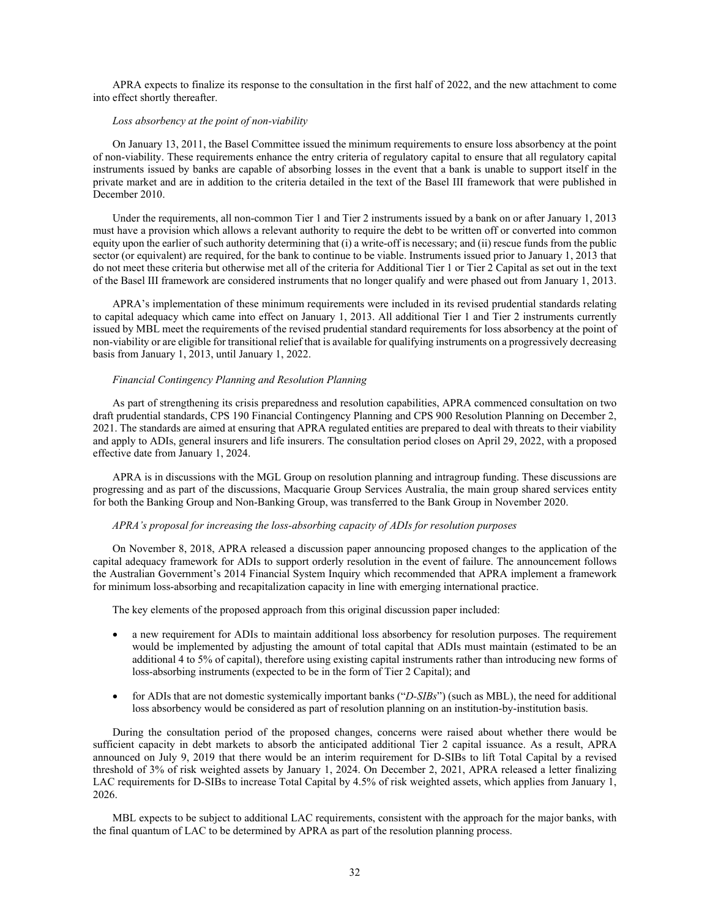APRA expects to finalize its response to the consultation in the first half of 2022, and the new attachment to come into effect shortly thereafter.

*Loss absorbency at the point of non-viability*

On January 13, 2011, the Basel Committee issued the minimum requirements to ensure loss absorbency at the point of non-viability. These requirements enhance the entry criteria of regulatory capital to ensure that all regulatory capital instruments issued by banks are capable of absorbing losses in the event that a bank is unable to support itself in the private market and are in addition to the criteria detailed in the text of the Basel III framework that were published in December 2010.

Under the requirements, all non-common Tier 1 and Tier 2 instruments issued by a bank on or after January 1, 2013 must have a provision which allows a relevant authority to require the debt to be written off or converted into common equity upon the earlier of such authority determining that (i) a write-off is necessary; and (ii) rescue funds from the public sector (or equivalent) are required, for the bank to continue to be viable. Instruments issued prior to January 1, 2013 that do not meet these criteria but otherwise met all of the criteria for Additional Tier 1 or Tier 2 Capital as set out in the text of the Basel III framework are considered instruments that no longer qualify and were phased out from January 1, 2013.

APRA's implementation of these minimum requirements were included in its revised prudential standards relating to capital adequacy which came into effect on January 1, 2013. All additional Tier 1 and Tier 2 instruments currently issued by MBL meet the requirements of the revised prudential standard requirements for loss absorbency at the point of non-viability or are eligible for transitional relief that is available for qualifying instruments on a progressively decreasing basis from January 1, 2013, until January 1, 2022.

*Financial Contingency Planning and Resolution Planning*

As part of strengthening its crisis preparedness and resolution capabilities, APRA commenced consultation on two draft prudential standards, CPS 190 Financial Contingency Planning and CPS 900 Resolution Planning on December 2, 2021. The standards are aimed at ensuring that APRA regulated entities are prepared to deal with threats to their viability and apply to ADIs, general insurers and life insurers. The consultation period closes on April 29, 2022, with a proposed effective date from January 1, 2024.

APRA is in discussions with the MGL Group on resolution planning and intragroup funding. These discussions are progressing and as part of the discussions, Macquarie Group Services Australia, the main group shared services entity for both the Banking Group and Non-Banking Group, was transferred to the Bank Group in November 2020.

*APRA's proposal for increasing the loss-absorbing capacity of ADIs for resolution purposes*

On November 8, 2018, APRA released a discussion paper announcing proposed changes to the application of the capital adequacy framework for ADIs to support orderly resolution in the event of failure. The announcement follows the Australian Government's 2014 Financial System Inquiry which recommended that APRA implement a framework for minimum loss-absorbing and recapitalization capacity in line with emerging international practice.

The key elements of the proposed approach from this original discussion paper included:

- a new requirement for ADIs to maintain additional loss absorbency for resolution purposes. The requirement would be implemented by adjusting the amount of total capital that ADIs must maintain (estimated to be an additional 4 to 5% of capital), therefore using existing capital instruments rather than introducing new forms of loss-absorbing instruments (expected to be in the form of Tier 2 Capital); and

- for ADIs that are not domestic systemically important banks ("*D-SIBs*") (such as MBL), the need for additional loss absorbency would be considered as part of resolution planning on an institution-by-institution basis.

During the consultation period of the proposed changes, concerns were raised about whether there would be sufficient capacity in debt markets to absorb the anticipated additional Tier 2 capital issuance. As a result, APRA announced on July 9, 2019 that there would be an interim requirement for D-SIBs to lift Total Capital by a revised threshold of 3% of risk weighted assets by January 1, 2024. On December 2, 2021, APRA released a letter finalizing LAC requirements for D-SIBs to increase Total Capital by 4.5% of risk weighted assets, which applies from January 1, 2026.

MBL expects to be subject to additional LAC requirements, consistent with the approach for the major banks, with the final quantum of LAC to be determined by APRA as part of the resolution planning process.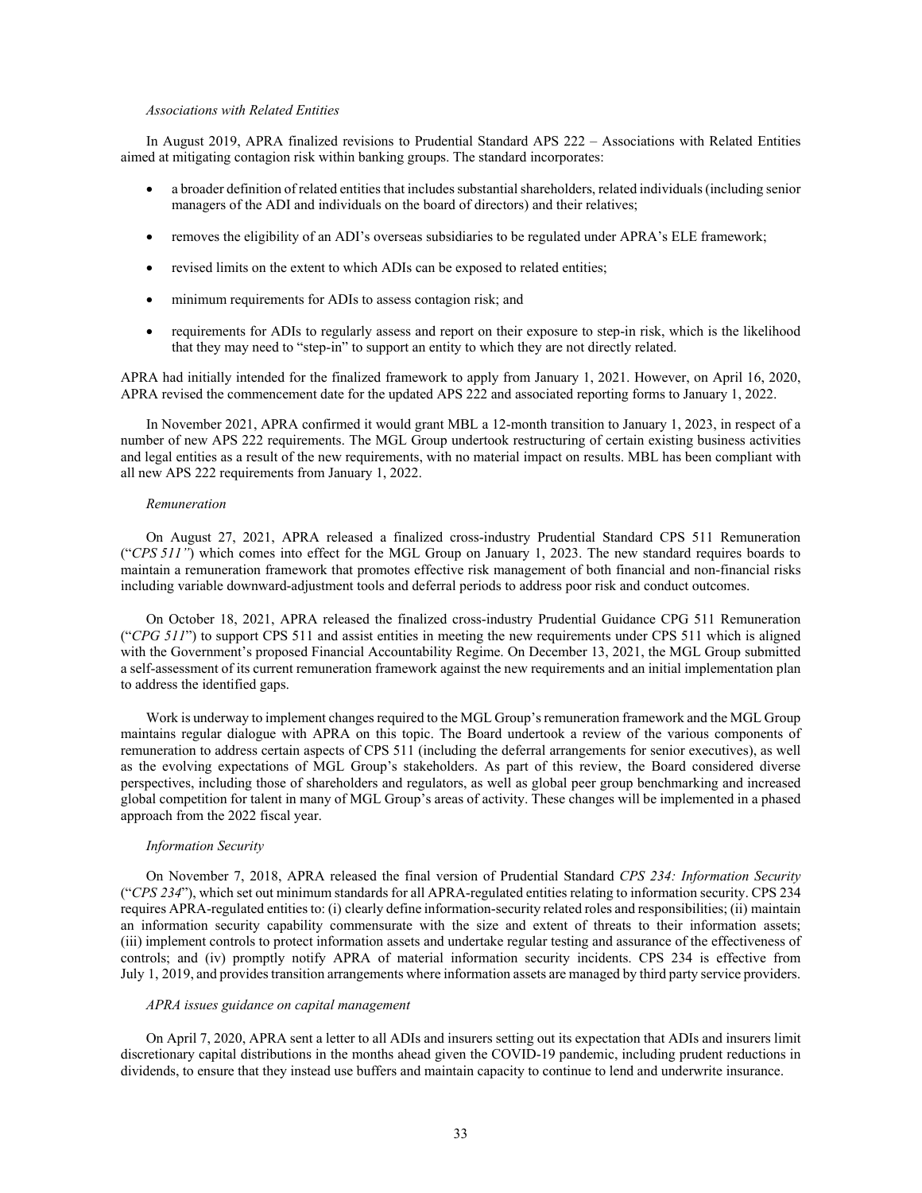*Associations with Related Entities*

In August 2019, APRA finalized revisions to Prudential Standard APS 222 – Associations with Related Entities aimed at mitigating contagion risk within banking groups. The standard incorporates:

- a broader definition of related entities that includes substantial shareholders, related individuals (including senior managers of the ADI and individuals on the board of directors) and their relatives;
- removes the eligibility of an ADI's overseas subsidiaries to be regulated under APRA's ELE framework;
- revised limits on the extent to which ADIs can be exposed to related entities;
- minimum requirements for ADIs to assess contagion risk; and
- requirements for ADIs to regularly assess and report on their exposure to step-in risk, which is the likelihood that they may need to "step-in" to support an entity to which they are not directly related.

APRA had initially intended for the finalized framework to apply from January 1, 2021. However, on April 16, 2020, APRA revised the commencement date for the updated APS 222 and associated reporting forms to January 1, 2022.

In November 2021, APRA confirmed it would grant MBL a 12-month transition to January 1, 2023, in respect of a number of new APS 222 requirements. The MGL Group undertook restructuring of certain existing business activities and legal entities as a result of the new requirements, with no material impact on results. MBL has been compliant with all new APS 222 requirements from January 1, 2022.

*Remuneration*

On August 27, 2021, APRA released a finalized cross-industry Prudential Standard CPS 511 Remuneration ("*CPS 511"*) which comes into effect for the MGL Group on January 1, 2023. The new standard requires boards to maintain a remuneration framework that promotes effective risk management of both financial and non-financial risks including variable downward-adjustment tools and deferral periods to address poor risk and conduct outcomes.

On October 18, 2021, APRA released the finalized cross-industry Prudential Guidance CPG 511 Remuneration ("*CPG 511*") to support CPS 511 and assist entities in meeting the new requirements under CPS 511 which is aligned with the Government's proposed Financial Accountability Regime. On December 13, 2021, the MGL Group submitted a self-assessment of its current remuneration framework against the new requirements and an initial implementation plan to address the identified gaps.

Work is underway to implement changes required to the MGL Group's remuneration framework and the MGL Group maintains regular dialogue with APRA on this topic. The Board undertook a review of the various components of remuneration to address certain aspects of CPS 511 (including the deferral arrangements for senior executives), as well as the evolving expectations of MGL Group's stakeholders. As part of this review, the Board considered diverse perspectives, including those of shareholders and regulators, as well as global peer group benchmarking and increased global competition for talent in many of MGL Group's areas of activity. These changes will be implemented in a phased approach from the 2022 fiscal year.

*Information Security*

On November 7, 2018, APRA released the final version of Prudential Standard *CPS 234: Information Security* ("*CPS 234*"), which set out minimum standards for all APRA-regulated entities relating to information security. CPS 234 requires APRA-regulated entities to: (i) clearly define information-security related roles and responsibilities; (ii) maintain an information security capability commensurate with the size and extent of threats to their information assets; (iii) implement controls to protect information assets and undertake regular testing and assurance of the effectiveness of controls; and (iv) promptly notify APRA of material information security incidents. CPS 234 is effective from July 1, 2019, and provides transition arrangements where information assets are managed by third party service providers.

*APRA issues guidance on capital management*

On April 7, 2020, APRA sent a letter to all ADIs and insurers setting out its expectation that ADIs and insurers limit discretionary capital distributions in the months ahead given the COVID-19 pandemic, including prudent reductions in dividends, to ensure that they instead use buffers and maintain capacity to continue to lend and underwrite insurance.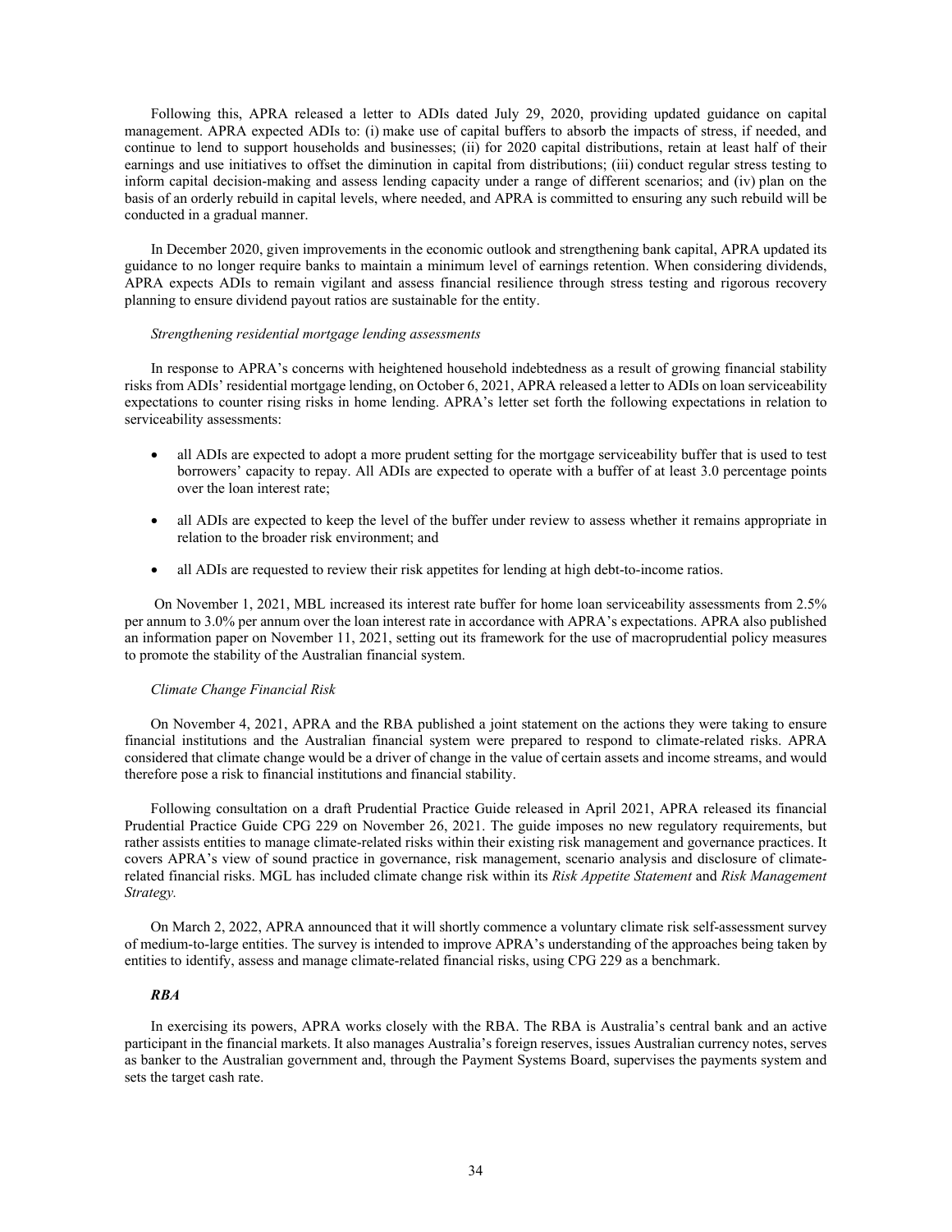Following this, APRA released a letter to ADIs dated July 29, 2020, providing updated guidance on capital management. APRA expected ADIs to: (i) make use of capital buffers to absorb the impacts of stress, if needed, and continue to lend to support households and businesses; (ii) for 2020 capital distributions, retain at least half of their earnings and use initiatives to offset the diminution in capital from distributions; (iii) conduct regular stress testing to inform capital decision-making and assess lending capacity under a range of different scenarios; and (iv) plan on the basis of an orderly rebuild in capital levels, where needed, and APRA is committed to ensuring any such rebuild will be conducted in a gradual manner.

In December 2020, given improvements in the economic outlook and strengthening bank capital, APRA updated its guidance to no longer require banks to maintain a minimum level of earnings retention. When considering dividends, APRA expects ADIs to remain vigilant and assess financial resilience through stress testing and rigorous recovery planning to ensure dividend payout ratios are sustainable for the entity.

*Strengthening residential mortgage lending assessments*

In response to APRA's concerns with heightened household indebtedness as a result of growing financial stability risks from ADIs' residential mortgage lending, on October 6, 2021, APRA released a letter to ADIs on loan serviceability expectations to counter rising risks in home lending. APRA's letter set forth the following expectations in relation to serviceability assessments:

- all ADIs are expected to adopt a more prudent setting for the mortgage serviceability buffer that is used to test borrowers' capacity to repay. All ADIs are expected to operate with a buffer of at least 3.0 percentage points over the loan interest rate;
- all ADIs are expected to keep the level of the buffer under review to assess whether it remains appropriate in relation to the broader risk environment; and
- all ADIs are requested to review their risk appetites for lending at high debt-to-income ratios.

On November 1, 2021, MBL increased its interest rate buffer for home loan serviceability assessments from 2.5% per annum to 3.0% per annum over the loan interest rate in accordance with APRA's expectations. APRA also published an information paper on November 11, 2021, setting out its framework for the use of macroprudential policy measures to promote the stability of the Australian financial system.

*Climate Change Financial Risk*

On November 4, 2021, APRA and the RBA published a joint statement on the actions they were taking to ensure financial institutions and the Australian financial system were prepared to respond to climate-related risks. APRA considered that climate change would be a driver of change in the value of certain assets and income streams, and would therefore pose a risk to financial institutions and financial stability.

Following consultation on a draft Prudential Practice Guide released in April 2021, APRA released its financial Prudential Practice Guide CPG 229 on November 26, 2021. The guide imposes no new regulatory requirements, but rather assists entities to manage climate-related risks within their existing risk management and governance practices. It covers APRA's view of sound practice in governance, risk management, scenario analysis and disclosure of climate-related financial risks. MGL has included climate change risk within its *Risk Appetite Statement* and *Risk Management Strategy.*

On March 2, 2022, APRA announced that it will shortly commence a voluntary climate risk self-assessment survey of medium-to-large entities. The survey is intended to improve APRA's understanding of the approaches being taken by entities to identify, assess and manage climate-related financial risks, using CPG 229 as a benchmark.

***RBA***

In exercising its powers, APRA works closely with the RBA. The RBA is Australia's central bank and an active participant in the financial markets. It also manages Australia's foreign reserves, issues Australian currency notes, serves as banker to the Australian government and, through the Payment Systems Board, supervises the payments system and sets the target cash rate.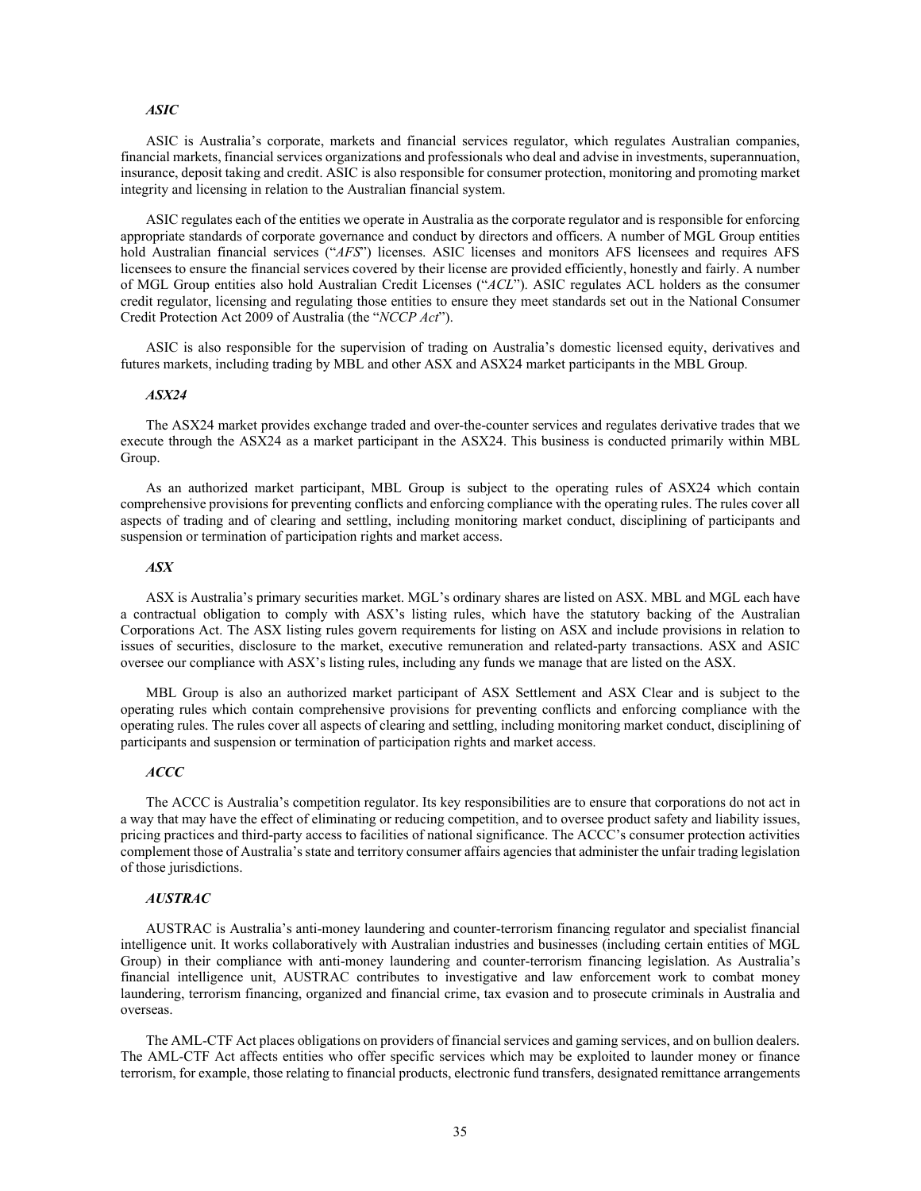### *ASIC*

ASIC is Australia's corporate, markets and financial services regulator, which regulates Australian companies, financial markets, financial services organizations and professionals who deal and advise in investments, superannuation, insurance, deposit taking and credit. ASIC is also responsible for consumer protection, monitoring and promoting market integrity and licensing in relation to the Australian financial system.

ASIC regulates each of the entities we operate in Australia as the corporate regulator and is responsible for enforcing appropriate standards of corporate governance and conduct by directors and officers. A number of MGL Group entities hold Australian financial services ("*AFS*") licenses. ASIC licenses and monitors AFS licensees and requires AFS licensees to ensure the financial services covered by their license are provided efficiently, honestly and fairly. A number of MGL Group entities also hold Australian Credit Licenses ("*ACL*"). ASIC regulates ACL holders as the consumer credit regulator, licensing and regulating those entities to ensure they meet standards set out in the National Consumer Credit Protection Act 2009 of Australia (the "*NCCP Act*").

ASIC is also responsible for the supervision of trading on Australia's domestic licensed equity, derivatives and futures markets, including trading by MBL and other ASX and ASX24 market participants in the MBL Group.

### *ASX24*

The ASX24 market provides exchange traded and over-the-counter services and regulates derivative trades that we execute through the ASX24 as a market participant in the ASX24. This business is conducted primarily within MBL Group.

As an authorized market participant, MBL Group is subject to the operating rules of ASX24 which contain comprehensive provisions for preventing conflicts and enforcing compliance with the operating rules. The rules cover all aspects of trading and of clearing and settling, including monitoring market conduct, disciplining of participants and suspension or termination of participation rights and market access.

### *ASX*

ASX is Australia's primary securities market. MGL's ordinary shares are listed on ASX. MBL and MGL each have a contractual obligation to comply with ASX's listing rules, which have the statutory backing of the Australian Corporations Act. The ASX listing rules govern requirements for listing on ASX and include provisions in relation to issues of securities, disclosure to the market, executive remuneration and related-party transactions. ASX and ASIC oversee our compliance with ASX's listing rules, including any funds we manage that are listed on the ASX.

MBL Group is also an authorized market participant of ASX Settlement and ASX Clear and is subject to the operating rules which contain comprehensive provisions for preventing conflicts and enforcing compliance with the operating rules. The rules cover all aspects of clearing and settling, including monitoring market conduct, disciplining of participants and suspension or termination of participation rights and market access.

### *ACCC*

The ACCC is Australia's competition regulator. Its key responsibilities are to ensure that corporations do not act in a way that may have the effect of eliminating or reducing competition, and to oversee product safety and liability issues, pricing practices and third-party access to facilities of national significance. The ACCC's consumer protection activities complement those of Australia's state and territory consumer affairs agencies that administer the unfair trading legislation of those jurisdictions.

### *AUSTRAC*

AUSTRAC is Australia's anti-money laundering and counter-terrorism financing regulator and specialist financial intelligence unit. It works collaboratively with Australian industries and businesses (including certain entities of MGL Group) in their compliance with anti-money laundering and counter-terrorism financing legislation. As Australia's financial intelligence unit, AUSTRAC contributes to investigative and law enforcement work to combat money laundering, terrorism financing, organized and financial crime, tax evasion and to prosecute criminals in Australia and overseas.

The AML-CTF Act places obligations on providers of financial services and gaming services, and on bullion dealers. The AML-CTF Act affects entities who offer specific services which may be exploited to launder money or finance terrorism, for example, those relating to financial products, electronic fund transfers, designated remittance arrangements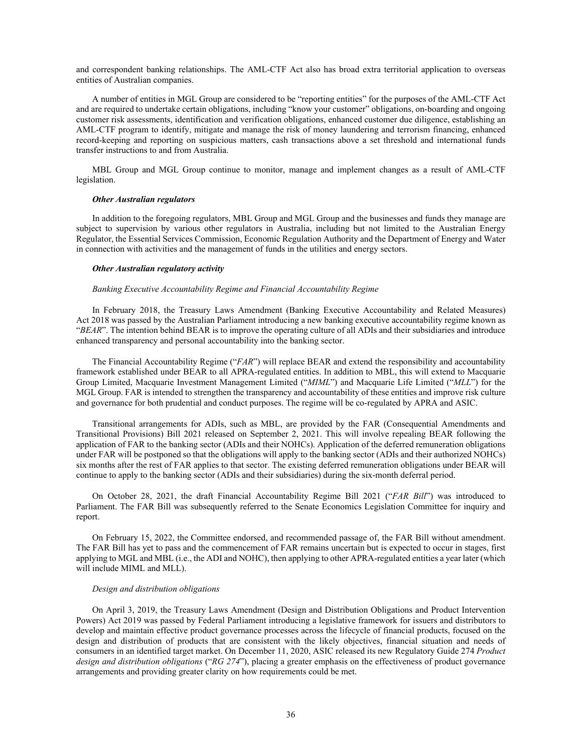and correspondent banking relationships. The AML-CTF Act also has broad extra territorial application to overseas entities of Australian companies.

A number of entities in MGL Group are considered to be "reporting entities" for the purposes of the AML-CTF Act and are required to undertake certain obligations, including "know your customer" obligations, on-boarding and ongoing customer risk assessments, identification and verification obligations, enhanced customer due diligence, establishing an AML-CTF program to identify, mitigate and manage the risk of money laundering and terrorism financing, enhanced record-keeping and reporting on suspicious matters, cash transactions above a set threshold and international funds transfer instructions to and from Australia.

MBL Group and MGL Group continue to monitor, manage and implement changes as a result of AML-CTF legislation.

***Other Australian regulators***

In addition to the foregoing regulators, MBL Group and MGL Group and the businesses and funds they manage are subject to supervision by various other regulators in Australia, including but not limited to the Australian Energy Regulator, the Essential Services Commission, Economic Regulation Authority and the Department of Energy and Water in connection with activities and the management of funds in the utilities and energy sectors.

***Other Australian regulatory activity***

*Banking Executive Accountability Regime and Financial Accountability Regime*

In February 2018, the Treasury Laws Amendment (Banking Executive Accountability and Related Measures) Act 2018 was passed by the Australian Parliament introducing a new banking executive accountability regime known as "*BEAR*". The intention behind BEAR is to improve the operating culture of all ADIs and their subsidiaries and introduce enhanced transparency and personal accountability into the banking sector.

The Financial Accountability Regime ("*FAR*") will replace BEAR and extend the responsibility and accountability framework established under BEAR to all APRA-regulated entities. In addition to MBL, this will extend to Macquarie Group Limited, Macquarie Investment Management Limited ("*MIML*") and Macquarie Life Limited ("*MLL*") for the MGL Group. FAR is intended to strengthen the transparency and accountability of these entities and improve risk culture and governance for both prudential and conduct purposes. The regime will be co-regulated by APRA and ASIC.

Transitional arrangements for ADIs, such as MBL, are provided by the FAR (Consequential Amendments and Transitional Provisions) Bill 2021 released on September 2, 2021. This will involve repealing BEAR following the application of FAR to the banking sector (ADIs and their NOHCs). Application of the deferred remuneration obligations under FAR will be postponed so that the obligations will apply to the banking sector (ADIs and their authorized NOHCs) six months after the rest of FAR applies to that sector. The existing deferred remuneration obligations under BEAR will continue to apply to the banking sector (ADIs and their subsidiaries) during the six-month deferral period.

On October 28, 2021, the draft Financial Accountability Regime Bill 2021 ("*FAR Bill*") was introduced to Parliament. The FAR Bill was subsequently referred to the Senate Economics Legislation Committee for inquiry and report.

On February 15, 2022, the Committee endorsed, and recommended passage of, the FAR Bill without amendment. The FAR Bill has yet to pass and the commencement of FAR remains uncertain but is expected to occur in stages, first applying to MGL and MBL (i.e., the ADI and NOHC), then applying to other APRA-regulated entities a year later (which will include MIML and MLL).

*Design and distribution obligations*

On April 3, 2019, the Treasury Laws Amendment (Design and Distribution Obligations and Product Intervention Powers) Act 2019 was passed by Federal Parliament introducing a legislative framework for issuers and distributors to develop and maintain effective product governance processes across the lifecycle of financial products, focused on the design and distribution of products that are consistent with the likely objectives, financial situation and needs of consumers in an identified target market. On December 11, 2020, ASIC released its new Regulatory Guide 274 *Product design and distribution obligations* ("*RG 274*"), placing a greater emphasis on the effectiveness of product governance arrangements and providing greater clarity on how requirements could be met.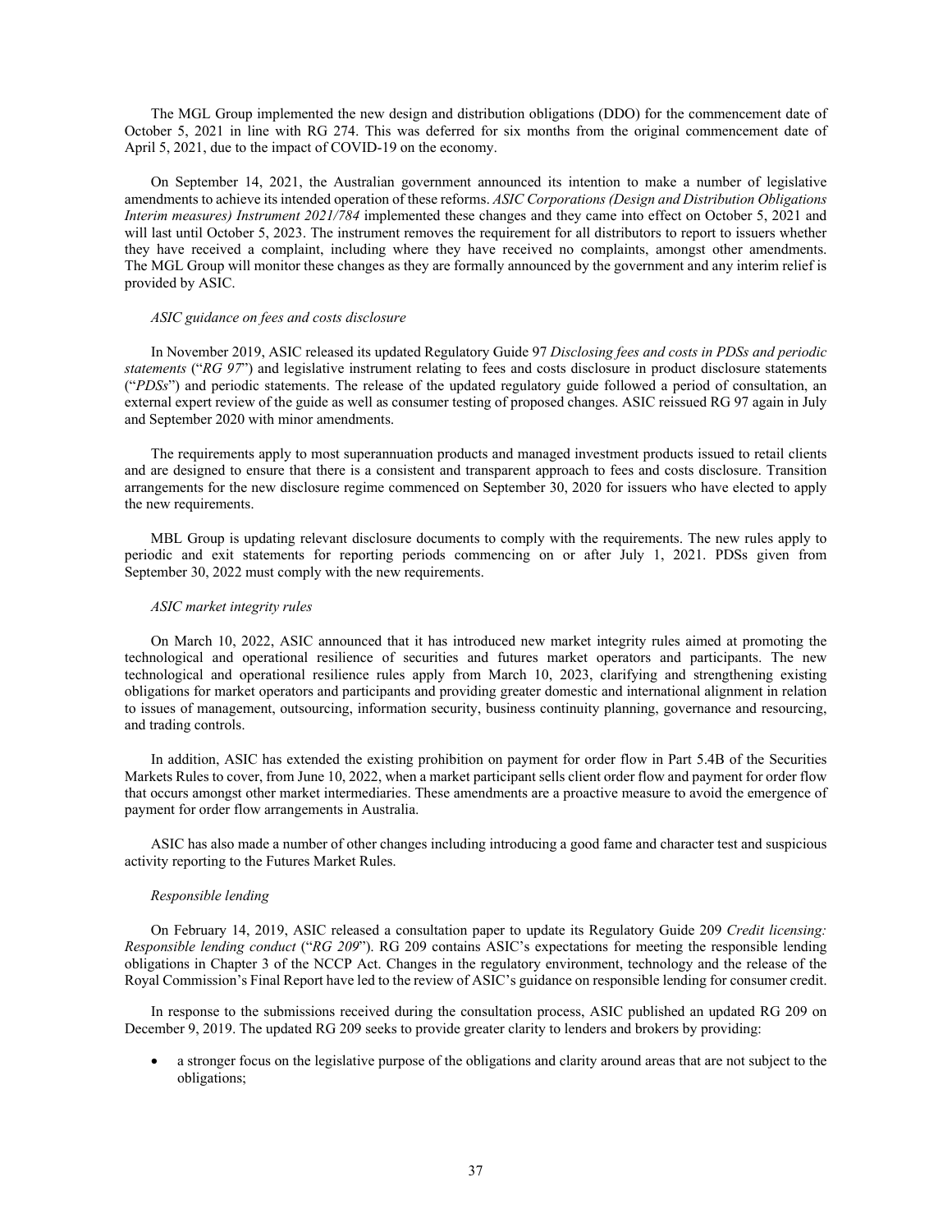The MGL Group implemented the new design and distribution obligations (DDO) for the commencement date of October 5, 2021 in line with RG 274. This was deferred for six months from the original commencement date of April 5, 2021, due to the impact of COVID-19 on the economy.

On September 14, 2021, the Australian government announced its intention to make a number of legislative amendments to achieve its intended operation of these reforms. *ASIC Corporations (Design and Distribution Obligations Interim measures) Instrument 2021/784* implemented these changes and they came into effect on October 5, 2021 and will last until October 5, 2023. The instrument removes the requirement for all distributors to report to issuers whether they have received a complaint, including where they have received no complaints, amongst other amendments. The MGL Group will monitor these changes as they are formally announced by the government and any interim relief is provided by ASIC.

*ASIC guidance on fees and costs disclosure*

In November 2019, ASIC released its updated Regulatory Guide 97 *Disclosing fees and costs in PDSs and periodic statements* ("*RG 97*") and legislative instrument relating to fees and costs disclosure in product disclosure statements ("*PDSs*") and periodic statements. The release of the updated regulatory guide followed a period of consultation, an external expert review of the guide as well as consumer testing of proposed changes. ASIC reissued RG 97 again in July and September 2020 with minor amendments.

The requirements apply to most superannuation products and managed investment products issued to retail clients and are designed to ensure that there is a consistent and transparent approach to fees and costs disclosure. Transition arrangements for the new disclosure regime commenced on September 30, 2020 for issuers who have elected to apply the new requirements.

MBL Group is updating relevant disclosure documents to comply with the requirements. The new rules apply to periodic and exit statements for reporting periods commencing on or after July 1, 2021. PDSs given from September 30, 2022 must comply with the new requirements.

*ASIC market integrity rules*

On March 10, 2022, ASIC announced that it has introduced new market integrity rules aimed at promoting the technological and operational resilience of securities and futures market operators and participants. The new technological and operational resilience rules apply from March 10, 2023, clarifying and strengthening existing obligations for market operators and participants and providing greater domestic and international alignment in relation to issues of management, outsourcing, information security, business continuity planning, governance and resourcing, and trading controls.

In addition, ASIC has extended the existing prohibition on payment for order flow in Part 5.4B of the Securities Markets Rules to cover, from June 10, 2022, when a market participant sells client order flow and payment for order flow that occurs amongst other market intermediaries. These amendments are a proactive measure to avoid the emergence of payment for order flow arrangements in Australia.

ASIC has also made a number of other changes including introducing a good fame and character test and suspicious activity reporting to the Futures Market Rules.

*Responsible lending*

On February 14, 2019, ASIC released a consultation paper to update its Regulatory Guide 209 *Credit licensing: Responsible lending conduct* ("*RG 209*"). RG 209 contains ASIC's expectations for meeting the responsible lending obligations in Chapter 3 of the NCCP Act. Changes in the regulatory environment, technology and the release of the Royal Commission's Final Report have led to the review of ASIC's guidance on responsible lending for consumer credit.

In response to the submissions received during the consultation process, ASIC published an updated RG 209 on December 9, 2019. The updated RG 209 seeks to provide greater clarity to lenders and brokers by providing:

- a stronger focus on the legislative purpose of the obligations and clarity around areas that are not subject to the obligations;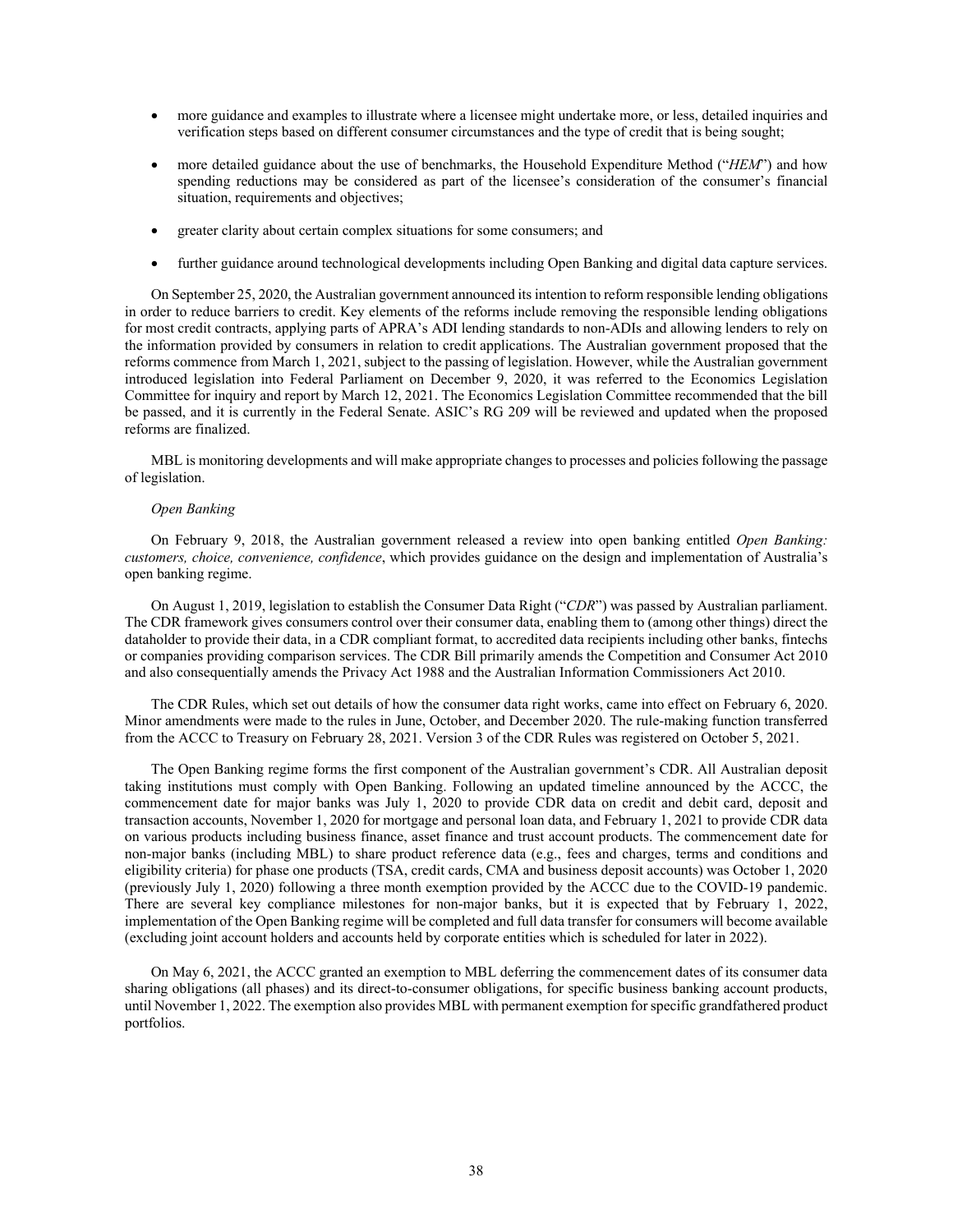- more guidance and examples to illustrate where a licensee might undertake more, or less, detailed inquiries and verification steps based on different consumer circumstances and the type of credit that is being sought;
- more detailed guidance about the use of benchmarks, the Household Expenditure Method ("*HEM*") and how spending reductions may be considered as part of the licensee's consideration of the consumer's financial situation, requirements and objectives;
- greater clarity about certain complex situations for some consumers; and
- further guidance around technological developments including Open Banking and digital data capture services.

On September 25, 2020, the Australian government announced its intention to reform responsible lending obligations in order to reduce barriers to credit. Key elements of the reforms include removing the responsible lending obligations for most credit contracts, applying parts of APRA's ADI lending standards to non-ADIs and allowing lenders to rely on the information provided by consumers in relation to credit applications. The Australian government proposed that the reforms commence from March 1, 2021, subject to the passing of legislation. However, while the Australian government introduced legislation into Federal Parliament on December 9, 2020, it was referred to the Economics Legislation Committee for inquiry and report by March 12, 2021. The Economics Legislation Committee recommended that the bill be passed, and it is currently in the Federal Senate. ASIC's RG 209 will be reviewed and updated when the proposed reforms are finalized.

MBL is monitoring developments and will make appropriate changes to processes and policies following the passage of legislation.

*Open Banking*

On February 9, 2018, the Australian government released a review into open banking entitled *Open Banking: customers, choice, convenience, confidence*, which provides guidance on the design and implementation of Australia's open banking regime.

On August 1, 2019, legislation to establish the Consumer Data Right ("*CDR*") was passed by Australian parliament. The CDR framework gives consumers control over their consumer data, enabling them to (among other things) direct the dataholder to provide their data, in a CDR compliant format, to accredited data recipients including other banks, fintechs or companies providing comparison services. The CDR Bill primarily amends the Competition and Consumer Act 2010 and also consequentially amends the Privacy Act 1988 and the Australian Information Commissioners Act 2010.

The CDR Rules, which set out details of how the consumer data right works, came into effect on February 6, 2020. Minor amendments were made to the rules in June, October, and December 2020. The rule-making function transferred from the ACCC to Treasury on February 28, 2021. Version 3 of the CDR Rules was registered on October 5, 2021.

The Open Banking regime forms the first component of the Australian government's CDR. All Australian deposit taking institutions must comply with Open Banking. Following an updated timeline announced by the ACCC, the commencement date for major banks was July 1, 2020 to provide CDR data on credit and debit card, deposit and transaction accounts, November 1, 2020 for mortgage and personal loan data, and February 1, 2021 to provide CDR data on various products including business finance, asset finance and trust account products. The commencement date for non-major banks (including MBL) to share product reference data (e.g., fees and charges, terms and conditions and eligibility criteria) for phase one products (TSA, credit cards, CMA and business deposit accounts) was October 1, 2020 (previously July 1, 2020) following a three month exemption provided by the ACCC due to the COVID-19 pandemic. There are several key compliance milestones for non-major banks, but it is expected that by February 1, 2022, implementation of the Open Banking regime will be completed and full data transfer for consumers will become available (excluding joint account holders and accounts held by corporate entities which is scheduled for later in 2022).

On May 6, 2021, the ACCC granted an exemption to MBL deferring the commencement dates of its consumer data sharing obligations (all phases) and its direct-to-consumer obligations, for specific business banking account products, until November 1, 2022. The exemption also provides MBL with permanent exemption for specific grandfathered product portfolios.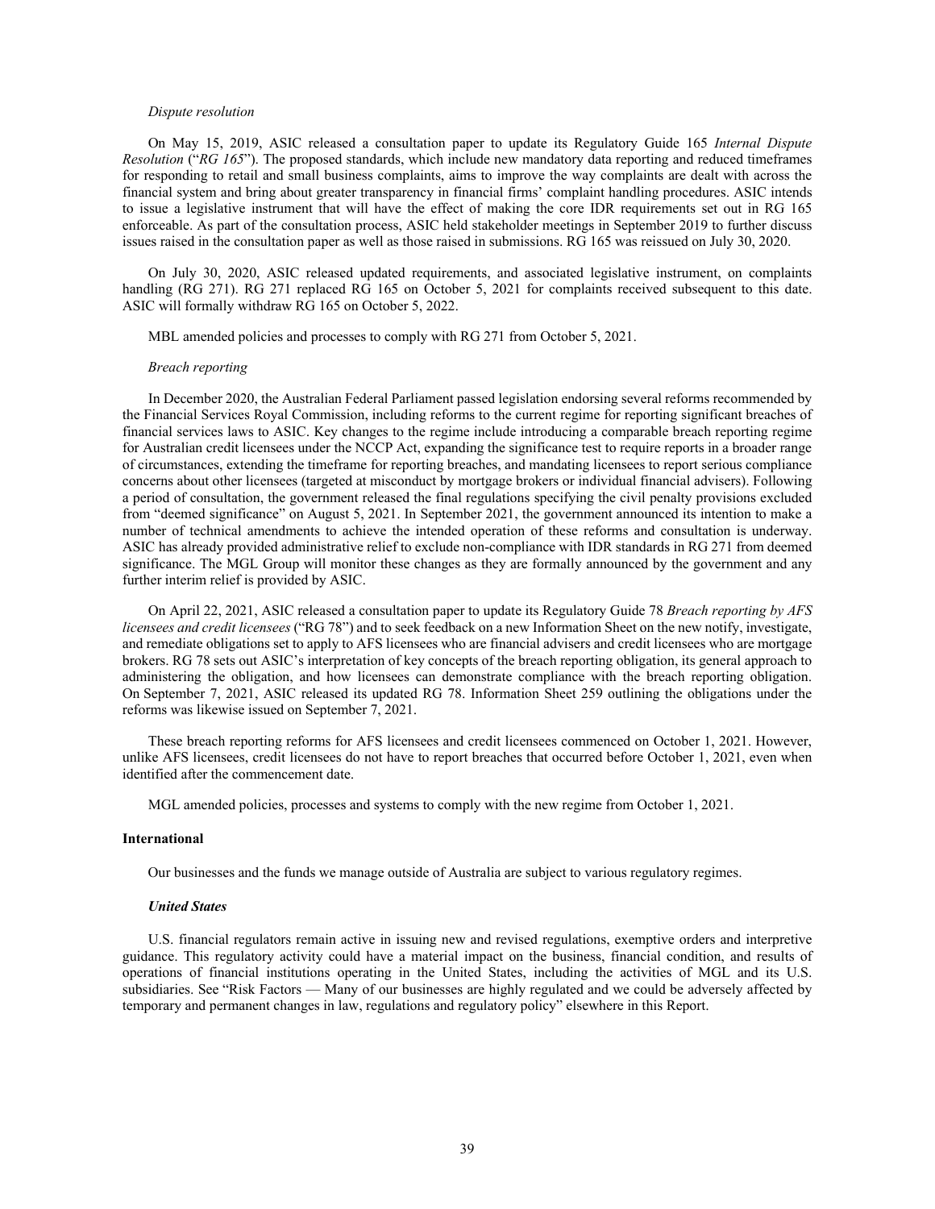*Dispute resolution*

On May 15, 2019, ASIC released a consultation paper to update its Regulatory Guide 165 *Internal Dispute Resolution* ("*RG 165*"). The proposed standards, which include new mandatory data reporting and reduced timeframes for responding to retail and small business complaints, aims to improve the way complaints are dealt with across the financial system and bring about greater transparency in financial firms' complaint handling procedures. ASIC intends to issue a legislative instrument that will have the effect of making the core IDR requirements set out in RG 165 enforceable. As part of the consultation process, ASIC held stakeholder meetings in September 2019 to further discuss issues raised in the consultation paper as well as those raised in submissions. RG 165 was reissued on July 30, 2020.

On July 30, 2020, ASIC released updated requirements, and associated legislative instrument, on complaints handling (RG 271). RG 271 replaced RG 165 on October 5, 2021 for complaints received subsequent to this date. ASIC will formally withdraw RG 165 on October 5, 2022.

MBL amended policies and processes to comply with RG 271 from October 5, 2021.

*Breach reporting*

In December 2020, the Australian Federal Parliament passed legislation endorsing several reforms recommended by the Financial Services Royal Commission, including reforms to the current regime for reporting significant breaches of financial services laws to ASIC. Key changes to the regime include introducing a comparable breach reporting regime for Australian credit licensees under the NCCP Act, expanding the significance test to require reports in a broader range of circumstances, extending the timeframe for reporting breaches, and mandating licensees to report serious compliance concerns about other licensees (targeted at misconduct by mortgage brokers or individual financial advisers). Following a period of consultation, the government released the final regulations specifying the civil penalty provisions excluded from "deemed significance" on August 5, 2021. In September 2021, the government announced its intention to make a number of technical amendments to achieve the intended operation of these reforms and consultation is underway. ASIC has already provided administrative relief to exclude non-compliance with IDR standards in RG 271 from deemed significance. The MGL Group will monitor these changes as they are formally announced by the government and any further interim relief is provided by ASIC.

On April 22, 2021, ASIC released a consultation paper to update its Regulatory Guide 78 *Breach reporting by AFS licensees and credit licensees* ("RG 78") and to seek feedback on a new Information Sheet on the new notify, investigate, and remediate obligations set to apply to AFS licensees who are financial advisers and credit licensees who are mortgage brokers. RG 78 sets out ASIC's interpretation of key concepts of the breach reporting obligation, its general approach to administering the obligation, and how licensees can demonstrate compliance with the breach reporting obligation. On September 7, 2021, ASIC released its updated RG 78. Information Sheet 259 outlining the obligations under the reforms was likewise issued on September 7, 2021.

These breach reporting reforms for AFS licensees and credit licensees commenced on October 1, 2021. However, unlike AFS licensees, credit licensees do not have to report breaches that occurred before October 1, 2021, even when identified after the commencement date.

MGL amended policies, processes and systems to comply with the new regime from October 1, 2021.

**International**

Our businesses and the funds we manage outside of Australia are subject to various regulatory regimes.

***United States***

U.S. financial regulators remain active in issuing new and revised regulations, exemptive orders and interpretive guidance. This regulatory activity could have a material impact on the business, financial condition, and results of operations of financial institutions operating in the United States, including the activities of MGL and its U.S. subsidiaries. See "Risk Factors — Many of our businesses are highly regulated and we could be adversely affected by temporary and permanent changes in law, regulations and regulatory policy" elsewhere in this Report.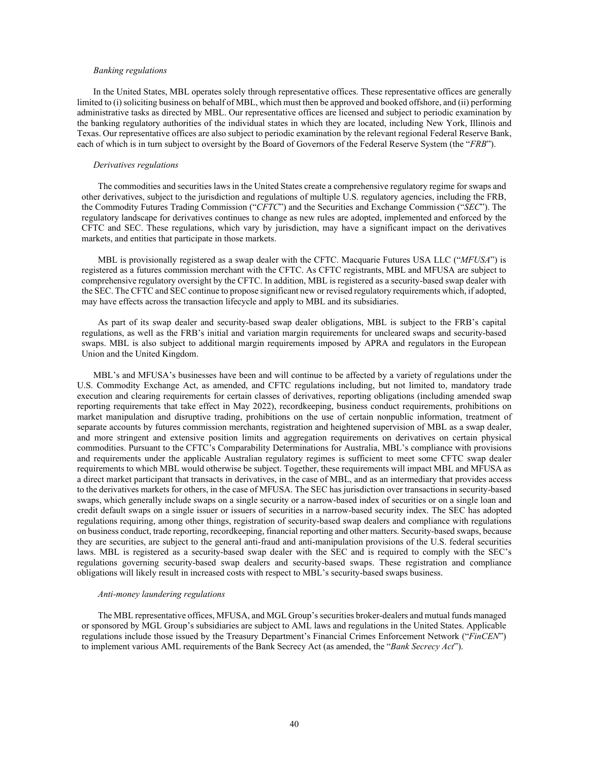*Banking regulations*

In the United States, MBL operates solely through representative offices. These representative offices are generally limited to (i) soliciting business on behalf of MBL, which must then be approved and booked offshore, and (ii) performing administrative tasks as directed by MBL. Our representative offices are licensed and subject to periodic examination by the banking regulatory authorities of the individual states in which they are located, including New York, Illinois and Texas. Our representative offices are also subject to periodic examination by the relevant regional Federal Reserve Bank, each of which is in turn subject to oversight by the Board of Governors of the Federal Reserve System (the "*FRB*").

*Derivatives regulations*

The commodities and securities laws in the United States create a comprehensive regulatory regime for swaps and other derivatives, subject to the jurisdiction and regulations of multiple U.S. regulatory agencies, including the FRB, the Commodity Futures Trading Commission ("*CFTC*") and the Securities and Exchange Commission ("*SEC*"). The regulatory landscape for derivatives continues to change as new rules are adopted, implemented and enforced by the CFTC and SEC. These regulations, which vary by jurisdiction, may have a significant impact on the derivatives markets, and entities that participate in those markets.

MBL is provisionally registered as a swap dealer with the CFTC. Macquarie Futures USA LLC ("*MFUSA*") is registered as a futures commission merchant with the CFTC. As CFTC registrants, MBL and MFUSA are subject to comprehensive regulatory oversight by the CFTC. In addition, MBL is registered as a security-based swap dealer with the SEC. The CFTC and SEC continue to propose significant new or revised regulatory requirements which, if adopted, may have effects across the transaction lifecycle and apply to MBL and its subsidiaries.

As part of its swap dealer and security-based swap dealer obligations, MBL is subject to the FRB's capital regulations, as well as the FRB's initial and variation margin requirements for uncleared swaps and security-based swaps. MBL is also subject to additional margin requirements imposed by APRA and regulators in the European Union and the United Kingdom.

MBL's and MFUSA's businesses have been and will continue to be affected by a variety of regulations under the U.S. Commodity Exchange Act, as amended, and CFTC regulations including, but not limited to, mandatory trade execution and clearing requirements for certain classes of derivatives, reporting obligations (including amended swap reporting requirements that take effect in May 2022), recordkeeping, business conduct requirements, prohibitions on market manipulation and disruptive trading, prohibitions on the use of certain nonpublic information, treatment of separate accounts by futures commission merchants, registration and heightened supervision of MBL as a swap dealer, and more stringent and extensive position limits and aggregation requirements on derivatives on certain physical commodities. Pursuant to the CFTC's Comparability Determinations for Australia, MBL's compliance with provisions and requirements under the applicable Australian regulatory regimes is sufficient to meet some CFTC swap dealer requirements to which MBL would otherwise be subject. Together, these requirements will impact MBL and MFUSA as a direct market participant that transacts in derivatives, in the case of MBL, and as an intermediary that provides access to the derivatives markets for others, in the case of MFUSA. The SEC has jurisdiction over transactions in security-based swaps, which generally include swaps on a single security or a narrow-based index of securities or on a single loan and credit default swaps on a single issuer or issuers of securities in a narrow-based security index. The SEC has adopted regulations requiring, among other things, registration of security-based swap dealers and compliance with regulations on business conduct, trade reporting, recordkeeping, financial reporting and other matters. Security-based swaps, because they are securities, are subject to the general anti-fraud and anti-manipulation provisions of the U.S. federal securities laws. MBL is registered as a security-based swap dealer with the SEC and is required to comply with the SEC's regulations governing security-based swap dealers and security-based swaps. These registration and compliance obligations will likely result in increased costs with respect to MBL's security-based swaps business.

*Anti-money laundering regulations*

The MBL representative offices, MFUSA, and MGL Group's securities broker-dealers and mutual funds managed or sponsored by MGL Group's subsidiaries are subject to AML laws and regulations in the United States. Applicable regulations include those issued by the Treasury Department's Financial Crimes Enforcement Network ("*FinCEN*") to implement various AML requirements of the Bank Secrecy Act (as amended, the "*Bank Secrecy Act*").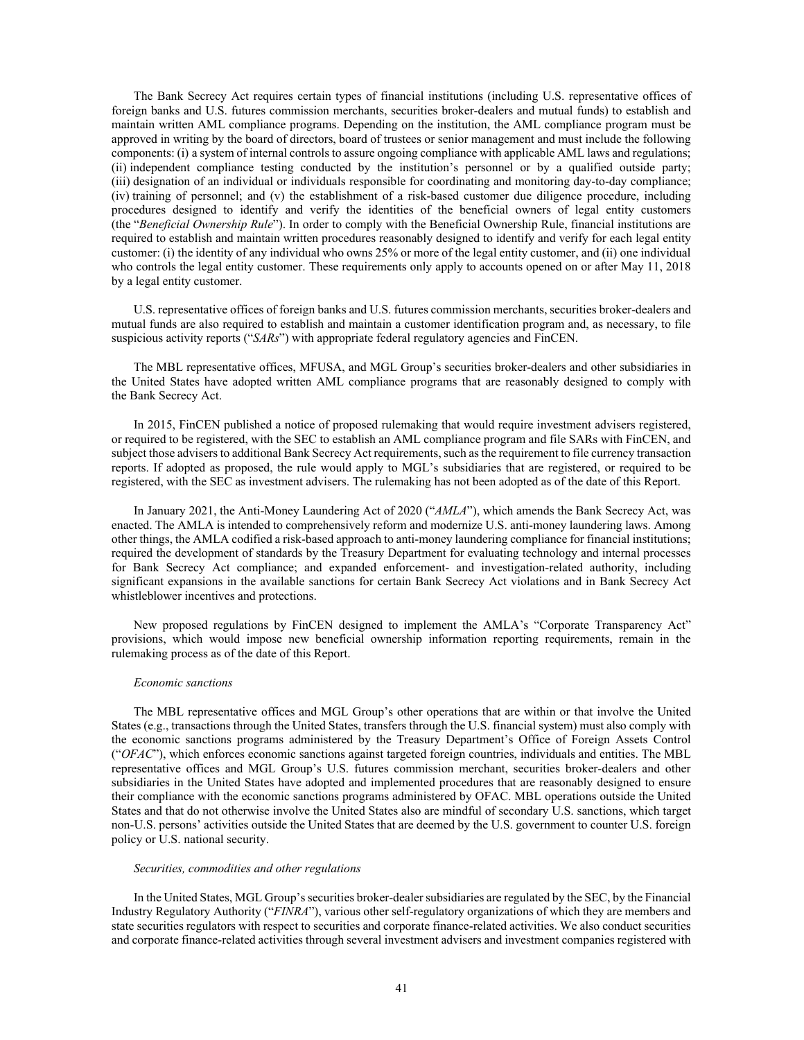The Bank Secrecy Act requires certain types of financial institutions (including U.S. representative offices of foreign banks and U.S. futures commission merchants, securities broker-dealers and mutual funds) to establish and maintain written AML compliance programs. Depending on the institution, the AML compliance program must be approved in writing by the board of directors, board of trustees or senior management and must include the following components: (i) a system of internal controls to assure ongoing compliance with applicable AML laws and regulations; (ii) independent compliance testing conducted by the institution's personnel or by a qualified outside party; (iii) designation of an individual or individuals responsible for coordinating and monitoring day-to-day compliance; (iv) training of personnel; and (v) the establishment of a risk-based customer due diligence procedure, including procedures designed to identify and verify the identities of the beneficial owners of legal entity customers (the "*Beneficial Ownership Rule*"). In order to comply with the Beneficial Ownership Rule, financial institutions are required to establish and maintain written procedures reasonably designed to identify and verify for each legal entity customer: (i) the identity of any individual who owns 25% or more of the legal entity customer, and (ii) one individual who controls the legal entity customer. These requirements only apply to accounts opened on or after May 11, 2018 by a legal entity customer.

U.S. representative offices of foreign banks and U.S. futures commission merchants, securities broker-dealers and mutual funds are also required to establish and maintain a customer identification program and, as necessary, to file suspicious activity reports ("*SARs*") with appropriate federal regulatory agencies and FinCEN.

The MBL representative offices, MFUSA, and MGL Group's securities broker-dealers and other subsidiaries in the United States have adopted written AML compliance programs that are reasonably designed to comply with the Bank Secrecy Act.

In 2015, FinCEN published a notice of proposed rulemaking that would require investment advisers registered, or required to be registered, with the SEC to establish an AML compliance program and file SARs with FinCEN, and subject those advisers to additional Bank Secrecy Act requirements, such as the requirement to file currency transaction reports. If adopted as proposed, the rule would apply to MGL's subsidiaries that are registered, or required to be registered, with the SEC as investment advisers. The rulemaking has not been adopted as of the date of this Report.

In January 2021, the Anti-Money Laundering Act of 2020 ("*AMLA*"), which amends the Bank Secrecy Act, was enacted. The AMLA is intended to comprehensively reform and modernize U.S. anti-money laundering laws. Among other things, the AMLA codified a risk-based approach to anti-money laundering compliance for financial institutions; required the development of standards by the Treasury Department for evaluating technology and internal processes for Bank Secrecy Act compliance; and expanded enforcement- and investigation-related authority, including significant expansions in the available sanctions for certain Bank Secrecy Act violations and in Bank Secrecy Act whistleblower incentives and protections.

New proposed regulations by FinCEN designed to implement the AMLA's "Corporate Transparency Act" provisions, which would impose new beneficial ownership information reporting requirements, remain in the rulemaking process as of the date of this Report.

*Economic sanctions*

The MBL representative offices and MGL Group's other operations that are within or that involve the United States (e.g., transactions through the United States, transfers through the U.S. financial system) must also comply with the economic sanctions programs administered by the Treasury Department's Office of Foreign Assets Control ("*OFAC*"), which enforces economic sanctions against targeted foreign countries, individuals and entities. The MBL representative offices and MGL Group's U.S. futures commission merchant, securities broker-dealers and other subsidiaries in the United States have adopted and implemented procedures that are reasonably designed to ensure their compliance with the economic sanctions programs administered by OFAC. MBL operations outside the United States and that do not otherwise involve the United States also are mindful of secondary U.S. sanctions, which target non-U.S. persons' activities outside the United States that are deemed by the U.S. government to counter U.S. foreign policy or U.S. national security.

*Securities, commodities and other regulations*

In the United States, MGL Group's securities broker-dealer subsidiaries are regulated by the SEC, by the Financial Industry Regulatory Authority ("*FINRA*"), various other self-regulatory organizations of which they are members and state securities regulators with respect to securities and corporate finance-related activities. We also conduct securities and corporate finance-related activities through several investment advisers and investment companies registered with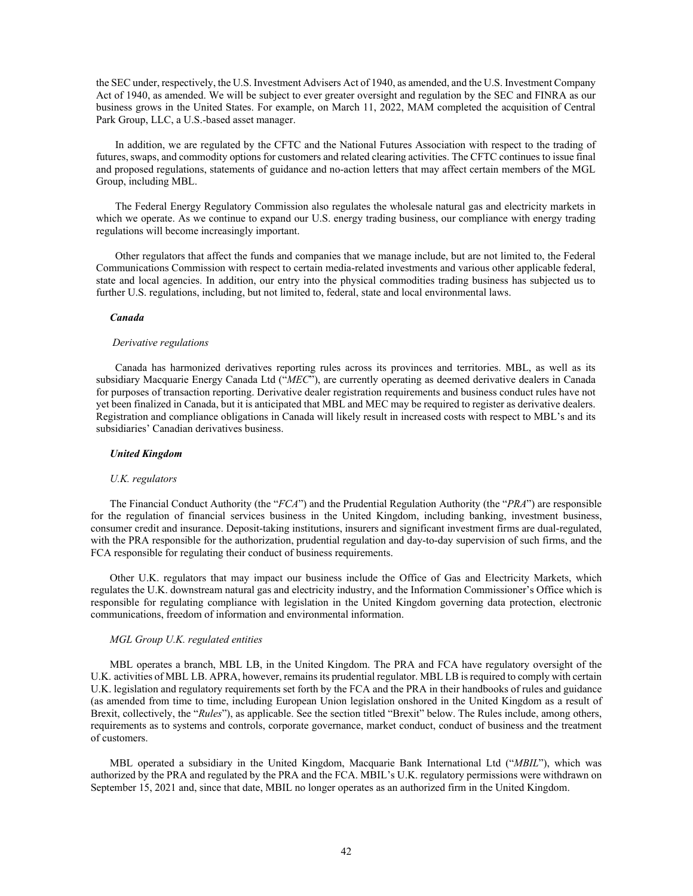the SEC under, respectively, the U.S. Investment Advisers Act of 1940, as amended, and the U.S. Investment Company Act of 1940, as amended. We will be subject to ever greater oversight and regulation by the SEC and FINRA as our business grows in the United States. For example, on March 11, 2022, MAM completed the acquisition of Central Park Group, LLC, a U.S.-based asset manager.

In addition, we are regulated by the CFTC and the National Futures Association with respect to the trading of futures, swaps, and commodity options for customers and related clearing activities. The CFTC continues to issue final and proposed regulations, statements of guidance and no-action letters that may affect certain members of the MGL Group, including MBL.

The Federal Energy Regulatory Commission also regulates the wholesale natural gas and electricity markets in which we operate. As we continue to expand our U.S. energy trading business, our compliance with energy trading regulations will become increasingly important.

Other regulators that affect the funds and companies that we manage include, but are not limited to, the Federal Communications Commission with respect to certain media-related investments and various other applicable federal, state and local agencies. In addition, our entry into the physical commodities trading business has subjected us to further U.S. regulations, including, but not limited to, federal, state and local environmental laws.

***Canada***

*Derivative regulations*

Canada has harmonized derivatives reporting rules across its provinces and territories. MBL, as well as its subsidiary Macquarie Energy Canada Ltd ("*MEC*"), are currently operating as deemed derivative dealers in Canada for purposes of transaction reporting. Derivative dealer registration requirements and business conduct rules have not yet been finalized in Canada, but it is anticipated that MBL and MEC may be required to register as derivative dealers. Registration and compliance obligations in Canada will likely result in increased costs with respect to MBL's and its subsidiaries' Canadian derivatives business.

***United Kingdom***

*U.K. regulators*

The Financial Conduct Authority (the "*FCA*") and the Prudential Regulation Authority (the "*PRA*") are responsible for the regulation of financial services business in the United Kingdom, including banking, investment business, consumer credit and insurance. Deposit-taking institutions, insurers and significant investment firms are dual-regulated, with the PRA responsible for the authorization, prudential regulation and day-to-day supervision of such firms, and the FCA responsible for regulating their conduct of business requirements.

Other U.K. regulators that may impact our business include the Office of Gas and Electricity Markets, which regulates the U.K. downstream natural gas and electricity industry, and the Information Commissioner's Office which is responsible for regulating compliance with legislation in the United Kingdom governing data protection, electronic communications, freedom of information and environmental information.

*MGL Group U.K. regulated entities*

MBL operates a branch, MBL LB, in the United Kingdom. The PRA and FCA have regulatory oversight of the U.K. activities of MBL LB. APRA, however, remains its prudential regulator. MBL LB is required to comply with certain U.K. legislation and regulatory requirements set forth by the FCA and the PRA in their handbooks of rules and guidance (as amended from time to time, including European Union legislation onshored in the United Kingdom as a result of Brexit, collectively, the "*Rules*"), as applicable. See the section titled "Brexit" below. The Rules include, among others, requirements as to systems and controls, corporate governance, market conduct, conduct of business and the treatment of customers.

MBL operated a subsidiary in the United Kingdom, Macquarie Bank International Ltd ("*MBIL*"), which was authorized by the PRA and regulated by the PRA and the FCA. MBIL's U.K. regulatory permissions were withdrawn on September 15, 2021 and, since that date, MBIL no longer operates as an authorized firm in the United Kingdom.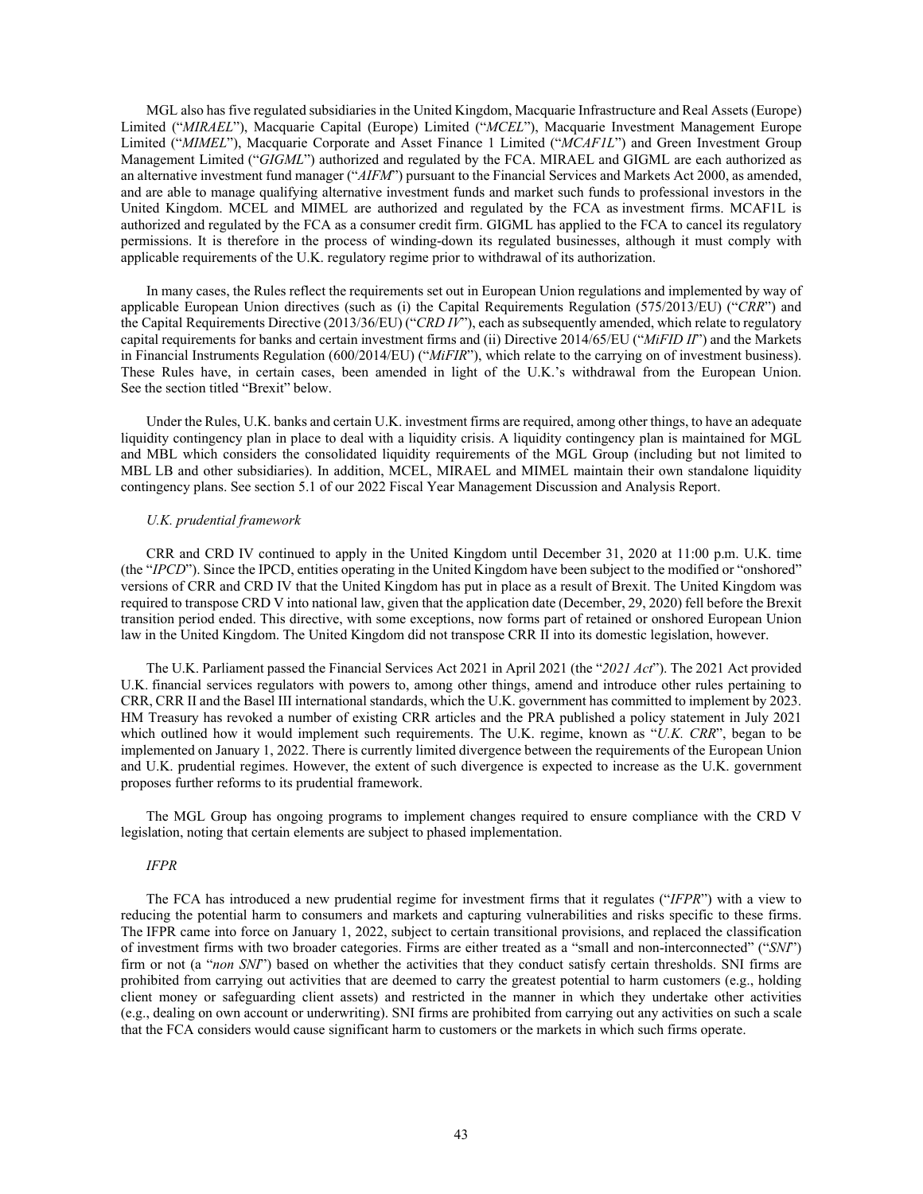MGL also has five regulated subsidiaries in the United Kingdom, Macquarie Infrastructure and Real Assets (Europe) Limited ("*MIRAEL*"), Macquarie Capital (Europe) Limited ("*MCEL*"), Macquarie Investment Management Europe Limited ("*MIMEL*"), Macquarie Corporate and Asset Finance 1 Limited ("*MCAF1L*") and Green Investment Group Management Limited ("*GIGML*") authorized and regulated by the FCA. MIRAEL and GIGML are each authorized as an alternative investment fund manager ("*AIFM*") pursuant to the Financial Services and Markets Act 2000, as amended, and are able to manage qualifying alternative investment funds and market such funds to professional investors in the United Kingdom. MCEL and MIMEL are authorized and regulated by the FCA as investment firms. MCAF1L is authorized and regulated by the FCA as a consumer credit firm. GIGML has applied to the FCA to cancel its regulatory permissions. It is therefore in the process of winding-down its regulated businesses, although it must comply with applicable requirements of the U.K. regulatory regime prior to withdrawal of its authorization.

In many cases, the Rules reflect the requirements set out in European Union regulations and implemented by way of applicable European Union directives (such as (i) the Capital Requirements Regulation (575/2013/EU) ("*CRR*") and the Capital Requirements Directive (2013/36/EU) ("*CRD IV*"), each as subsequently amended, which relate to regulatory capital requirements for banks and certain investment firms and (ii) Directive 2014/65/EU ("*MiFID II*") and the Markets in Financial Instruments Regulation (600/2014/EU) ("*MiFIR*"), which relate to the carrying on of investment business). These Rules have, in certain cases, been amended in light of the U.K.'s withdrawal from the European Union. See the section titled "Brexit" below.

Under the Rules, U.K. banks and certain U.K. investment firms are required, among other things, to have an adequate liquidity contingency plan in place to deal with a liquidity crisis. A liquidity contingency plan is maintained for MGL and MBL which considers the consolidated liquidity requirements of the MGL Group (including but not limited to MBL LB and other subsidiaries). In addition, MCEL, MIRAEL and MIMEL maintain their own standalone liquidity contingency plans. See section 5.1 of our 2022 Fiscal Year Management Discussion and Analysis Report.

*U.K. prudential framework*

CRR and CRD IV continued to apply in the United Kingdom until December 31, 2020 at 11:00 p.m. U.K. time (the "*IPCD*"). Since the IPCD, entities operating in the United Kingdom have been subject to the modified or "onshored" versions of CRR and CRD IV that the United Kingdom has put in place as a result of Brexit. The United Kingdom was required to transpose CRD V into national law, given that the application date (December, 29, 2020) fell before the Brexit transition period ended. This directive, with some exceptions, now forms part of retained or onshored European Union law in the United Kingdom. The United Kingdom did not transpose CRR II into its domestic legislation, however.

The U.K. Parliament passed the Financial Services Act 2021 in April 2021 (the "*2021 Act*"). The 2021 Act provided U.K. financial services regulators with powers to, among other things, amend and introduce other rules pertaining to CRR, CRR II and the Basel III international standards, which the U.K. government has committed to implement by 2023. HM Treasury has revoked a number of existing CRR articles and the PRA published a policy statement in July 2021 which outlined how it would implement such requirements. The U.K. regime, known as "*U.K. CRR*", began to be implemented on January 1, 2022. There is currently limited divergence between the requirements of the European Union and U.K. prudential regimes. However, the extent of such divergence is expected to increase as the U.K. government proposes further reforms to its prudential framework.

The MGL Group has ongoing programs to implement changes required to ensure compliance with the CRD V legislation, noting that certain elements are subject to phased implementation.

*IFPR*

The FCA has introduced a new prudential regime for investment firms that it regulates ("*IFPR*") with a view to reducing the potential harm to consumers and markets and capturing vulnerabilities and risks specific to these firms. The IFPR came into force on January 1, 2022, subject to certain transitional provisions, and replaced the classification of investment firms with two broader categories. Firms are either treated as a "small and non-interconnected" ("*SNI*") firm or not (a "*non SNI*") based on whether the activities that they conduct satisfy certain thresholds. SNI firms are prohibited from carrying out activities that are deemed to carry the greatest potential to harm customers (e.g., holding client money or safeguarding client assets) and restricted in the manner in which they undertake other activities (e.g., dealing on own account or underwriting). SNI firms are prohibited from carrying out any activities on such a scale that the FCA considers would cause significant harm to customers or the markets in which such firms operate.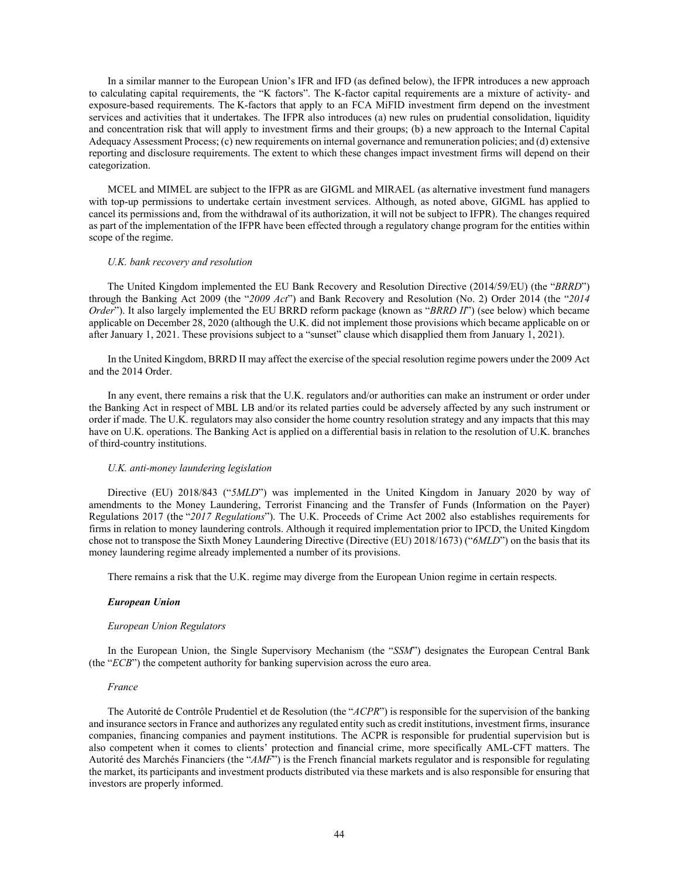In a similar manner to the European Union's IFR and IFD (as defined below), the IFPR introduces a new approach to calculating capital requirements, the "K factors". The K-factor capital requirements are a mixture of activity- and exposure-based requirements. The K-factors that apply to an FCA MiFID investment firm depend on the investment services and activities that it undertakes. The IFPR also introduces (a) new rules on prudential consolidation, liquidity and concentration risk that will apply to investment firms and their groups; (b) a new approach to the Internal Capital Adequacy Assessment Process; (c) new requirements on internal governance and remuneration policies; and (d) extensive reporting and disclosure requirements. The extent to which these changes impact investment firms will depend on their categorization.

MCEL and MIMEL are subject to the IFPR as are GIGML and MIRAEL (as alternative investment fund managers with top-up permissions to undertake certain investment services. Although, as noted above, GIGML has applied to cancel its permissions and, from the withdrawal of its authorization, it will not be subject to IFPR). The changes required as part of the implementation of the IFPR have been effected through a regulatory change program for the entities within scope of the regime.

*U.K. bank recovery and resolution*

The United Kingdom implemented the EU Bank Recovery and Resolution Directive (2014/59/EU) (the "*BRRD*") through the Banking Act 2009 (the "*2009 Act*") and Bank Recovery and Resolution (No. 2) Order 2014 (the "*2014 Order*"). It also largely implemented the EU BRRD reform package (known as "*BRRD II*") (see below) which became applicable on December 28, 2020 (although the U.K. did not implement those provisions which became applicable on or after January 1, 2021. These provisions subject to a "sunset" clause which disapplied them from January 1, 2021).

In the United Kingdom, BRRD II may affect the exercise of the special resolution regime powers under the 2009 Act and the 2014 Order.

In any event, there remains a risk that the U.K. regulators and/or authorities can make an instrument or order under the Banking Act in respect of MBL LB and/or its related parties could be adversely affected by any such instrument or order if made. The U.K. regulators may also consider the home country resolution strategy and any impacts that this may have on U.K. operations. The Banking Act is applied on a differential basis in relation to the resolution of U.K. branches of third-country institutions.

*U.K. anti-money laundering legislation*

Directive (EU) 2018/843 ("*5MLD*") was implemented in the United Kingdom in January 2020 by way of amendments to the Money Laundering, Terrorist Financing and the Transfer of Funds (Information on the Payer) Regulations 2017 (the "*2017 Regulations*"). The U.K. Proceeds of Crime Act 2002 also establishes requirements for firms in relation to money laundering controls. Although it required implementation prior to IPCD, the United Kingdom chose not to transpose the Sixth Money Laundering Directive (Directive (EU) 2018/1673) ("*6MLD*") on the basis that its money laundering regime already implemented a number of its provisions.

There remains a risk that the U.K. regime may diverge from the European Union regime in certain respects.

***European Union***

*European Union Regulators*

In the European Union, the Single Supervisory Mechanism (the "*SSM*") designates the European Central Bank (the "*ECB*") the competent authority for banking supervision across the euro area.

*France*

The Autorité de Contrôle Prudentiel et de Resolution (the "*ACPR*") is responsible for the supervision of the banking and insurance sectors in France and authorizes any regulated entity such as credit institutions, investment firms, insurance companies, financing companies and payment institutions. The ACPR is responsible for prudential supervision but is also competent when it comes to clients' protection and financial crime, more specifically AML-CFT matters. The Autorité des Marchés Financiers (the "*AMF*") is the French financial markets regulator and is responsible for regulating the market, its participants and investment products distributed via these markets and is also responsible for ensuring that investors are properly informed.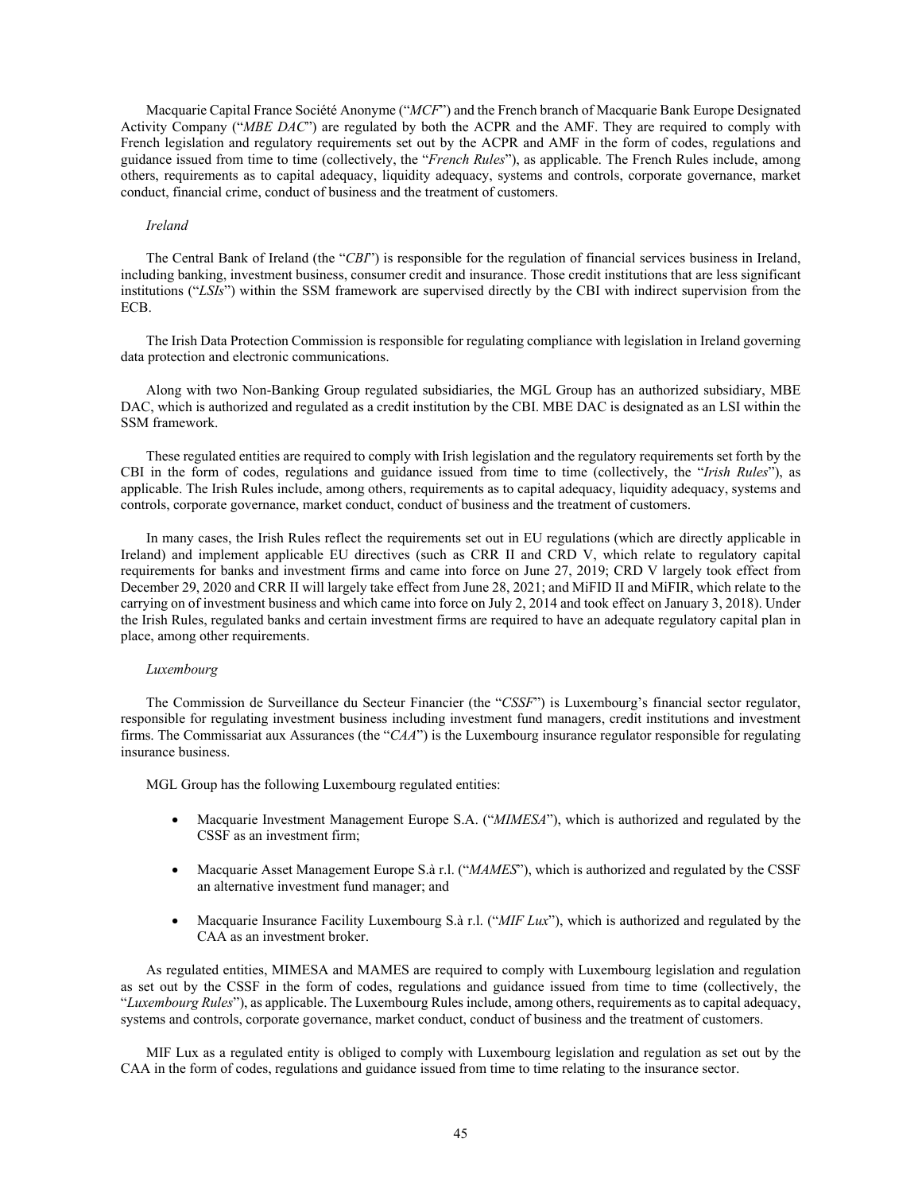Macquarie Capital France Société Anonyme ("*MCF*") and the French branch of Macquarie Bank Europe Designated Activity Company ("*MBE DAC*") are regulated by both the ACPR and the AMF. They are required to comply with French legislation and regulatory requirements set out by the ACPR and AMF in the form of codes, regulations and guidance issued from time to time (collectively, the "*French Rules*"), as applicable. The French Rules include, among others, requirements as to capital adequacy, liquidity adequacy, systems and controls, corporate governance, market conduct, financial crime, conduct of business and the treatment of customers.

*Ireland*

The Central Bank of Ireland (the "*CBI*") is responsible for the regulation of financial services business in Ireland, including banking, investment business, consumer credit and insurance. Those credit institutions that are less significant institutions ("*LSIs*") within the SSM framework are supervised directly by the CBI with indirect supervision from the ECB.

The Irish Data Protection Commission is responsible for regulating compliance with legislation in Ireland governing data protection and electronic communications.

Along with two Non-Banking Group regulated subsidiaries, the MGL Group has an authorized subsidiary, MBE DAC, which is authorized and regulated as a credit institution by the CBI. MBE DAC is designated as an LSI within the SSM framework.

These regulated entities are required to comply with Irish legislation and the regulatory requirements set forth by the CBI in the form of codes, regulations and guidance issued from time to time (collectively, the "*Irish Rules*"), as applicable. The Irish Rules include, among others, requirements as to capital adequacy, liquidity adequacy, systems and controls, corporate governance, market conduct, conduct of business and the treatment of customers.

In many cases, the Irish Rules reflect the requirements set out in EU regulations (which are directly applicable in Ireland) and implement applicable EU directives (such as CRR II and CRD V, which relate to regulatory capital requirements for banks and investment firms and came into force on June 27, 2019; CRD V largely took effect from December 29, 2020 and CRR II will largely take effect from June 28, 2021; and MiFID II and MiFIR, which relate to the carrying on of investment business and which came into force on July 2, 2014 and took effect on January 3, 2018). Under the Irish Rules, regulated banks and certain investment firms are required to have an adequate regulatory capital plan in place, among other requirements.

*Luxembourg*

The Commission de Surveillance du Secteur Financier (the "*CSSF*") is Luxembourg's financial sector regulator, responsible for regulating investment business including investment fund managers, credit institutions and investment firms. The Commissariat aux Assurances (the "*CAA*") is the Luxembourg insurance regulator responsible for regulating insurance business.

MGL Group has the following Luxembourg regulated entities:

- Macquarie Investment Management Europe S.A. ("*MIMESA*"), which is authorized and regulated by the CSSF as an investment firm;
- Macquarie Asset Management Europe S.à r.l. ("*MAMES*"), which is authorized and regulated by the CSSF an alternative investment fund manager; and
- Macquarie Insurance Facility Luxembourg S.à r.l. ("*MIF Lux*"), which is authorized and regulated by the CAA as an investment broker.

As regulated entities, MIMESA and MAMES are required to comply with Luxembourg legislation and regulation as set out by the CSSF in the form of codes, regulations and guidance issued from time to time (collectively, the "*Luxembourg Rules*"), as applicable. The Luxembourg Rules include, among others, requirements as to capital adequacy, systems and controls, corporate governance, market conduct, conduct of business and the treatment of customers.

MIF Lux as a regulated entity is obliged to comply with Luxembourg legislation and regulation as set out by the CAA in the form of codes, regulations and guidance issued from time to time relating to the insurance sector.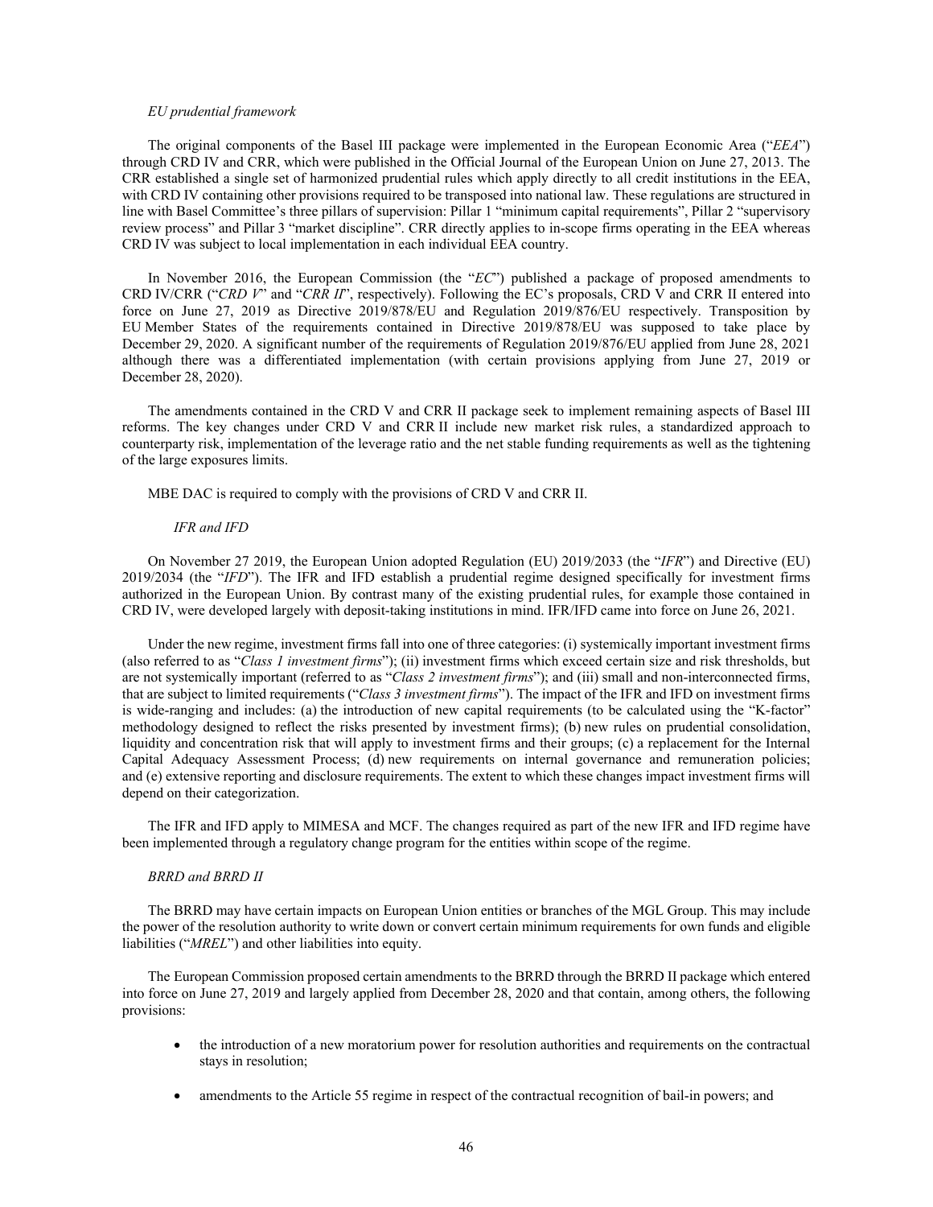*EU prudential framework*

The original components of the Basel III package were implemented in the European Economic Area ("*EEA*") through CRD IV and CRR, which were published in the Official Journal of the European Union on June 27, 2013. The CRR established a single set of harmonized prudential rules which apply directly to all credit institutions in the EEA, with CRD IV containing other provisions required to be transposed into national law. These regulations are structured in line with Basel Committee's three pillars of supervision: Pillar 1 "minimum capital requirements", Pillar 2 "supervisory review process" and Pillar 3 "market discipline". CRR directly applies to in-scope firms operating in the EEA whereas CRD IV was subject to local implementation in each individual EEA country.

In November 2016, the European Commission (the "*EC*") published a package of proposed amendments to CRD IV/CRR ("*CRD V*" and "*CRR II*", respectively). Following the EC's proposals, CRD V and CRR II entered into force on June 27, 2019 as Directive 2019/878/EU and Regulation 2019/876/EU respectively. Transposition by EU Member States of the requirements contained in Directive 2019/878/EU was supposed to take place by December 29, 2020. A significant number of the requirements of Regulation 2019/876/EU applied from June 28, 2021 although there was a differentiated implementation (with certain provisions applying from June 27, 2019 or December 28, 2020).

The amendments contained in the CRD V and CRR II package seek to implement remaining aspects of Basel III reforms. The key changes under CRD V and CRR II include new market risk rules, a standardized approach to counterparty risk, implementation of the leverage ratio and the net stable funding requirements as well as the tightening of the large exposures limits.

MBE DAC is required to comply with the provisions of CRD V and CRR II.

*IFR and IFD*

On November 27 2019, the European Union adopted Regulation (EU) 2019/2033 (the "*IFR*") and Directive (EU) 2019/2034 (the "*IFD*"). The IFR and IFD establish a prudential regime designed specifically for investment firms authorized in the European Union. By contrast many of the existing prudential rules, for example those contained in CRD IV, were developed largely with deposit-taking institutions in mind. IFR/IFD came into force on June 26, 2021.

Under the new regime, investment firms fall into one of three categories: (i) systemically important investment firms (also referred to as "*Class 1 investment firms*"); (ii) investment firms which exceed certain size and risk thresholds, but are not systemically important (referred to as "*Class 2 investment firms*"); and (iii) small and non-interconnected firms, that are subject to limited requirements ("*Class 3 investment firms*"). The impact of the IFR and IFD on investment firms is wide-ranging and includes: (a) the introduction of new capital requirements (to be calculated using the "K-factor" methodology designed to reflect the risks presented by investment firms); (b) new rules on prudential consolidation, liquidity and concentration risk that will apply to investment firms and their groups; (c) a replacement for the Internal Capital Adequacy Assessment Process; (d) new requirements on internal governance and remuneration policies; and (e) extensive reporting and disclosure requirements. The extent to which these changes impact investment firms will depend on their categorization.

The IFR and IFD apply to MIMESA and MCF. The changes required as part of the new IFR and IFD regime have been implemented through a regulatory change program for the entities within scope of the regime.

*BRRD and BRRD II*

The BRRD may have certain impacts on European Union entities or branches of the MGL Group. This may include the power of the resolution authority to write down or convert certain minimum requirements for own funds and eligible liabilities ("*MREL*") and other liabilities into equity.

The European Commission proposed certain amendments to the BRRD through the BRRD II package which entered into force on June 27, 2019 and largely applied from December 28, 2020 and that contain, among others, the following provisions:

- the introduction of a new moratorium power for resolution authorities and requirements on the contractual stays in resolution;
- amendments to the Article 55 regime in respect of the contractual recognition of bail-in powers; and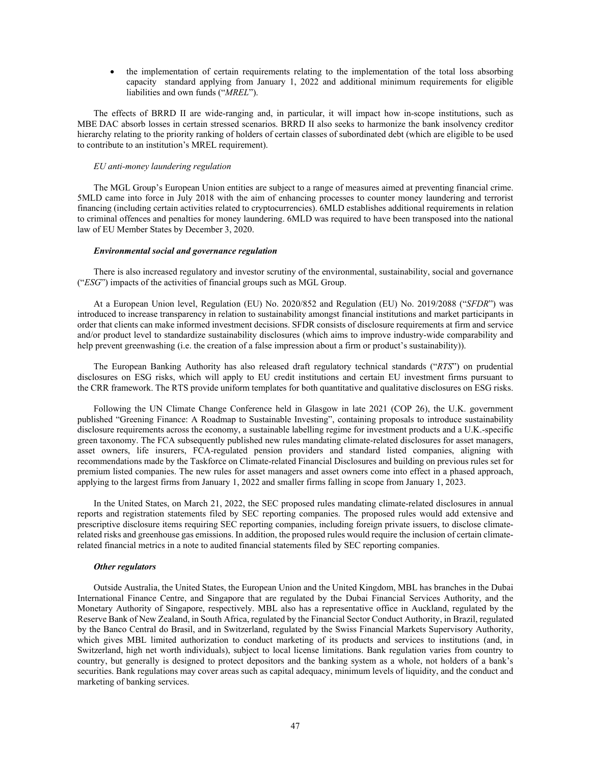- the implementation of certain requirements relating to the implementation of the total loss absorbing capacity standard applying from January 1, 2022 and additional minimum requirements for eligible liabilities and own funds ("*MREL*").

The effects of BRRD II are wide-ranging and, in particular, it will impact how in-scope institutions, such as MBE DAC absorb losses in certain stressed scenarios. BRRD II also seeks to harmonize the bank insolvency creditor hierarchy relating to the priority ranking of holders of certain classes of subordinated debt (which are eligible to be used to contribute to an institution's MREL requirement).

*EU anti-money laundering regulation*

The MGL Group's European Union entities are subject to a range of measures aimed at preventing financial crime. 5MLD came into force in July 2018 with the aim of enhancing processes to counter money laundering and terrorist financing (including certain activities related to cryptocurrencies). 6MLD establishes additional requirements in relation to criminal offences and penalties for money laundering. 6MLD was required to have been transposed into the national law of EU Member States by December 3, 2020.

***Environmental social and governance regulation***

There is also increased regulatory and investor scrutiny of the environmental, sustainability, social and governance ("*ESG*") impacts of the activities of financial groups such as MGL Group.

At a European Union level, Regulation (EU) No. 2020/852 and Regulation (EU) No. 2019/2088 ("*SFDR*") was introduced to increase transparency in relation to sustainability amongst financial institutions and market participants in order that clients can make informed investment decisions. SFDR consists of disclosure requirements at firm and service and/or product level to standardize sustainability disclosures (which aims to improve industry-wide comparability and help prevent greenwashing (i.e. the creation of a false impression about a firm or product's sustainability)).

The European Banking Authority has also released draft regulatory technical standards ("*RTS*") on prudential disclosures on ESG risks, which will apply to EU credit institutions and certain EU investment firms pursuant to the CRR framework. The RTS provide uniform templates for both quantitative and qualitative disclosures on ESG risks.

Following the UN Climate Change Conference held in Glasgow in late 2021 (COP 26), the U.K. government published "Greening Finance: A Roadmap to Sustainable Investing", containing proposals to introduce sustainability disclosure requirements across the economy, a sustainable labelling regime for investment products and a U.K.-specific green taxonomy. The FCA subsequently published new rules mandating climate-related disclosures for asset managers, asset owners, life insurers, FCA-regulated pension providers and standard listed companies, aligning with recommendations made by the Taskforce on Climate-related Financial Disclosures and building on previous rules set for premium listed companies. The new rules for asset managers and asset owners come into effect in a phased approach, applying to the largest firms from January 1, 2022 and smaller firms falling in scope from January 1, 2023.

In the United States, on March 21, 2022, the SEC proposed rules mandating climate-related disclosures in annual reports and registration statements filed by SEC reporting companies. The proposed rules would add extensive and prescriptive disclosure items requiring SEC reporting companies, including foreign private issuers, to disclose climate-related risks and greenhouse gas emissions. In addition, the proposed rules would require the inclusion of certain climate-related financial metrics in a note to audited financial statements filed by SEC reporting companies.

***Other regulators***

Outside Australia, the United States, the European Union and the United Kingdom, MBL has branches in the Dubai International Finance Centre, and Singapore that are regulated by the Dubai Financial Services Authority, and the Monetary Authority of Singapore, respectively. MBL also has a representative office in Auckland, regulated by the Reserve Bank of New Zealand, in South Africa, regulated by the Financial Sector Conduct Authority, in Brazil, regulated by the Banco Central do Brasil, and in Switzerland, regulated by the Swiss Financial Markets Supervisory Authority, which gives MBL limited authorization to conduct marketing of its products and services to institutions (and, in Switzerland, high net worth individuals), subject to local license limitations. Bank regulation varies from country to country, but generally is designed to protect depositors and the banking system as a whole, not holders of a bank's securities. Bank regulations may cover areas such as capital adequacy, minimum levels of liquidity, and the conduct and marketing of banking services.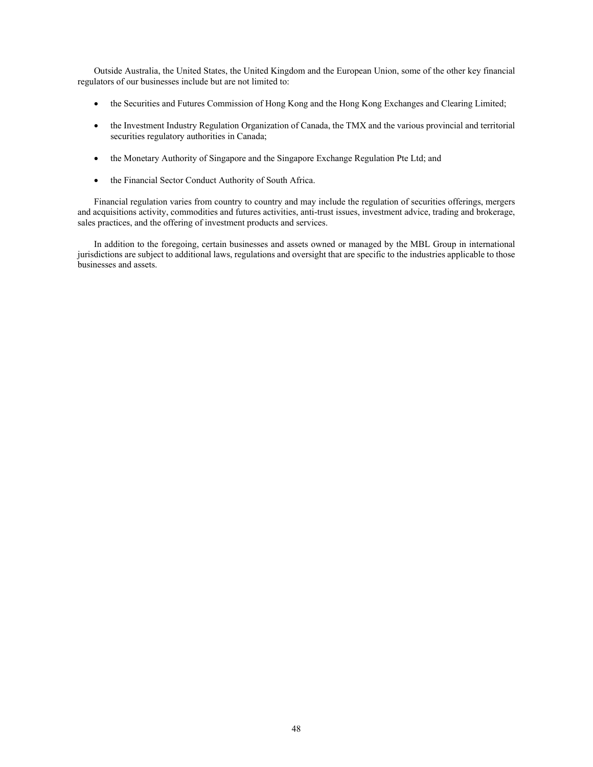Outside Australia, the United States, the United Kingdom and the European Union, some of the other key financial regulators of our businesses include but are not limited to:

- the Securities and Futures Commission of Hong Kong and the Hong Kong Exchanges and Clearing Limited;
- the Investment Industry Regulation Organization of Canada, the TMX and the various provincial and territorial securities regulatory authorities in Canada;
- the Monetary Authority of Singapore and the Singapore Exchange Regulation Pte Ltd; and
- the Financial Sector Conduct Authority of South Africa.

Financial regulation varies from country to country and may include the regulation of securities offerings, mergers and acquisitions activity, commodities and futures activities, anti-trust issues, investment advice, trading and brokerage, sales practices, and the offering of investment products and services.

In addition to the foregoing, certain businesses and assets owned or managed by the MBL Group in international jurisdictions are subject to additional laws, regulations and oversight that are specific to the industries applicable to those businesses and assets.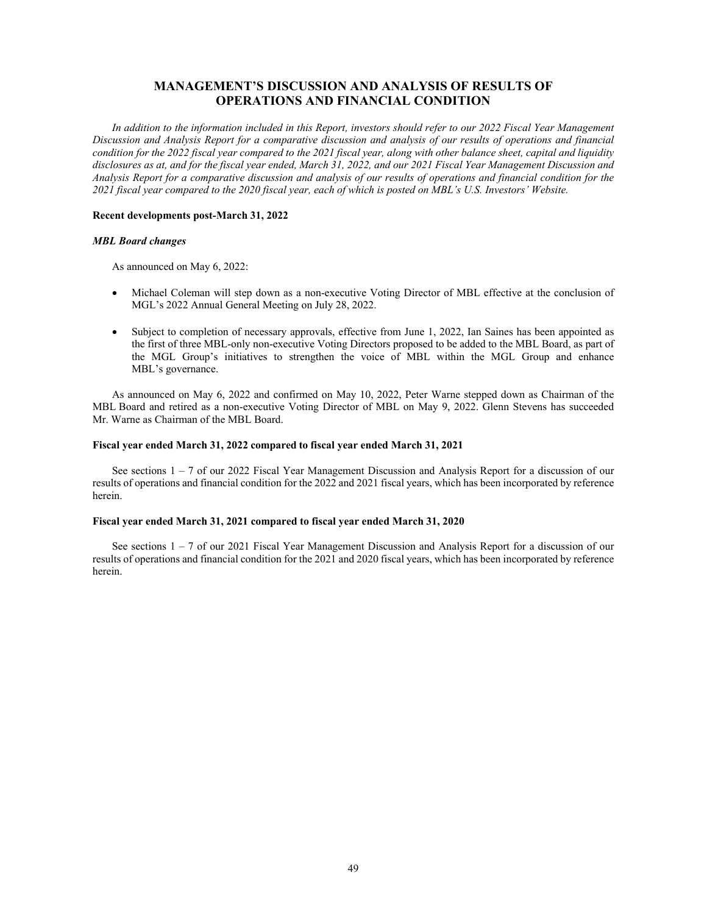# MANAGEMENT'S DISCUSSION AND ANALYSIS OF RESULTS OF OPERATIONS AND FINANCIAL CONDITION

*In addition to the information included in this Report, investors should refer to our 2022 Fiscal Year Management Discussion and Analysis Report for a comparative discussion and analysis of our results of operations and financial condition for the 2022 fiscal year compared to the 2021 fiscal year, along with other balance sheet, capital and liquidity disclosures as at, and for the fiscal year ended, March 31, 2022, and our 2021 Fiscal Year Management Discussion and Analysis Report for a comparative discussion and analysis of our results of operations and financial condition for the 2021 fiscal year compared to the 2020 fiscal year, each of which is posted on MBL's U.S. Investors' Website.*

**Recent developments post-March 31, 2022**

***MBL Board changes***

As announced on May 6, 2022:

- Michael Coleman will step down as a non-executive Voting Director of MBL effective at the conclusion of MGL's 2022 Annual General Meeting on July 28, 2022.
- Subject to completion of necessary approvals, effective from June 1, 2022, Ian Saines has been appointed as the first of three MBL-only non-executive Voting Directors proposed to be added to the MBL Board, as part of the MGL Group's initiatives to strengthen the voice of MBL within the MGL Group and enhance MBL's governance.

As announced on May 6, 2022 and confirmed on May 10, 2022, Peter Warne stepped down as Chairman of the MBL Board and retired as a non-executive Voting Director of MBL on May 9, 2022. Glenn Stevens has succeeded Mr. Warne as Chairman of the MBL Board.

**Fiscal year ended March 31, 2022 compared to fiscal year ended March 31, 2021**

See sections 1 – 7 of our 2022 Fiscal Year Management Discussion and Analysis Report for a discussion of our results of operations and financial condition for the 2022 and 2021 fiscal years, which has been incorporated by reference herein.

**Fiscal year ended March 31, 2021 compared to fiscal year ended March 31, 2020**

See sections 1 – 7 of our 2021 Fiscal Year Management Discussion and Analysis Report for a discussion of our results of operations and financial condition for the 2021 and 2020 fiscal years, which has been incorporated by reference herein.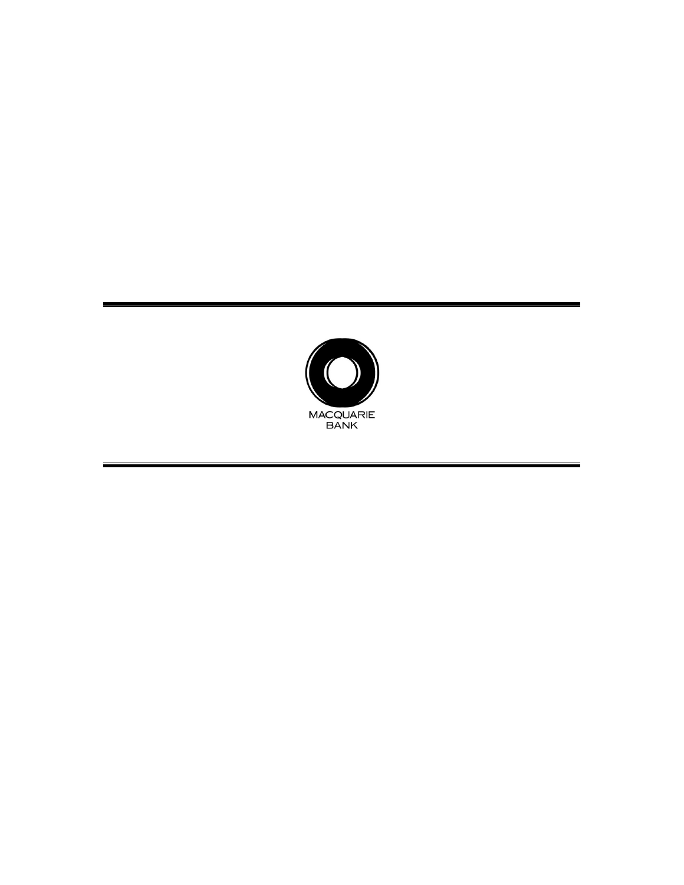MACQUARIE
BANK